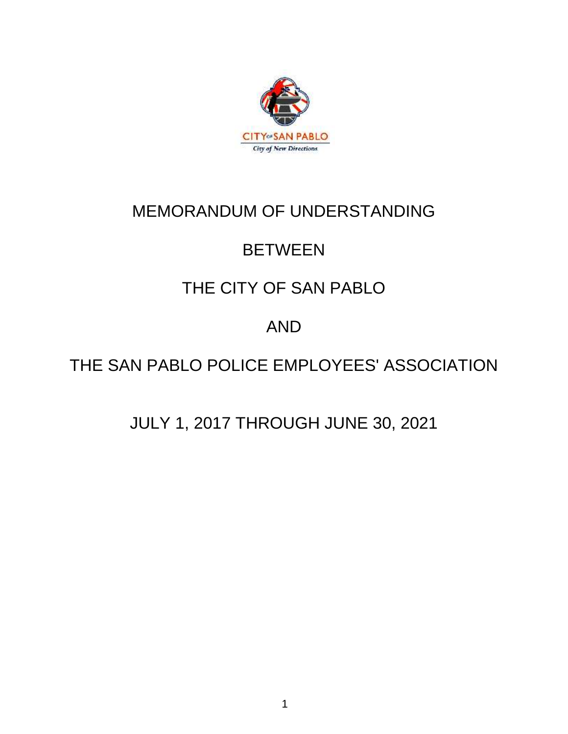CITY OF SAN PABLO

City of New Directions

# MEMORANDUM OF UNDERSTANDING

# BETWEEN

# THE CITY OF SAN PABLO

# AND

# THE SAN PABLO POLICE EMPLOYEES' ASSOCIATION

# JULY 1, 2017 THROUGH JUNE 30, 2021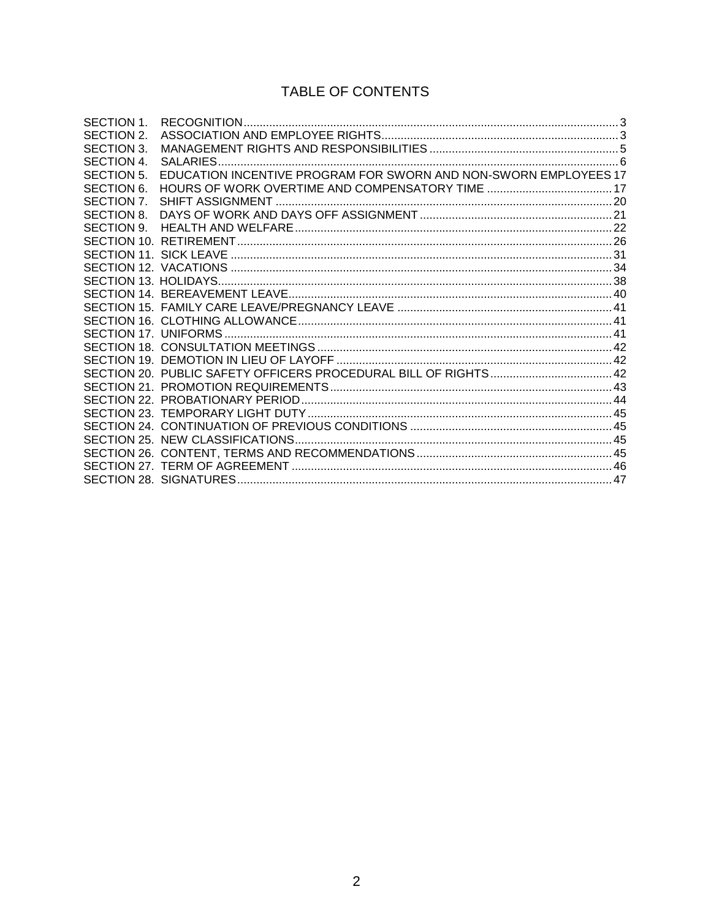# TABLE OF CONTENTS

| | | |
|---|---|---|
| SECTION 1. | RECOGNITION | 3 |
| SECTION 2. | ASSOCIATION AND EMPLOYEE RIGHTS | 3 |
| SECTION 3. | MANAGEMENT RIGHTS AND RESPONSIBILITIES | 5 |
| SECTION 4. | SALARIES | 6 |
| SECTION 5. | EDUCATION INCENTIVE PROGRAM FOR SWORN AND NON-SWORN EMPLOYEES | 17 |
| SECTION 6. | HOURS OF WORK OVERTIME AND COMPENSATORY TIME | 17 |
| SECTION 7. | SHIFT ASSIGNMENT | 20 |
| SECTION 8. | DAYS OF WORK AND DAYS OFF ASSIGNMENT | 21 |
| SECTION 9. | HEALTH AND WELFARE | 22 |
| SECTION 10. | RETIREMENT | 26 |
| SECTION 11. | SICK LEAVE | 31 |
| SECTION 12. | VACATIONS | 34 |
| SECTION 13. | HOLIDAYS | 38 |
| SECTION 14. | BEREAVEMENT LEAVE | 40 |
| SECTION 15. | FAMILY CARE LEAVE/PREGNANCY LEAVE | 41 |
| SECTION 16. | CLOTHING ALLOWANCE | 41 |
| SECTION 17. | UNIFORMS | 41 |
| SECTION 18. | CONSULTATION MEETINGS | 42 |
| SECTION 19. | DEMOTION IN LIEU OF LAYOFF | 42 |
| SECTION 20. | PUBLIC SAFETY OFFICERS PROCEDURAL BILL OF RIGHTS | 42 |
| SECTION 21. | PROMOTION REQUIREMENTS | 43 |
| SECTION 22. | PROBATIONARY PERIOD | 44 |
| SECTION 23. | TEMPORARY LIGHT DUTY | 45 |
| SECTION 24. | CONTINUATION OF PREVIOUS CONDITIONS | 45 |
| SECTION 25. | NEW CLASSIFICATIONS | 45 |
| SECTION 26. | CONTENT, TERMS AND RECOMMENDATIONS | 45 |
| SECTION 27. | TERM OF AGREEMENT | 46 |
| SECTION 28. | SIGNATURES | 47 |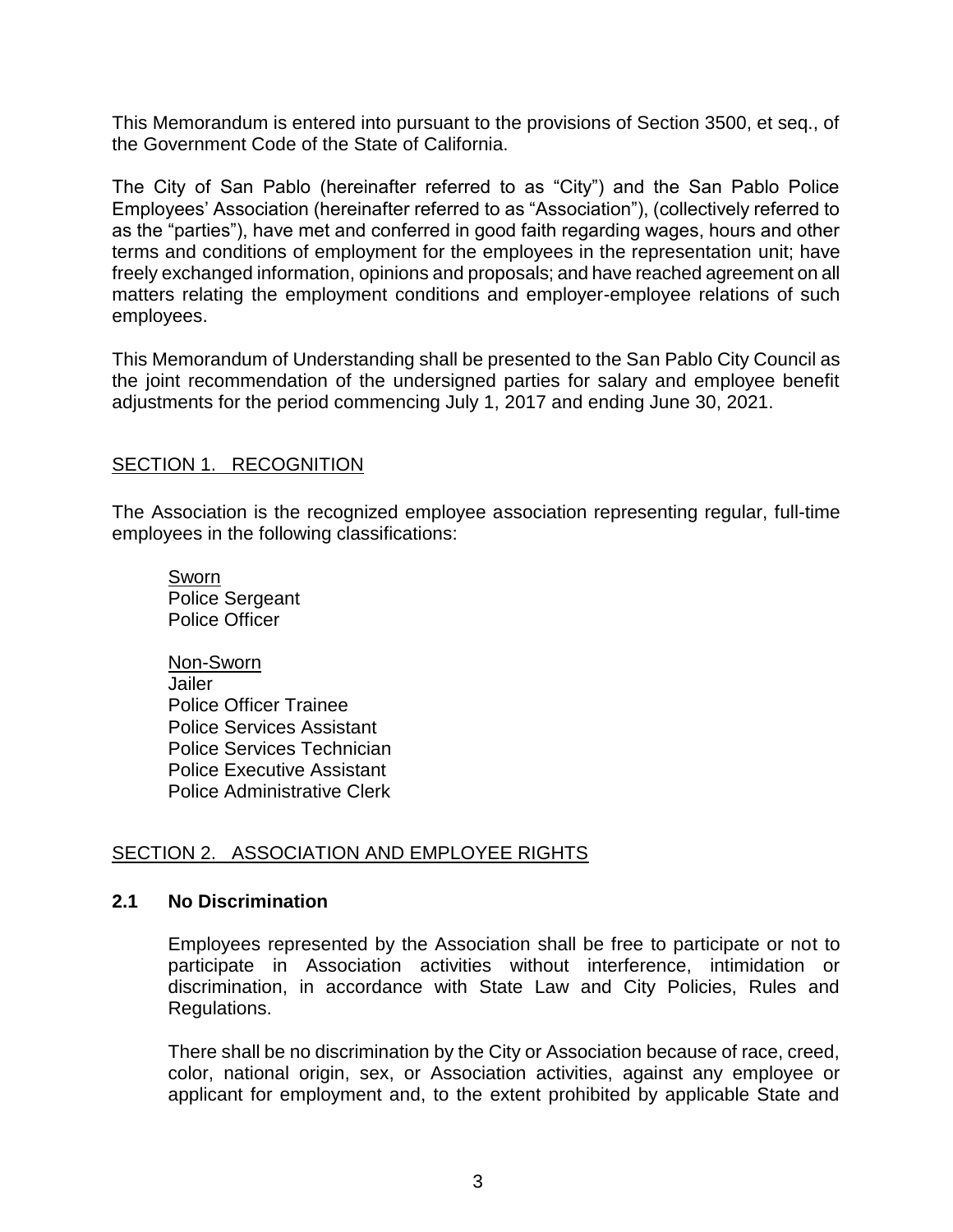This Memorandum is entered into pursuant to the provisions of Section 3500, et seq., of the Government Code of the State of California.

The City of San Pablo (hereinafter referred to as "City") and the San Pablo Police Employees' Association (hereinafter referred to as "Association"), (collectively referred to as the "parties"), have met and conferred in good faith regarding wages, hours and other terms and conditions of employment for the employees in the representation unit; have freely exchanged information, opinions and proposals; and have reached agreement on all matters relating the employment conditions and employer-employee relations of such employees.

This Memorandum of Understanding shall be presented to the San Pablo City Council as the joint recommendation of the undersigned parties for salary and employee benefit adjustments for the period commencing July 1, 2017 and ending June 30, 2021.

## SECTION 1. RECOGNITION

The Association is the recognized employee association representing regular, full-time employees in the following classifications:

Sworn
Police Sergeant
Police Officer

Non-Sworn
Jailer
Police Officer Trainee
Police Services Assistant
Police Services Technician
Police Executive Assistant
Police Administrative Clerk

## SECTION 2. ASSOCIATION AND EMPLOYEE RIGHTS

### 2.1 No Discrimination

Employees represented by the Association shall be free to participate or not to participate in Association activities without interference, intimidation or discrimination, in accordance with State Law and City Policies, Rules and Regulations.

There shall be no discrimination by the City or Association because of race, creed, color, national origin, sex, or Association activities, against any employee or applicant for employment and, to the extent prohibited by applicable State and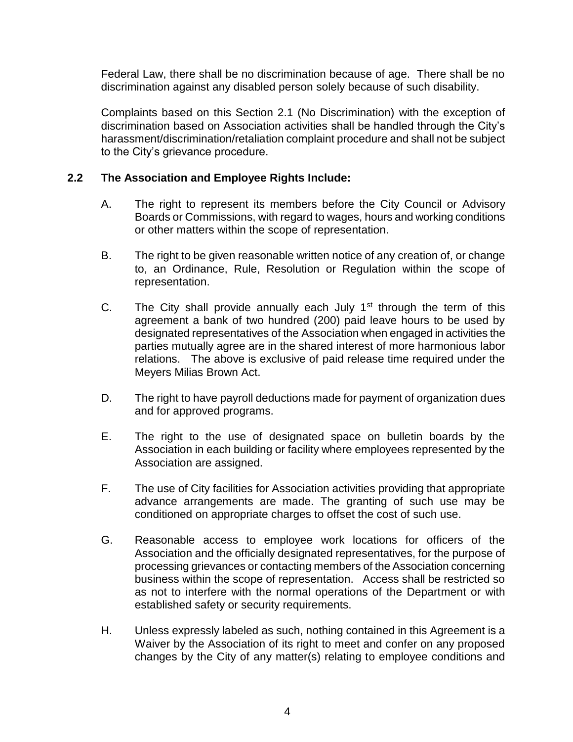Federal Law, there shall be no discrimination because of age. There shall be no discrimination against any disabled person solely because of such disability.

Complaints based on this Section 2.1 (No Discrimination) with the exception of discrimination based on Association activities shall be handled through the City's harassment/discrimination/retaliation complaint procedure and shall not be subject to the City's grievance procedure.

### 2.2 The Association and Employee Rights Include:

A. The right to represent its members before the City Council or Advisory Boards or Commissions, with regard to wages, hours and working conditions or other matters within the scope of representation.

B. The right to be given reasonable written notice of any creation of, or change to, an Ordinance, Rule, Resolution or Regulation within the scope of representation.

C. The City shall provide annually each July 1st through the term of this agreement a bank of two hundred (200) paid leave hours to be used by designated representatives of the Association when engaged in activities the parties mutually agree are in the shared interest of more harmonious labor relations. The above is exclusive of paid release time required under the Meyers Milias Brown Act.

D. The right to have payroll deductions made for payment of organization dues and for approved programs.

E. The right to the use of designated space on bulletin boards by the Association in each building or facility where employees represented by the Association are assigned.

F. The use of City facilities for Association activities providing that appropriate advance arrangements are made. The granting of such use may be conditioned on appropriate charges to offset the cost of such use.

G. Reasonable access to employee work locations for officers of the Association and the officially designated representatives, for the purpose of processing grievances or contacting members of the Association concerning business within the scope of representation. Access shall be restricted so as not to interfere with the normal operations of the Department or with established safety or security requirements.

H. Unless expressly labeled as such, nothing contained in this Agreement is a Waiver by the Association of its right to meet and confer on any proposed changes by the City of any matter(s) relating to employee conditions and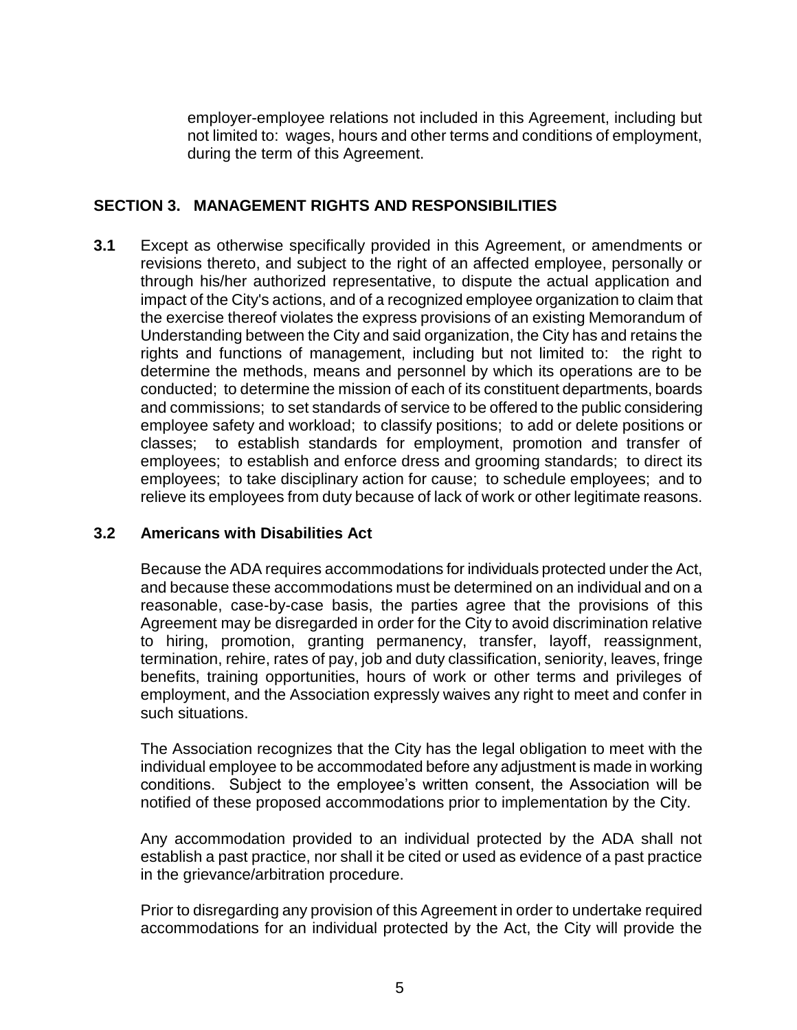employer-employee relations not included in this Agreement, including but not limited to: wages, hours and other terms and conditions of employment, during the term of this Agreement.

## SECTION 3. MANAGEMENT RIGHTS AND RESPONSIBILITIES

**3.1** Except as otherwise specifically provided in this Agreement, or amendments or revisions thereto, and subject to the right of an affected employee, personally or through his/her authorized representative, to dispute the actual application and impact of the City's actions, and of a recognized employee organization to claim that the exercise thereof violates the express provisions of an existing Memorandum of Understanding between the City and said organization, the City has and retains the rights and functions of management, including but not limited to: the right to determine the methods, means and personnel by which its operations are to be conducted; to determine the mission of each of its constituent departments, boards and commissions; to set standards of service to be offered to the public considering employee safety and workload; to classify positions; to add or delete positions or classes; to establish standards for employment, promotion and transfer of employees; to establish and enforce dress and grooming standards; to direct its employees; to take disciplinary action for cause; to schedule employees; and to relieve its employees from duty because of lack of work or other legitimate reasons.

**3.2 Americans with Disabilities Act**

Because the ADA requires accommodations for individuals protected under the Act, and because these accommodations must be determined on an individual and on a reasonable, case-by-case basis, the parties agree that the provisions of this Agreement may be disregarded in order for the City to avoid discrimination relative to hiring, promotion, granting permanency, transfer, layoff, reassignment, termination, rehire, rates of pay, job and duty classification, seniority, leaves, fringe benefits, training opportunities, hours of work or other terms and privileges of employment, and the Association expressly waives any right to meet and confer in such situations.

The Association recognizes that the City has the legal obligation to meet with the individual employee to be accommodated before any adjustment is made in working conditions. Subject to the employee's written consent, the Association will be notified of these proposed accommodations prior to implementation by the City.

Any accommodation provided to an individual protected by the ADA shall not establish a past practice, nor shall it be cited or used as evidence of a past practice in the grievance/arbitration procedure.

Prior to disregarding any provision of this Agreement in order to undertake required accommodations for an individual protected by the Act, the City will provide the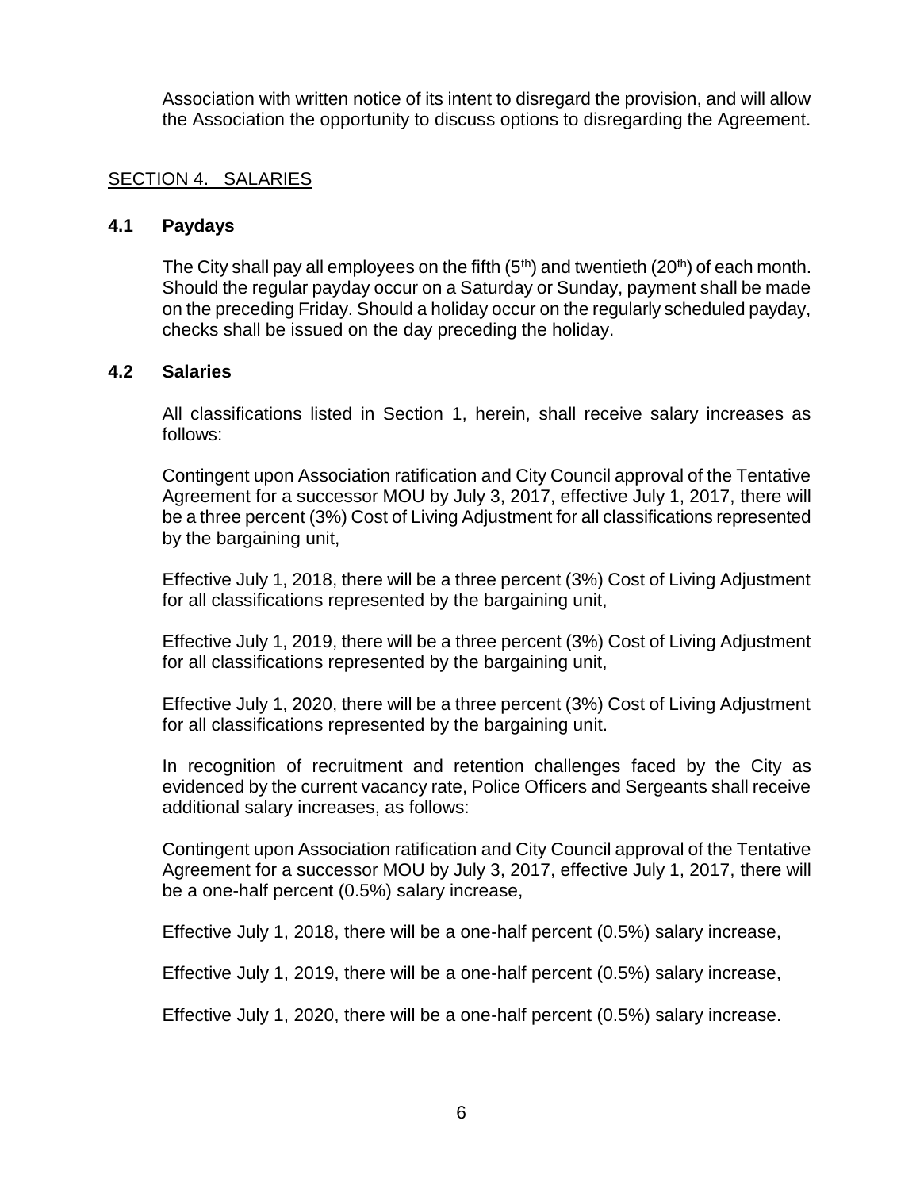Association with written notice of its intent to disregard the provision, and will allow the Association the opportunity to discuss options to disregarding the Agreement.

## SECTION 4. SALARIES

### 4.1 Paydays

The City shall pay all employees on the fifth (5th) and twentieth (20th) of each month. Should the regular payday occur on a Saturday or Sunday, payment shall be made on the preceding Friday. Should a holiday occur on the regularly scheduled payday, checks shall be issued on the day preceding the holiday.

### 4.2 Salaries

All classifications listed in Section 1, herein, shall receive salary increases as follows:

Contingent upon Association ratification and City Council approval of the Tentative Agreement for a successor MOU by July 3, 2017, effective July 1, 2017, there will be a three percent (3%) Cost of Living Adjustment for all classifications represented by the bargaining unit,

Effective July 1, 2018, there will be a three percent (3%) Cost of Living Adjustment for all classifications represented by the bargaining unit,

Effective July 1, 2019, there will be a three percent (3%) Cost of Living Adjustment for all classifications represented by the bargaining unit,

Effective July 1, 2020, there will be a three percent (3%) Cost of Living Adjustment for all classifications represented by the bargaining unit.

In recognition of recruitment and retention challenges faced by the City as evidenced by the current vacancy rate, Police Officers and Sergeants shall receive additional salary increases, as follows:

Contingent upon Association ratification and City Council approval of the Tentative Agreement for a successor MOU by July 3, 2017, effective July 1, 2017, there will be a one-half percent (0.5%) salary increase,

Effective July 1, 2018, there will be a one-half percent (0.5%) salary increase,

Effective July 1, 2019, there will be a one-half percent (0.5%) salary increase,

Effective July 1, 2020, there will be a one-half percent (0.5%) salary increase.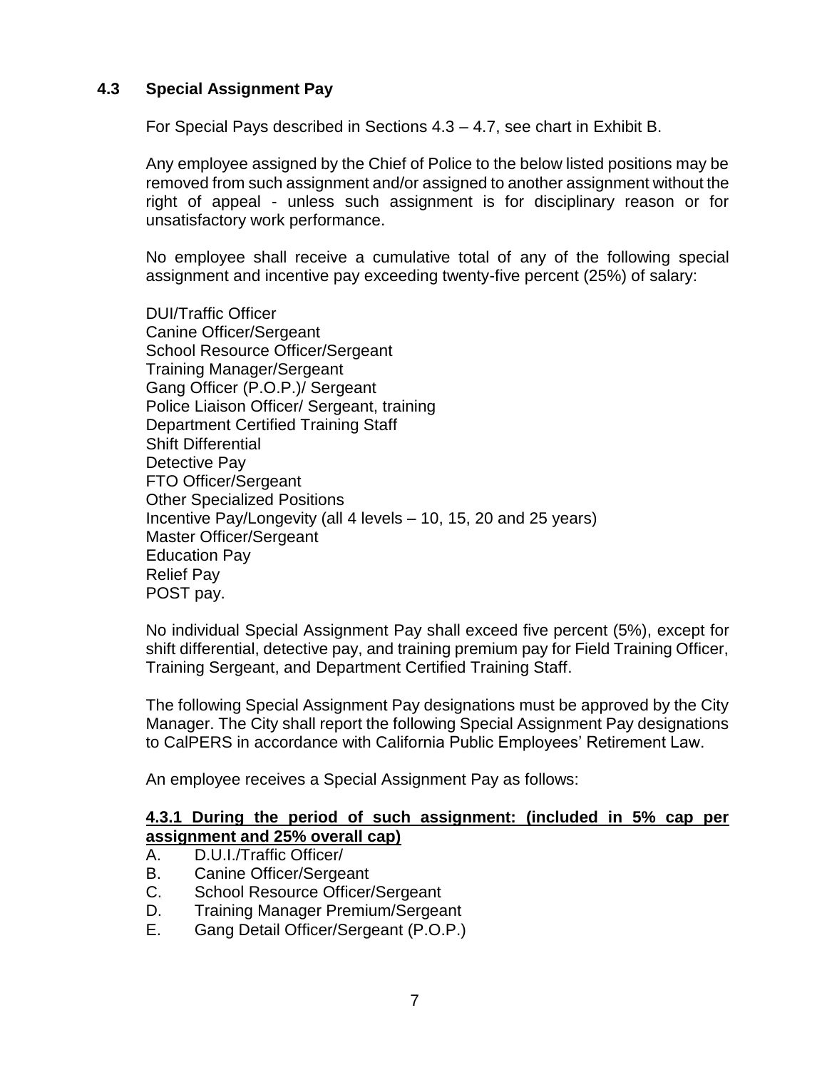## 4.3 Special Assignment Pay

For Special Pays described in Sections 4.3 – 4.7, see chart in Exhibit B.

Any employee assigned by the Chief of Police to the below listed positions may be removed from such assignment and/or assigned to another assignment without the right of appeal - unless such assignment is for disciplinary reason or for unsatisfactory work performance.

No employee shall receive a cumulative total of any of the following special assignment and incentive pay exceeding twenty-five percent (25%) of salary:

DUI/Traffic Officer
Canine Officer/Sergeant
School Resource Officer/Sergeant
Training Manager/Sergeant
Gang Officer (P.O.P.)/ Sergeant
Police Liaison Officer/ Sergeant, training
Department Certified Training Staff
Shift Differential
Detective Pay
FTO Officer/Sergeant
Other Specialized Positions
Incentive Pay/Longevity (all 4 levels – 10, 15, 20 and 25 years)
Master Officer/Sergeant
Education Pay
Relief Pay
POST pay.

No individual Special Assignment Pay shall exceed five percent (5%), except for shift differential, detective pay, and training premium pay for Field Training Officer, Training Sergeant, and Department Certified Training Staff.

The following Special Assignment Pay designations must be approved by the City Manager. The City shall report the following Special Assignment Pay designations to CalPERS in accordance with California Public Employees' Retirement Law.

An employee receives a Special Assignment Pay as follows:

### <u>4.3.1 During the period of such assignment: (included in 5% cap per assignment and 25% overall cap)</u>

A. D.U.I./Traffic Officer/
B. Canine Officer/Sergeant
C. School Resource Officer/Sergeant
D. Training Manager Premium/Sergeant
E. Gang Detail Officer/Sergeant (P.O.P.)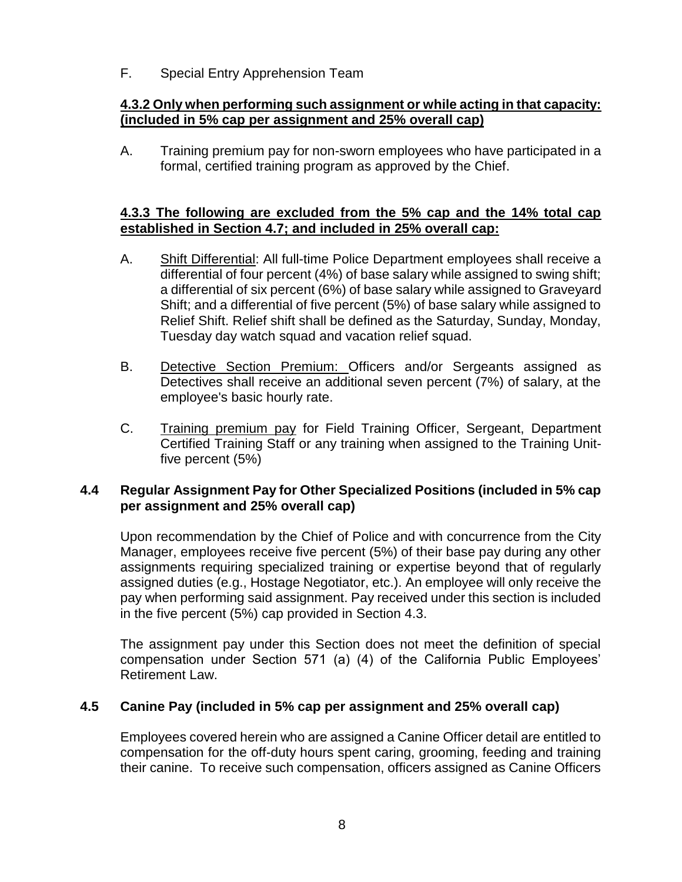F. Special Entry Apprehension Team

**<u>4.3.2 Only when performing such assignment or while acting in that capacity: (included in 5% cap per assignment and 25% overall cap)</u>**

A. Training premium pay for non-sworn employees who have participated in a formal, certified training program as approved by the Chief.

**<u>4.3.3 The following are excluded from the 5% cap and the 14% total cap established in Section 4.7; and included in 25% overall cap:</u>**

A. <u>Shift Differential</u>: All full-time Police Department employees shall receive a differential of four percent (4%) of base salary while assigned to swing shift; a differential of six percent (6%) of base salary while assigned to Graveyard Shift; and a differential of five percent (5%) of base salary while assigned to Relief Shift. Relief shift shall be defined as the Saturday, Sunday, Monday, Tuesday day watch squad and vacation relief squad.

B. <u>Detective Section Premium:</u> Officers and/or Sergeants assigned as Detectives shall receive an additional seven percent (7%) of salary, at the employee's basic hourly rate.

C. <u>Training premium pay</u> for Field Training Officer, Sergeant, Department Certified Training Staff or any training when assigned to the Training Unit- five percent (5%)

### 4.4 Regular Assignment Pay for Other Specialized Positions (included in 5% cap per assignment and 25% overall cap)

Upon recommendation by the Chief of Police and with concurrence from the City Manager, employees receive five percent (5%) of their base pay during any other assignments requiring specialized training or expertise beyond that of regularly assigned duties (e.g., Hostage Negotiator, etc.). An employee will only receive the pay when performing said assignment. Pay received under this section is included in the five percent (5%) cap provided in Section 4.3.

The assignment pay under this Section does not meet the definition of special compensation under Section 571 (a) (4) of the California Public Employees' Retirement Law.

### 4.5 Canine Pay (included in 5% cap per assignment and 25% overall cap)

Employees covered herein who are assigned a Canine Officer detail are entitled to compensation for the off-duty hours spent caring, grooming, feeding and training their canine. To receive such compensation, officers assigned as Canine Officers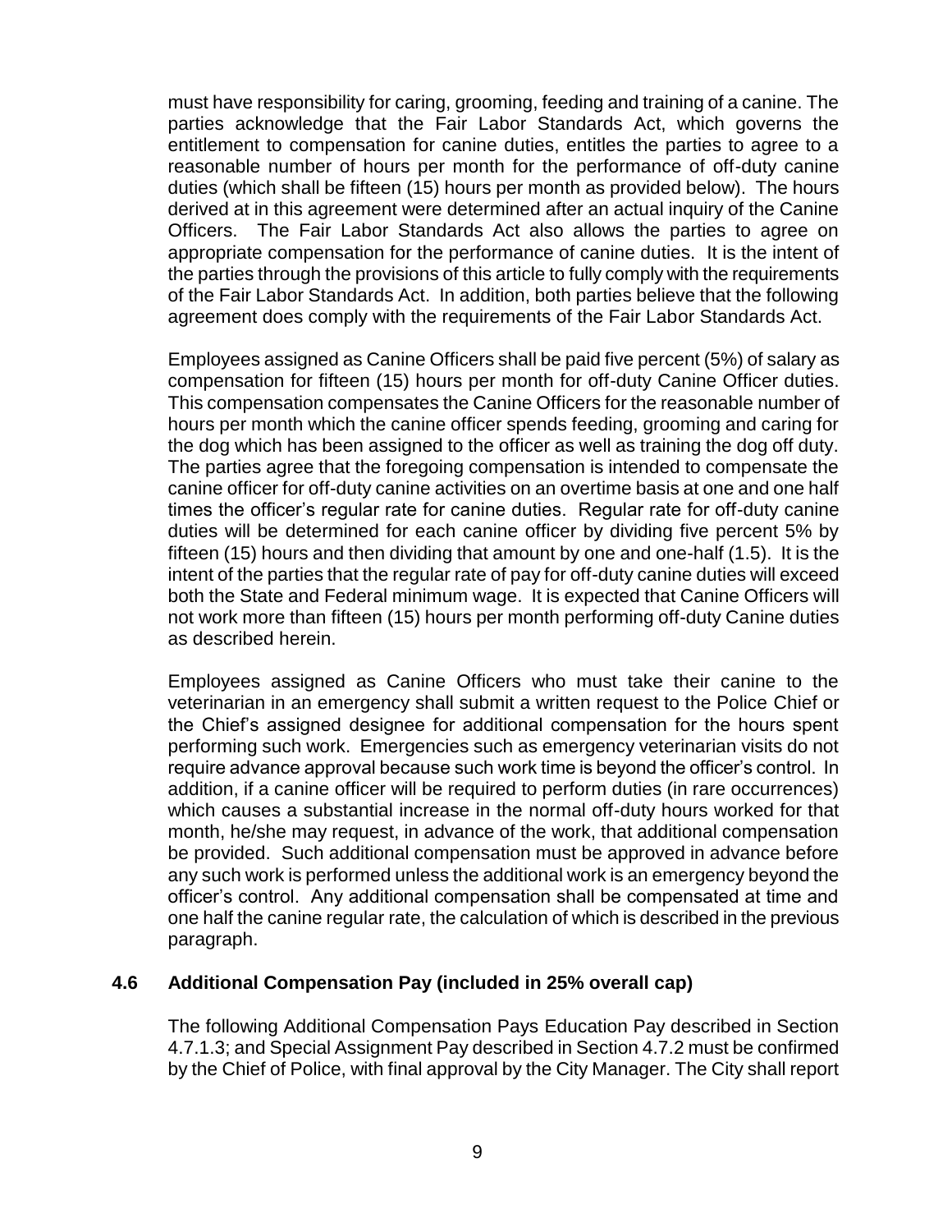must have responsibility for caring, grooming, feeding and training of a canine. The parties acknowledge that the Fair Labor Standards Act, which governs the entitlement to compensation for canine duties, entitles the parties to agree to a reasonable number of hours per month for the performance of off-duty canine duties (which shall be fifteen (15) hours per month as provided below). The hours derived at in this agreement were determined after an actual inquiry of the Canine Officers. The Fair Labor Standards Act also allows the parties to agree on appropriate compensation for the performance of canine duties. It is the intent of the parties through the provisions of this article to fully comply with the requirements of the Fair Labor Standards Act. In addition, both parties believe that the following agreement does comply with the requirements of the Fair Labor Standards Act.

Employees assigned as Canine Officers shall be paid five percent (5%) of salary as compensation for fifteen (15) hours per month for off-duty Canine Officer duties. This compensation compensates the Canine Officers for the reasonable number of hours per month which the canine officer spends feeding, grooming and caring for the dog which has been assigned to the officer as well as training the dog off duty. The parties agree that the foregoing compensation is intended to compensate the canine officer for off-duty canine activities on an overtime basis at one and one half times the officer's regular rate for canine duties. Regular rate for off-duty canine duties will be determined for each canine officer by dividing five percent 5% by fifteen (15) hours and then dividing that amount by one and one-half (1.5). It is the intent of the parties that the regular rate of pay for off-duty canine duties will exceed both the State and Federal minimum wage. It is expected that Canine Officers will not work more than fifteen (15) hours per month performing off-duty Canine duties as described herein.

Employees assigned as Canine Officers who must take their canine to the veterinarian in an emergency shall submit a written request to the Police Chief or the Chief's assigned designee for additional compensation for the hours spent performing such work. Emergencies such as emergency veterinarian visits do not require advance approval because such work time is beyond the officer's control. In addition, if a canine officer will be required to perform duties (in rare occurrences) which causes a substantial increase in the normal off-duty hours worked for that month, he/she may request, in advance of the work, that additional compensation be provided. Such additional compensation must be approved in advance before any such work is performed unless the additional work is an emergency beyond the officer's control. Any additional compensation shall be compensated at time and one half the canine regular rate, the calculation of which is described in the previous paragraph.

### 4.6 Additional Compensation Pay (included in 25% overall cap)

The following Additional Compensation Pays Education Pay described in Section 4.7.1.3; and Special Assignment Pay described in Section 4.7.2 must be confirmed by the Chief of Police, with final approval by the City Manager. The City shall report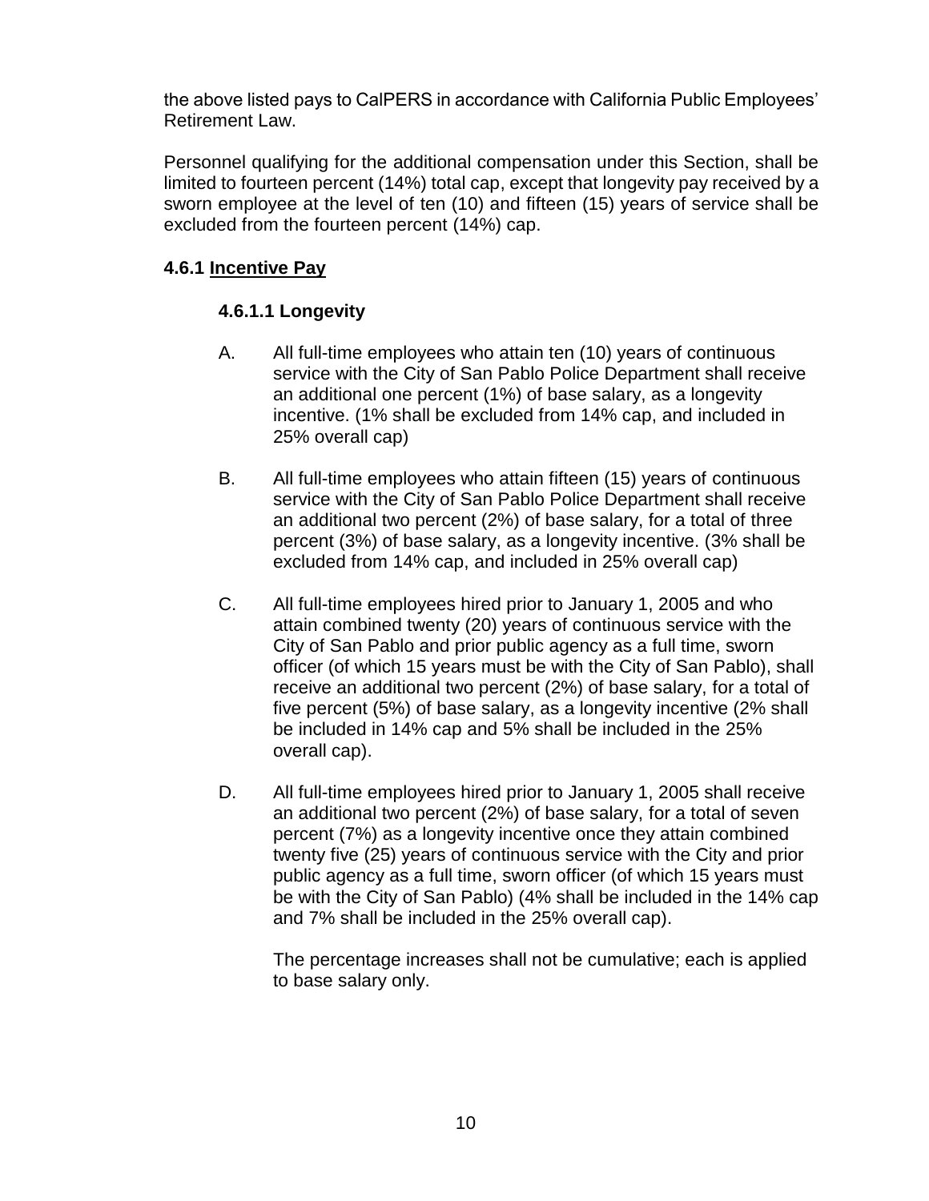the above listed pays to CalPERS in accordance with California Public Employees' Retirement Law.

Personnel qualifying for the additional compensation under this Section, shall be limited to fourteen percent (14%) total cap, except that longevity pay received by a sworn employee at the level of ten (10) and fifteen (15) years of service shall be excluded from the fourteen percent (14%) cap.

### 4.6.1 <u>Incentive Pay</u>

#### 4.6.1.1 Longevity

A. All full-time employees who attain ten (10) years of continuous service with the City of San Pablo Police Department shall receive an additional one percent (1%) of base salary, as a longevity incentive. (1% shall be excluded from 14% cap, and included in 25% overall cap)

B. All full-time employees who attain fifteen (15) years of continuous service with the City of San Pablo Police Department shall receive an additional two percent (2%) of base salary, for a total of three percent (3%) of base salary, as a longevity incentive. (3% shall be excluded from 14% cap, and included in 25% overall cap)

C. All full-time employees hired prior to January 1, 2005 and who attain combined twenty (20) years of continuous service with the City of San Pablo and prior public agency as a full time, sworn officer (of which 15 years must be with the City of San Pablo), shall receive an additional two percent (2%) of base salary, for a total of five percent (5%) of base salary, as a longevity incentive (2% shall be included in 14% cap and 5% shall be included in the 25% overall cap).

D. All full-time employees hired prior to January 1, 2005 shall receive an additional two percent (2%) of base salary, for a total of seven percent (7%) as a longevity incentive once they attain combined twenty five (25) years of continuous service with the City and prior public agency as a full time, sworn officer (of which 15 years must be with the City of San Pablo) (4% shall be included in the 14% cap and 7% shall be included in the 25% overall cap).

   The percentage increases shall not be cumulative; each is applied to base salary only.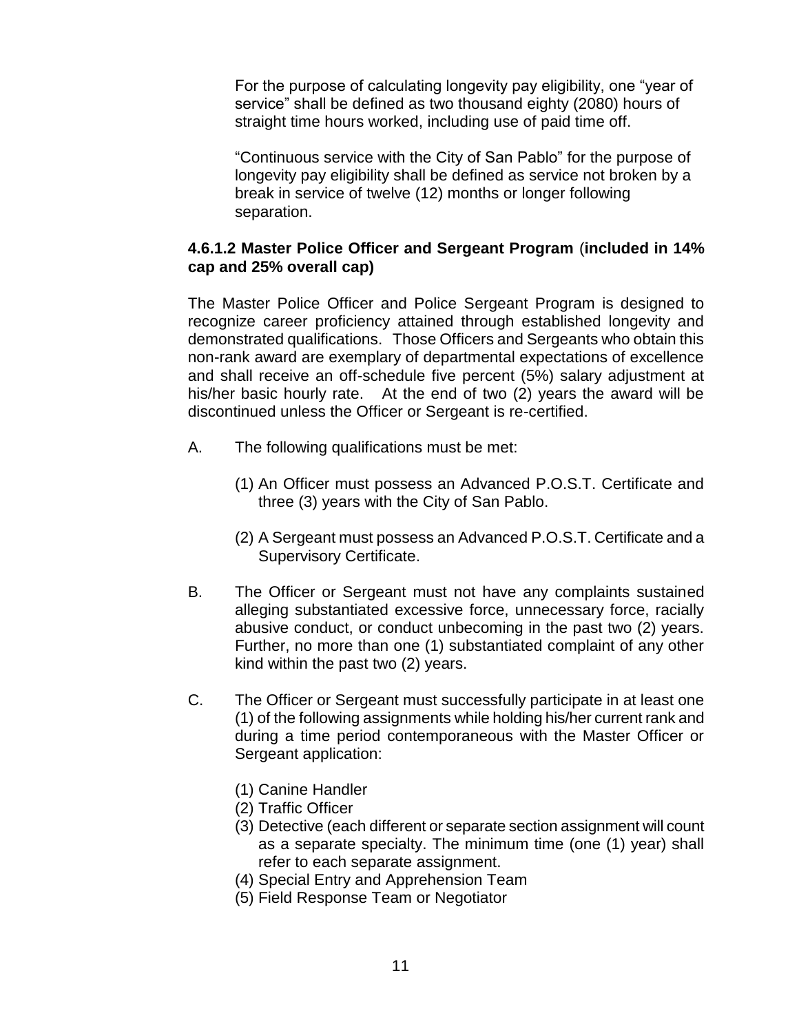For the purpose of calculating longevity pay eligibility, one "year of service" shall be defined as two thousand eighty (2080) hours of straight time hours worked, including use of paid time off.

"Continuous service with the City of San Pablo" for the purpose of longevity pay eligibility shall be defined as service not broken by a break in service of twelve (12) months or longer following separation.

**4.6.1.2 Master Police Officer and Sergeant Program (included in 14% cap and 25% overall cap)**

The Master Police Officer and Police Sergeant Program is designed to recognize career proficiency attained through established longevity and demonstrated qualifications. Those Officers and Sergeants who obtain this non-rank award are exemplary of departmental expectations of excellence and shall receive an off-schedule five percent (5%) salary adjustment at his/her basic hourly rate. At the end of two (2) years the award will be discontinued unless the Officer or Sergeant is re-certified.

A. The following qualifications must be met:

   (1) An Officer must possess an Advanced P.O.S.T. Certificate and three (3) years with the City of San Pablo.

   (2) A Sergeant must possess an Advanced P.O.S.T. Certificate and a Supervisory Certificate.

B. The Officer or Sergeant must not have any complaints sustained alleging substantiated excessive force, unnecessary force, racially abusive conduct, or conduct unbecoming in the past two (2) years. Further, no more than one (1) substantiated complaint of any other kind within the past two (2) years.

C. The Officer or Sergeant must successfully participate in at least one (1) of the following assignments while holding his/her current rank and during a time period contemporaneous with the Master Officer or Sergeant application:

   (1) Canine Handler
   (2) Traffic Officer
   (3) Detective (each different or separate section assignment will count as a separate specialty. The minimum time (one (1) year) shall refer to each separate assignment.
   (4) Special Entry and Apprehension Team
   (5) Field Response Team or Negotiator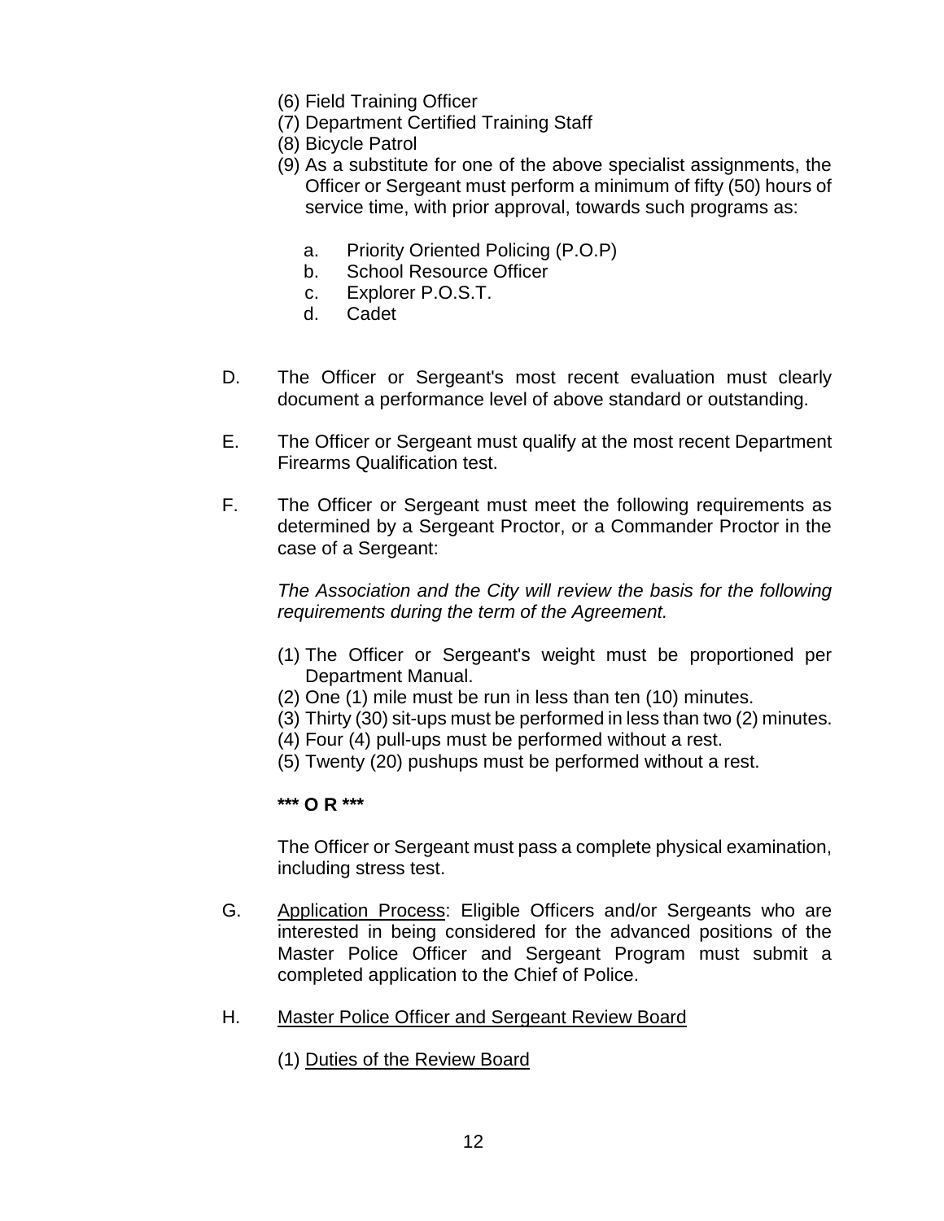(6) Field Training Officer
(7) Department Certified Training Staff
(8) Bicycle Patrol
(9) As a substitute for one of the above specialist assignments, the Officer or Sergeant must perform a minimum of fifty (50) hours of service time, with prior approval, towards such programs as:

   a. Priority Oriented Policing (P.O.P)
   b. School Resource Officer
   c. Explorer P.O.S.T.
   d. Cadet

D. The Officer or Sergeant's most recent evaluation must clearly document a performance level of above standard or outstanding.

E. The Officer or Sergeant must qualify at the most recent Department Firearms Qualification test.

F. The Officer or Sergeant must meet the following requirements as determined by a Sergeant Proctor, or a Commander Proctor in the case of a Sergeant:

   *The Association and the City will review the basis for the following requirements during the term of the Agreement.*

   (1) The Officer or Sergeant's weight must be proportioned per Department Manual.
   (2) One (1) mile must be run in less than ten (10) minutes.
   (3) Thirty (30) sit-ups must be performed in less than two (2) minutes.
   (4) Four (4) pull-ups must be performed without a rest.
   (5) Twenty (20) pushups must be performed without a rest.

   **\*\*\* O R \*\*\***

   The Officer or Sergeant must pass a complete physical examination, including stress test.

G. Application Process: Eligible Officers and/or Sergeants who are interested in being considered for the advanced positions of the Master Police Officer and Sergeant Program must submit a completed application to the Chief of Police.

H. Master Police Officer and Sergeant Review Board

   (1) Duties of the Review Board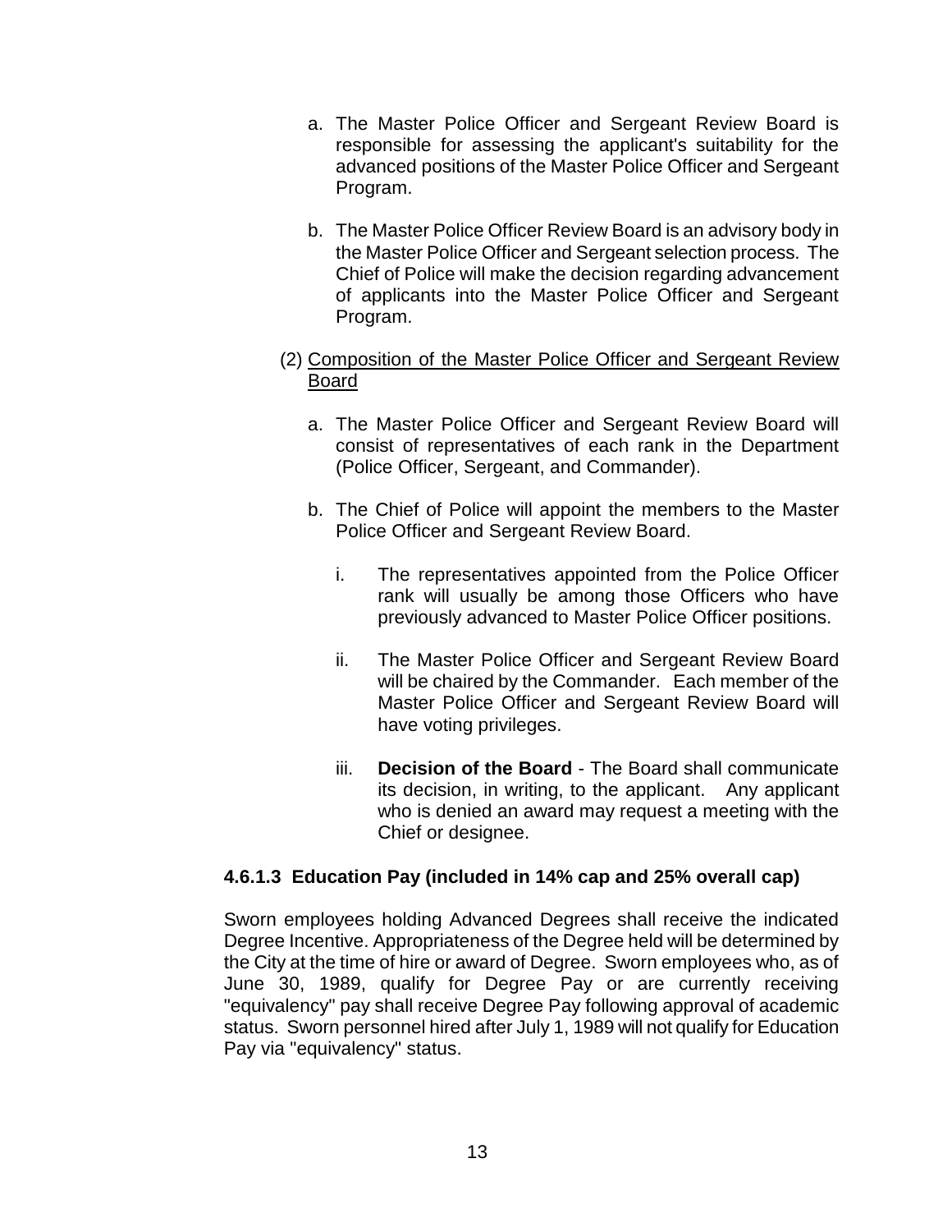a. The Master Police Officer and Sergeant Review Board is responsible for assessing the applicant's suitability for the advanced positions of the Master Police Officer and Sergeant Program.

b. The Master Police Officer Review Board is an advisory body in the Master Police Officer and Sergeant selection process. The Chief of Police will make the decision regarding advancement of applicants into the Master Police Officer and Sergeant Program.

(2) <u>Composition of the Master Police Officer and Sergeant Review Board</u>

a. The Master Police Officer and Sergeant Review Board will consist of representatives of each rank in the Department (Police Officer, Sergeant, and Commander).

b. The Chief of Police will appoint the members to the Master Police Officer and Sergeant Review Board.

i. The representatives appointed from the Police Officer rank will usually be among those Officers who have previously advanced to Master Police Officer positions.

ii. The Master Police Officer and Sergeant Review Board will be chaired by the Commander. Each member of the Master Police Officer and Sergeant Review Board will have voting privileges.

iii. **Decision of the Board** - The Board shall communicate its decision, in writing, to the applicant. Any applicant who is denied an award may request a meeting with the Chief or designee.

#### 4.6.1.3 Education Pay (included in 14% cap and 25% overall cap)

Sworn employees holding Advanced Degrees shall receive the indicated Degree Incentive. Appropriateness of the Degree held will be determined by the City at the time of hire or award of Degree. Sworn employees who, as of June 30, 1989, qualify for Degree Pay or are currently receiving "equivalency" pay shall receive Degree Pay following approval of academic status. Sworn personnel hired after July 1, 1989 will not qualify for Education Pay via "equivalency" status.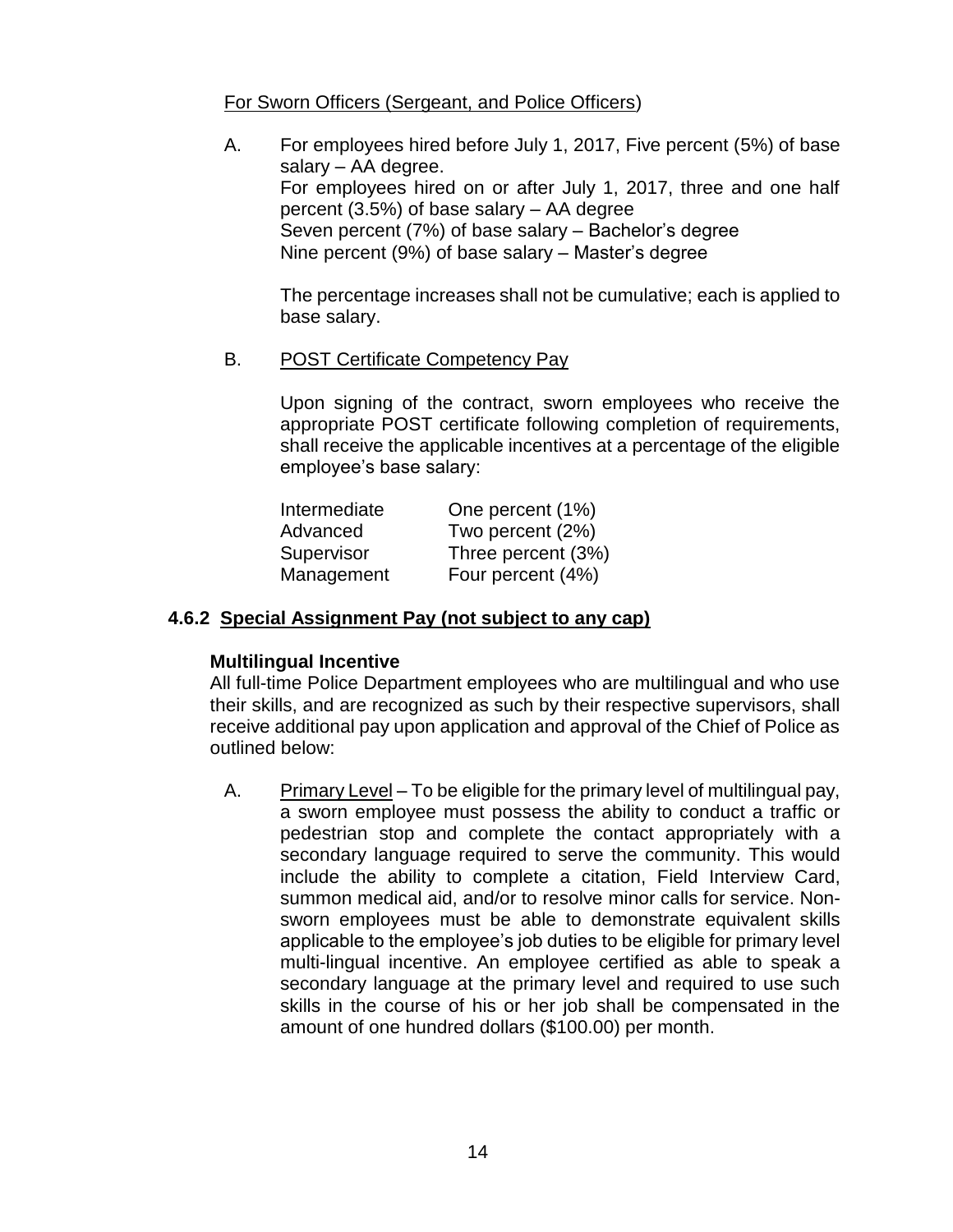For Sworn Officers (Sergeant, and Police Officers)

A. For employees hired before July 1, 2017, Five percent (5%) of base salary – AA degree.
For employees hired on or after July 1, 2017, three and one half percent (3.5%) of base salary – AA degree
Seven percent (7%) of base salary – Bachelor's degree
Nine percent (9%) of base salary – Master's degree

The percentage increases shall not be cumulative; each is applied to base salary.

B. POST Certificate Competency Pay

Upon signing of the contract, sworn employees who receive the appropriate POST certificate following completion of requirements, shall receive the applicable incentives at a percentage of the eligible employee's base salary:

| | |
|---|---|
| Intermediate | One percent (1%) |
| Advanced | Two percent (2%) |
| Supervisor | Three percent (3%) |
| Management | Four percent (4%) |

### 4.6.2 Special Assignment Pay (not subject to any cap)

**Multilingual Incentive**

All full-time Police Department employees who are multilingual and who use their skills, and are recognized as such by their respective supervisors, shall receive additional pay upon application and approval of the Chief of Police as outlined below:

A. Primary Level – To be eligible for the primary level of multilingual pay, a sworn employee must possess the ability to conduct a traffic or pedestrian stop and complete the contact appropriately with a secondary language required to serve the community. This would include the ability to complete a citation, Field Interview Card, summon medical aid, and/or to resolve minor calls for service. Non-sworn employees must be able to demonstrate equivalent skills applicable to the employee's job duties to be eligible for primary level multi-lingual incentive. An employee certified as able to speak a secondary language at the primary level and required to use such skills in the course of his or her job shall be compensated in the amount of one hundred dollars ($100.00) per month.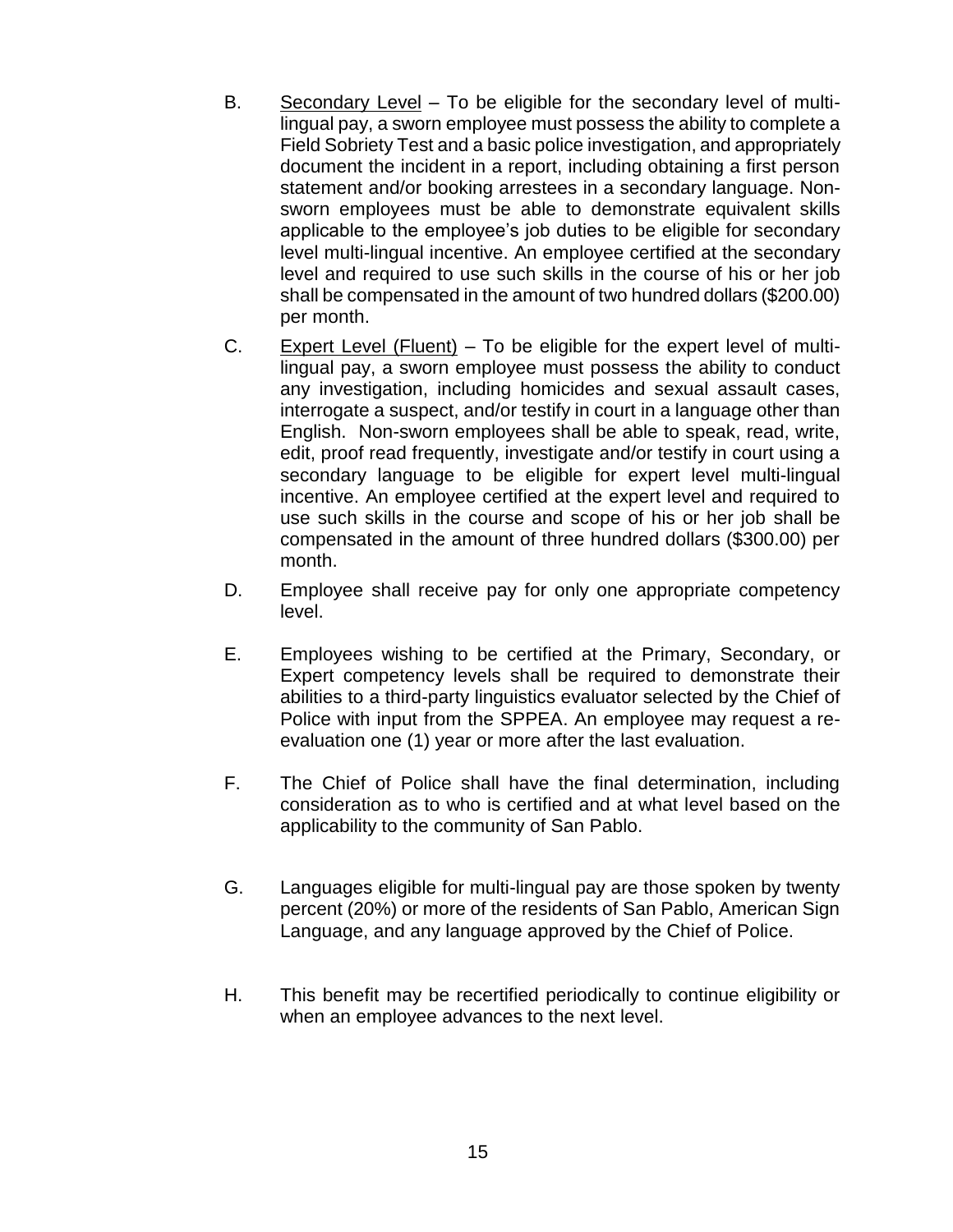B. <u>Secondary Level</u> – To be eligible for the secondary level of multi-lingual pay, a sworn employee must possess the ability to complete a Field Sobriety Test and a basic police investigation, and appropriately document the incident in a report, including obtaining a first person statement and/or booking arrestees in a secondary language. Non-sworn employees must be able to demonstrate equivalent skills applicable to the employee's job duties to be eligible for secondary level multi-lingual incentive. An employee certified at the secondary level and required to use such skills in the course of his or her job shall be compensated in the amount of two hundred dollars ($200.00) per month.

C. <u>Expert Level (Fluent)</u> – To be eligible for the expert level of multi-lingual pay, a sworn employee must possess the ability to conduct any investigation, including homicides and sexual assault cases, interrogate a suspect, and/or testify in court in a language other than English. Non-sworn employees shall be able to speak, read, write, edit, proof read frequently, investigate and/or testify in court using a secondary language to be eligible for expert level multi-lingual incentive. An employee certified at the expert level and required to use such skills in the course and scope of his or her job shall be compensated in the amount of three hundred dollars ($300.00) per month.

D. Employee shall receive pay for only one appropriate competency level.

E. Employees wishing to be certified at the Primary, Secondary, or Expert competency levels shall be required to demonstrate their abilities to a third-party linguistics evaluator selected by the Chief of Police with input from the SPPEA. An employee may request a re-evaluation one (1) year or more after the last evaluation.

F. The Chief of Police shall have the final determination, including consideration as to who is certified and at what level based on the applicability to the community of San Pablo.

G. Languages eligible for multi-lingual pay are those spoken by twenty percent (20%) or more of the residents of San Pablo, American Sign Language, and any language approved by the Chief of Police.

H. This benefit may be recertified periodically to continue eligibility or when an employee advances to the next level.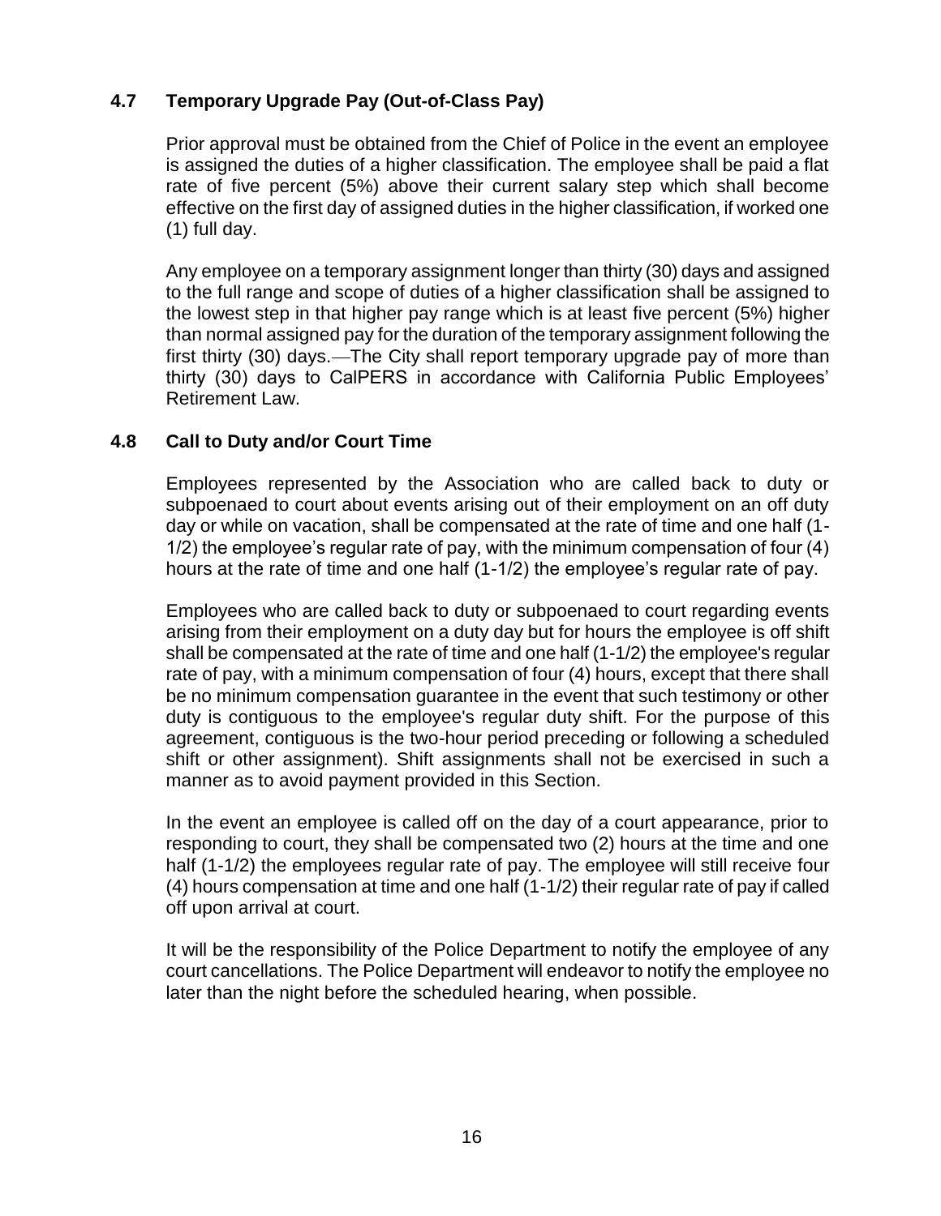## 4.7 Temporary Upgrade Pay (Out-of-Class Pay)

Prior approval must be obtained from the Chief of Police in the event an employee is assigned the duties of a higher classification. The employee shall be paid a flat rate of five percent (5%) above their current salary step which shall become effective on the first day of assigned duties in the higher classification, if worked one (1) full day.

Any employee on a temporary assignment longer than thirty (30) days and assigned to the full range and scope of duties of a higher classification shall be assigned to the lowest step in that higher pay range which is at least five percent (5%) higher than normal assigned pay for the duration of the temporary assignment following the first thirty (30) days.—The City shall report temporary upgrade pay of more than thirty (30) days to CalPERS in accordance with California Public Employees' Retirement Law.

## 4.8 Call to Duty and/or Court Time

Employees represented by the Association who are called back to duty or subpoenaed to court about events arising out of their employment on an off duty day or while on vacation, shall be compensated at the rate of time and one half (1-1/2) the employee's regular rate of pay, with the minimum compensation of four (4) hours at the rate of time and one half (1-1/2) the employee's regular rate of pay.

Employees who are called back to duty or subpoenaed to court regarding events arising from their employment on a duty day but for hours the employee is off shift shall be compensated at the rate of time and one half (1-1/2) the employee's regular rate of pay, with a minimum compensation of four (4) hours, except that there shall be no minimum compensation guarantee in the event that such testimony or other duty is contiguous to the employee's regular duty shift. For the purpose of this agreement, contiguous is the two-hour period preceding or following a scheduled shift or other assignment). Shift assignments shall not be exercised in such a manner as to avoid payment provided in this Section.

In the event an employee is called off on the day of a court appearance, prior to responding to court, they shall be compensated two (2) hours at the time and one half (1-1/2) the employees regular rate of pay. The employee will still receive four (4) hours compensation at time and one half (1-1/2) their regular rate of pay if called off upon arrival at court.

It will be the responsibility of the Police Department to notify the employee of any court cancellations. The Police Department will endeavor to notify the employee no later than the night before the scheduled hearing, when possible.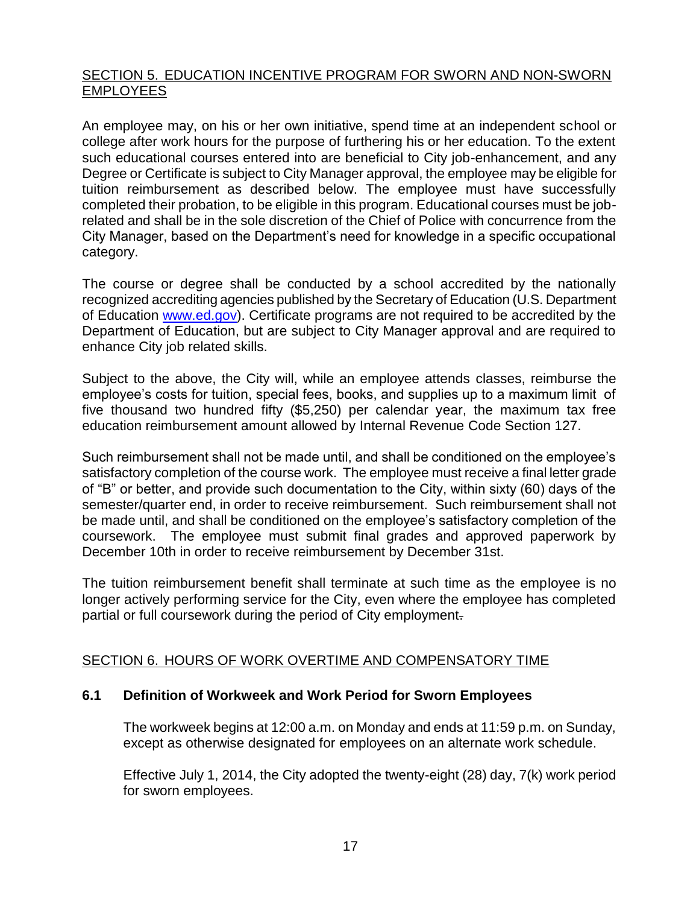## SECTION 5. EDUCATION INCENTIVE PROGRAM FOR SWORN AND NON-SWORN EMPLOYEES

An employee may, on his or her own initiative, spend time at an independent school or college after work hours for the purpose of furthering his or her education. To the extent such educational courses entered into are beneficial to City job-enhancement, and any Degree or Certificate is subject to City Manager approval, the employee may be eligible for tuition reimbursement as described below. The employee must have successfully completed their probation, to be eligible in this program. Educational courses must be job-related and shall be in the sole discretion of the Chief of Police with concurrence from the City Manager, based on the Department's need for knowledge in a specific occupational category.

The course or degree shall be conducted by a school accredited by the nationally recognized accrediting agencies published by the Secretary of Education (U.S. Department of Education [www.ed.gov](http://www.ed.gov)). Certificate programs are not required to be accredited by the Department of Education, but are subject to City Manager approval and are required to enhance City job related skills.

Subject to the above, the City will, while an employee attends classes, reimburse the employee's costs for tuition, special fees, books, and supplies up to a maximum limit of five thousand two hundred fifty ($5,250) per calendar year, the maximum tax free education reimbursement amount allowed by Internal Revenue Code Section 127.

Such reimbursement shall not be made until, and shall be conditioned on the employee's satisfactory completion of the course work. The employee must receive a final letter grade of "B" or better, and provide such documentation to the City, within sixty (60) days of the semester/quarter end, in order to receive reimbursement. Such reimbursement shall not be made until, and shall be conditioned on the employee's satisfactory completion of the coursework. The employee must submit final grades and approved paperwork by December 10th in order to receive reimbursement by December 31st.

The tuition reimbursement benefit shall terminate at such time as the employee is no longer actively performing service for the City, even where the employee has completed partial or full coursework during the period of City employment.

## SECTION 6. HOURS OF WORK OVERTIME AND COMPENSATORY TIME

### 6.1 Definition of Workweek and Work Period for Sworn Employees

The workweek begins at 12:00 a.m. on Monday and ends at 11:59 p.m. on Sunday, except as otherwise designated for employees on an alternate work schedule.

Effective July 1, 2014, the City adopted the twenty-eight (28) day, 7(k) work period for sworn employees.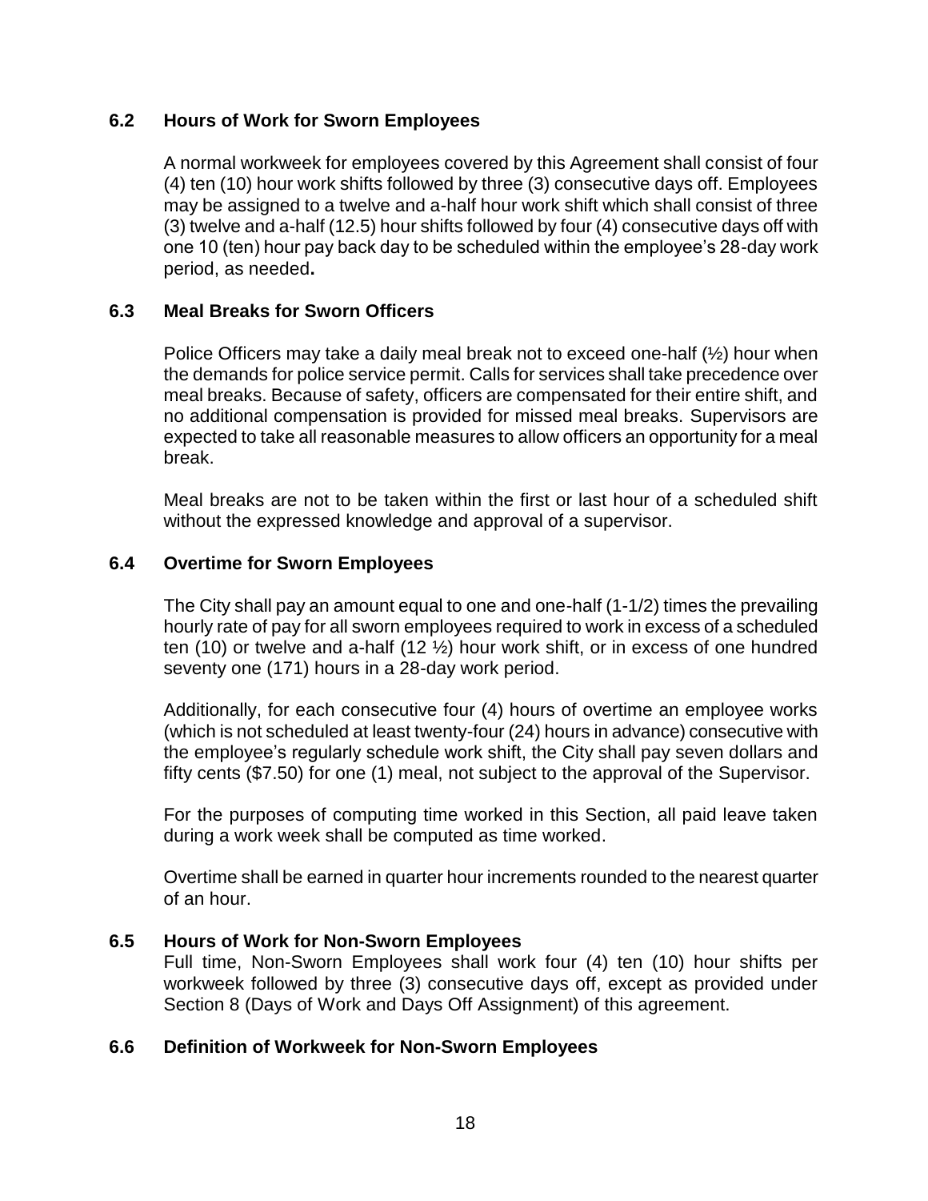### 6.2 Hours of Work for Sworn Employees

A normal workweek for employees covered by this Agreement shall consist of four (4) ten (10) hour work shifts followed by three (3) consecutive days off. Employees may be assigned to a twelve and a-half hour work shift which shall consist of three (3) twelve and a-half (12.5) hour shifts followed by four (4) consecutive days off with one 10 (ten) hour pay back day to be scheduled within the employee's 28-day work period, as needed**.**

### 6.3 Meal Breaks for Sworn Officers

Police Officers may take a daily meal break not to exceed one-half (½) hour when the demands for police service permit. Calls for services shall take precedence over meal breaks. Because of safety, officers are compensated for their entire shift, and no additional compensation is provided for missed meal breaks. Supervisors are expected to take all reasonable measures to allow officers an opportunity for a meal break.

Meal breaks are not to be taken within the first or last hour of a scheduled shift without the expressed knowledge and approval of a supervisor.

### 6.4 Overtime for Sworn Employees

The City shall pay an amount equal to one and one-half (1-1/2) times the prevailing hourly rate of pay for all sworn employees required to work in excess of a scheduled ten (10) or twelve and a-half (12 ½) hour work shift, or in excess of one hundred seventy one (171) hours in a 28-day work period.

Additionally, for each consecutive four (4) hours of overtime an employee works (which is not scheduled at least twenty-four (24) hours in advance) consecutive with the employee's regularly schedule work shift, the City shall pay seven dollars and fifty cents ($7.50) for one (1) meal, not subject to the approval of the Supervisor.

For the purposes of computing time worked in this Section, all paid leave taken during a work week shall be computed as time worked.

Overtime shall be earned in quarter hour increments rounded to the nearest quarter of an hour.

### 6.5 Hours of Work for Non-Sworn Employees

Full time, Non-Sworn Employees shall work four (4) ten (10) hour shifts per workweek followed by three (3) consecutive days off, except as provided under Section 8 (Days of Work and Days Off Assignment) of this agreement.

### 6.6 Definition of Workweek for Non-Sworn Employees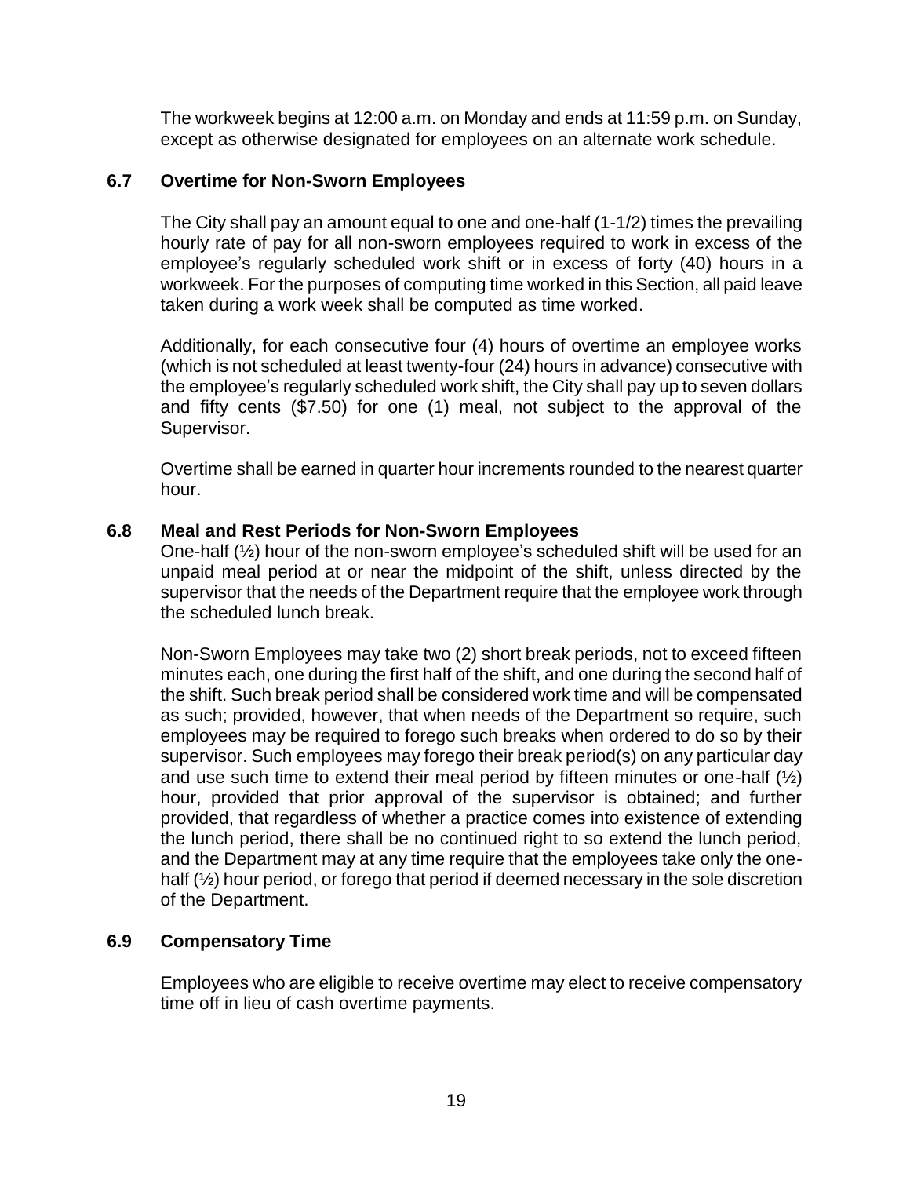The workweek begins at 12:00 a.m. on Monday and ends at 11:59 p.m. on Sunday, except as otherwise designated for employees on an alternate work schedule.

### 6.7 Overtime for Non-Sworn Employees

The City shall pay an amount equal to one and one-half (1-1/2) times the prevailing hourly rate of pay for all non-sworn employees required to work in excess of the employee's regularly scheduled work shift or in excess of forty (40) hours in a workweek. For the purposes of computing time worked in this Section, all paid leave taken during a work week shall be computed as time worked.

Additionally, for each consecutive four (4) hours of overtime an employee works (which is not scheduled at least twenty-four (24) hours in advance) consecutive with the employee's regularly scheduled work shift, the City shall pay up to seven dollars and fifty cents ($7.50) for one (1) meal, not subject to the approval of the Supervisor.

Overtime shall be earned in quarter hour increments rounded to the nearest quarter hour.

### 6.8 Meal and Rest Periods for Non-Sworn Employees

One-half (½) hour of the non-sworn employee's scheduled shift will be used for an unpaid meal period at or near the midpoint of the shift, unless directed by the supervisor that the needs of the Department require that the employee work through the scheduled lunch break.

Non-Sworn Employees may take two (2) short break periods, not to exceed fifteen minutes each, one during the first half of the shift, and one during the second half of the shift. Such break period shall be considered work time and will be compensated as such; provided, however, that when needs of the Department so require, such employees may be required to forego such breaks when ordered to do so by their supervisor. Such employees may forego their break period(s) on any particular day and use such time to extend their meal period by fifteen minutes or one-half (½) hour, provided that prior approval of the supervisor is obtained; and further provided, that regardless of whether a practice comes into existence of extending the lunch period, there shall be no continued right to so extend the lunch period, and the Department may at any time require that the employees take only the one-half (½) hour period, or forego that period if deemed necessary in the sole discretion of the Department.

### 6.9 Compensatory Time

Employees who are eligible to receive overtime may elect to receive compensatory time off in lieu of cash overtime payments.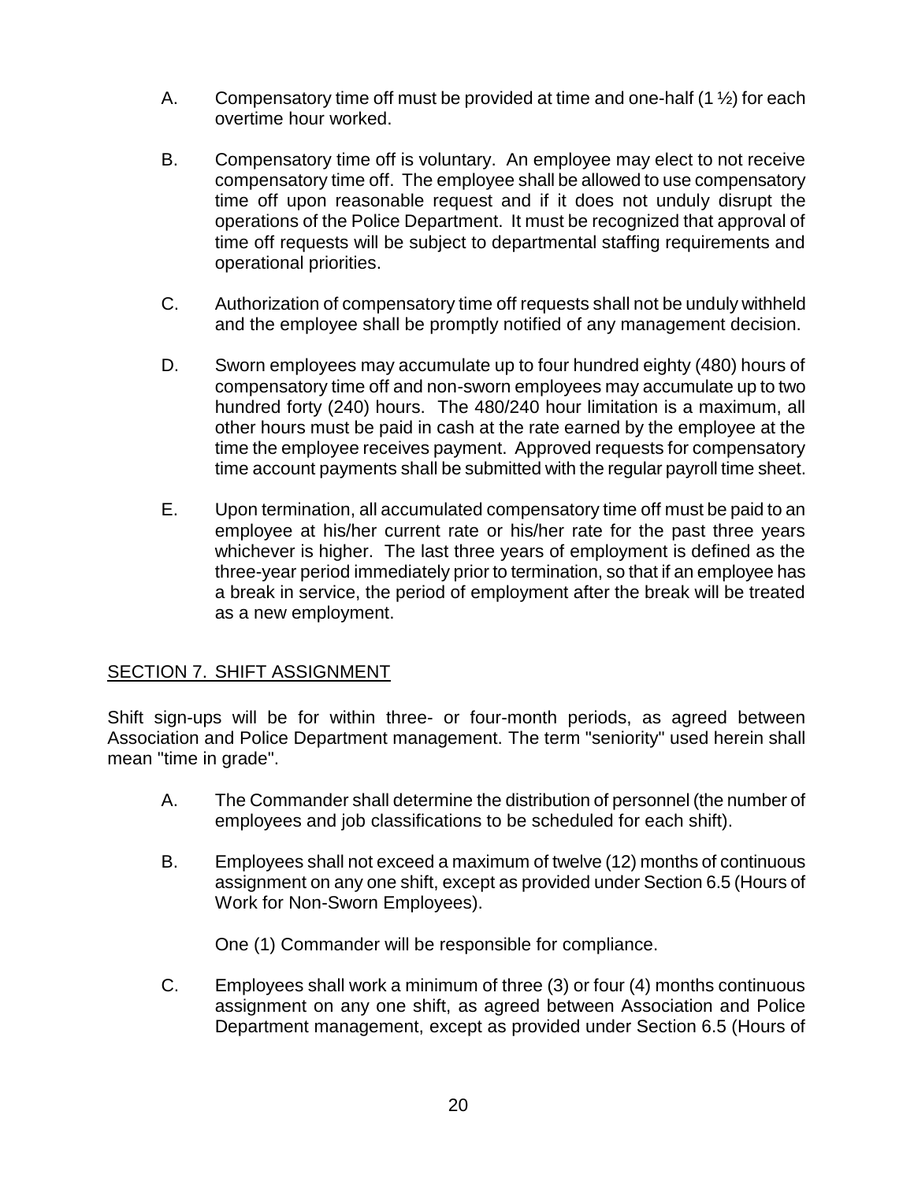A. Compensatory time off must be provided at time and one-half (1 ½) for each overtime hour worked.

B. Compensatory time off is voluntary. An employee may elect to not receive compensatory time off. The employee shall be allowed to use compensatory time off upon reasonable request and if it does not unduly disrupt the operations of the Police Department. It must be recognized that approval of time off requests will be subject to departmental staffing requirements and operational priorities.

C. Authorization of compensatory time off requests shall not be unduly withheld and the employee shall be promptly notified of any management decision.

D. Sworn employees may accumulate up to four hundred eighty (480) hours of compensatory time off and non-sworn employees may accumulate up to two hundred forty (240) hours. The 480/240 hour limitation is a maximum, all other hours must be paid in cash at the rate earned by the employee at the time the employee receives payment. Approved requests for compensatory time account payments shall be submitted with the regular payroll time sheet.

E. Upon termination, all accumulated compensatory time off must be paid to an employee at his/her current rate or his/her rate for the past three years whichever is higher. The last three years of employment is defined as the three-year period immediately prior to termination, so that if an employee has a break in service, the period of employment after the break will be treated as a new employment.

## SECTION 7. SHIFT ASSIGNMENT

Shift sign-ups will be for within three- or four-month periods, as agreed between Association and Police Department management. The term "seniority" used herein shall mean "time in grade".

A. The Commander shall determine the distribution of personnel (the number of employees and job classifications to be scheduled for each shift).

B. Employees shall not exceed a maximum of twelve (12) months of continuous assignment on any one shift, except as provided under Section 6.5 (Hours of Work for Non-Sworn Employees).

One (1) Commander will be responsible for compliance.

C. Employees shall work a minimum of three (3) or four (4) months continuous assignment on any one shift, as agreed between Association and Police Department management, except as provided under Section 6.5 (Hours of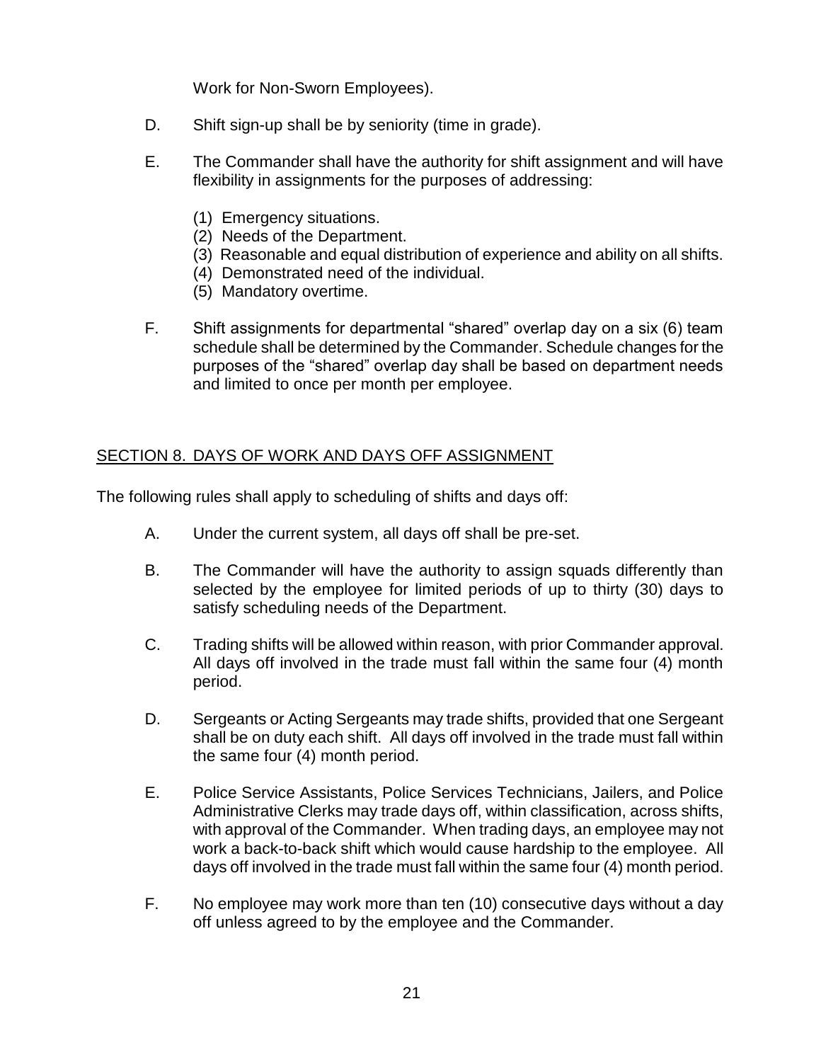Work for Non-Sworn Employees).

D. Shift sign-up shall be by seniority (time in grade).

E. The Commander shall have the authority for shift assignment and will have flexibility in assignments for the purposes of addressing:

   (1) Emergency situations.
   (2) Needs of the Department.
   (3) Reasonable and equal distribution of experience and ability on all shifts.
   (4) Demonstrated need of the individual.
   (5) Mandatory overtime.

F. Shift assignments for departmental "shared" overlap day on a six (6) team schedule shall be determined by the Commander. Schedule changes for the purposes of the "shared" overlap day shall be based on department needs and limited to once per month per employee.

## SECTION 8. DAYS OF WORK AND DAYS OFF ASSIGNMENT

The following rules shall apply to scheduling of shifts and days off:

A. Under the current system, all days off shall be pre-set.

B. The Commander will have the authority to assign squads differently than selected by the employee for limited periods of up to thirty (30) days to satisfy scheduling needs of the Department.

C. Trading shifts will be allowed within reason, with prior Commander approval. All days off involved in the trade must fall within the same four (4) month period.

D. Sergeants or Acting Sergeants may trade shifts, provided that one Sergeant shall be on duty each shift. All days off involved in the trade must fall within the same four (4) month period.

E. Police Service Assistants, Police Services Technicians, Jailers, and Police Administrative Clerks may trade days off, within classification, across shifts, with approval of the Commander. When trading days, an employee may not work a back-to-back shift which would cause hardship to the employee. All days off involved in the trade must fall within the same four (4) month period.

F. No employee may work more than ten (10) consecutive days without a day off unless agreed to by the employee and the Commander.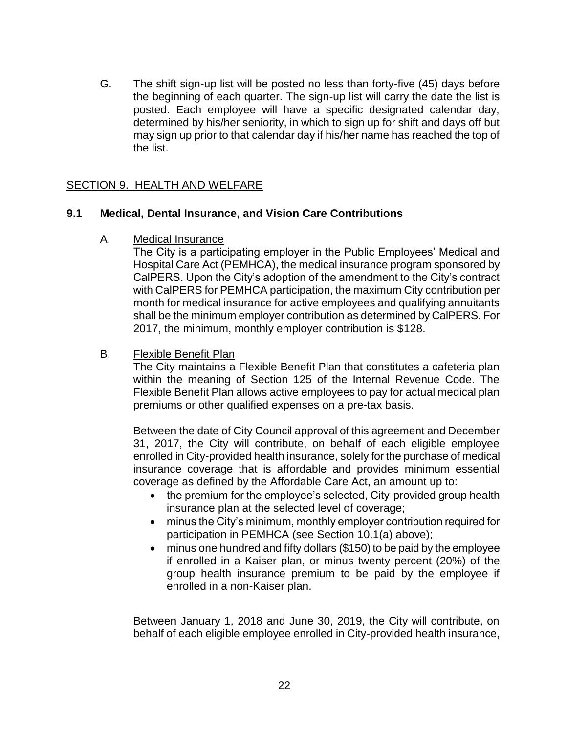G. The shift sign-up list will be posted no less than forty-five (45) days before the beginning of each quarter. The sign-up list will carry the date the list is posted. Each employee will have a specific designated calendar day, determined by his/her seniority, in which to sign up for shift and days off but may sign up prior to that calendar day if his/her name has reached the top of the list.

## SECTION 9. HEALTH AND WELFARE

### 9.1 Medical, Dental Insurance, and Vision Care Contributions

A. Medical Insurance

The City is a participating employer in the Public Employees' Medical and Hospital Care Act (PEMHCA), the medical insurance program sponsored by CalPERS. Upon the City's adoption of the amendment to the City's contract with CalPERS for PEMHCA participation, the maximum City contribution per month for medical insurance for active employees and qualifying annuitants shall be the minimum employer contribution as determined by CalPERS. For 2017, the minimum, monthly employer contribution is $128.

B. Flexible Benefit Plan

The City maintains a Flexible Benefit Plan that constitutes a cafeteria plan within the meaning of Section 125 of the Internal Revenue Code. The Flexible Benefit Plan allows active employees to pay for actual medical plan premiums or other qualified expenses on a pre-tax basis.

Between the date of City Council approval of this agreement and December 31, 2017, the City will contribute, on behalf of each eligible employee enrolled in City-provided health insurance, solely for the purchase of medical insurance coverage that is affordable and provides minimum essential coverage as defined by the Affordable Care Act, an amount up to:

- the premium for the employee's selected, City-provided group health insurance plan at the selected level of coverage;
- minus the City's minimum, monthly employer contribution required for participation in PEMHCA (see Section 10.1(a) above);
- minus one hundred and fifty dollars ($150) to be paid by the employee if enrolled in a Kaiser plan, or minus twenty percent (20%) of the group health insurance premium to be paid by the employee if enrolled in a non-Kaiser plan.

Between January 1, 2018 and June 30, 2019, the City will contribute, on behalf of each eligible employee enrolled in City-provided health insurance,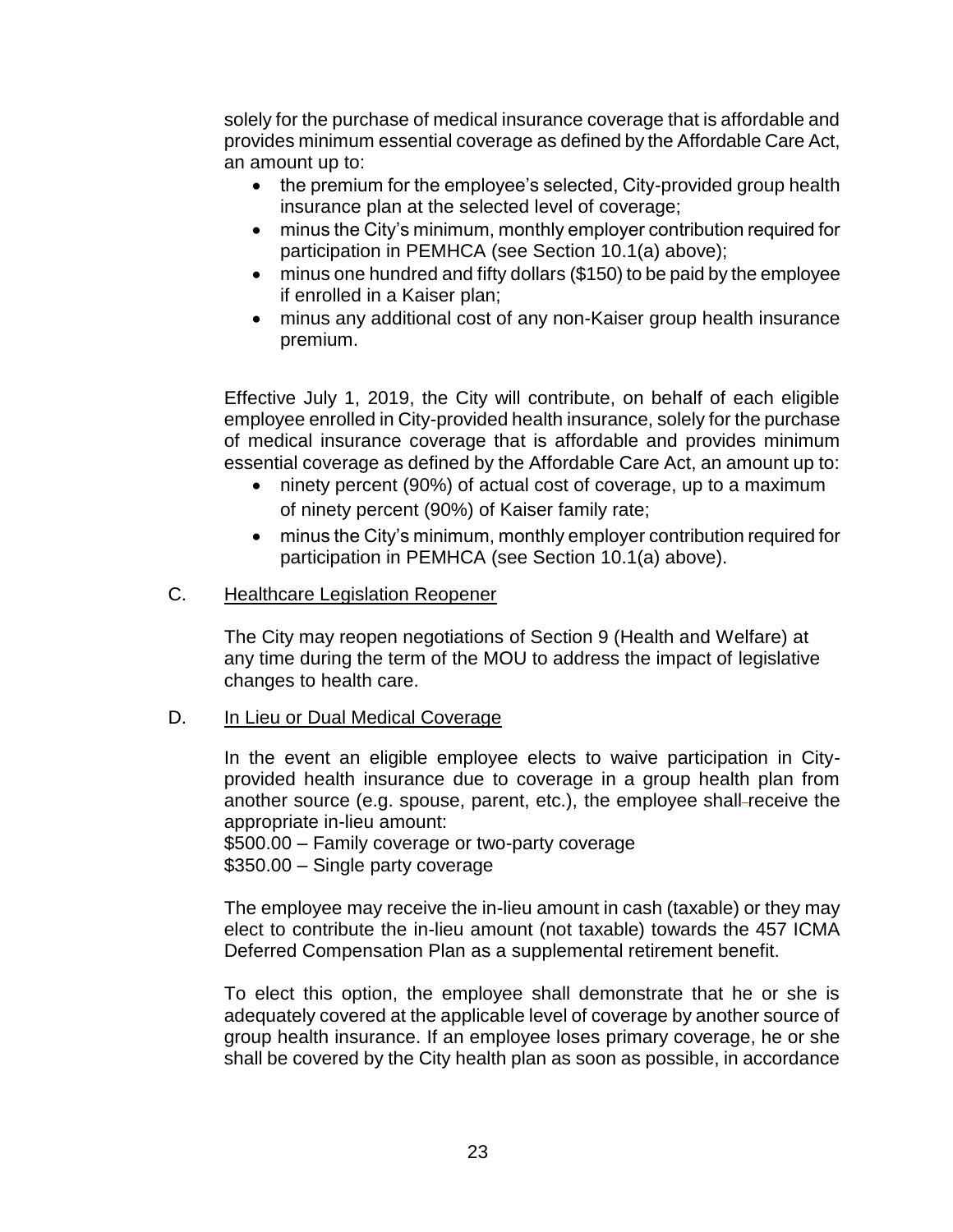solely for the purchase of medical insurance coverage that is affordable and provides minimum essential coverage as defined by the Affordable Care Act, an amount up to:

- the premium for the employee's selected, City-provided group health insurance plan at the selected level of coverage;
- minus the City's minimum, monthly employer contribution required for participation in PEMHCA (see Section 10.1(a) above);
- minus one hundred and fifty dollars ($150) to be paid by the employee if enrolled in a Kaiser plan;
- minus any additional cost of any non-Kaiser group health insurance premium.

Effective July 1, 2019, the City will contribute, on behalf of each eligible employee enrolled in City-provided health insurance, solely for the purchase of medical insurance coverage that is affordable and provides minimum essential coverage as defined by the Affordable Care Act, an amount up to:

- ninety percent (90%) of actual cost of coverage, up to a maximum of ninety percent (90%) of Kaiser family rate;
- minus the City's minimum, monthly employer contribution required for participation in PEMHCA (see Section 10.1(a) above).

C. Healthcare Legislation Reopener

The City may reopen negotiations of Section 9 (Health and Welfare) at any time during the term of the MOU to address the impact of legislative changes to health care.

D. In Lieu or Dual Medical Coverage

In the event an eligible employee elects to waive participation in City-provided health insurance due to coverage in a group health plan from another source (e.g. spouse, parent, etc.), the employee shall receive the appropriate in-lieu amount:
$500.00 – Family coverage or two-party coverage
$350.00 – Single party coverage

The employee may receive the in-lieu amount in cash (taxable) or they may elect to contribute the in-lieu amount (not taxable) towards the 457 ICMA Deferred Compensation Plan as a supplemental retirement benefit.

To elect this option, the employee shall demonstrate that he or she is adequately covered at the applicable level of coverage by another source of group health insurance. If an employee loses primary coverage, he or she shall be covered by the City health plan as soon as possible, in accordance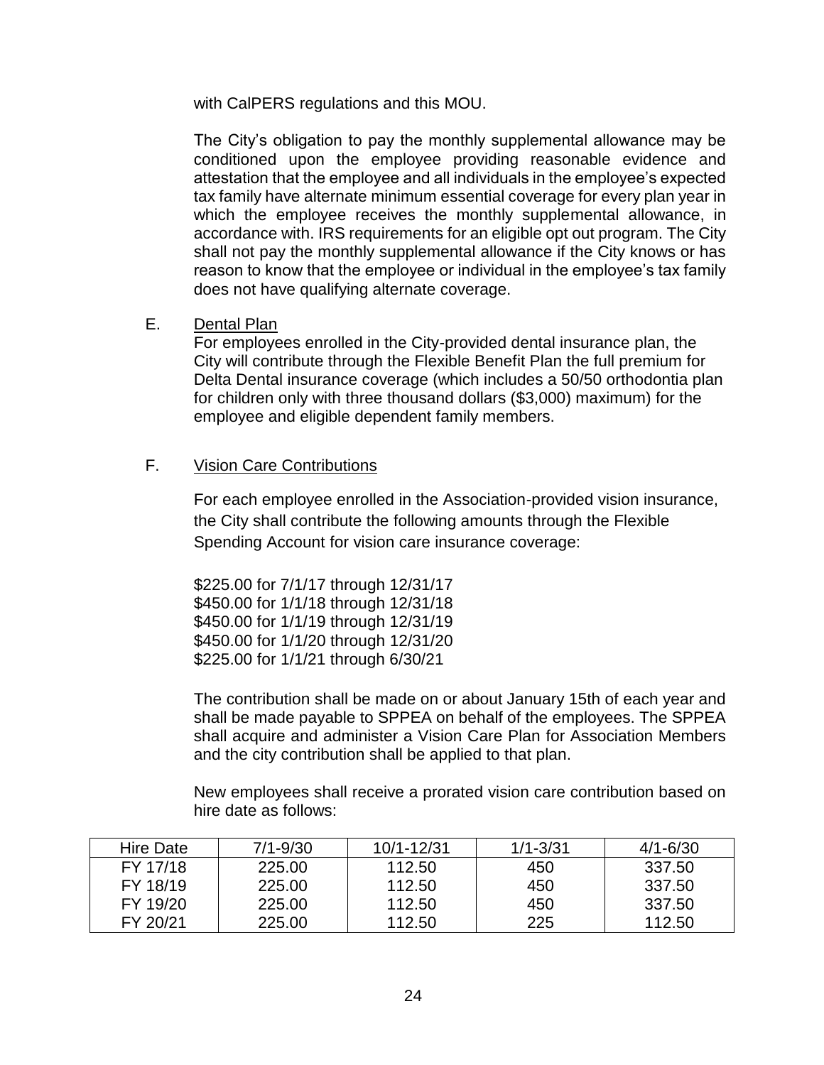with CalPERS regulations and this MOU.

The City's obligation to pay the monthly supplemental allowance may be conditioned upon the employee providing reasonable evidence and attestation that the employee and all individuals in the employee's expected tax family have alternate minimum essential coverage for every plan year in which the employee receives the monthly supplemental allowance, in accordance with. IRS requirements for an eligible opt out program. The City shall not pay the monthly supplemental allowance if the City knows or has reason to know that the employee or individual in the employee's tax family does not have qualifying alternate coverage.

E. Dental Plan

For employees enrolled in the City-provided dental insurance plan, the City will contribute through the Flexible Benefit Plan the full premium for Delta Dental insurance coverage (which includes a 50/50 orthodontia plan for children only with three thousand dollars ($3,000) maximum) for the employee and eligible dependent family members.

F. Vision Care Contributions

For each employee enrolled in the Association-provided vision insurance, the City shall contribute the following amounts through the Flexible Spending Account for vision care insurance coverage:

$225.00 for 7/1/17 through 12/31/17
$450.00 for 1/1/18 through 12/31/18
$450.00 for 1/1/19 through 12/31/19
$450.00 for 1/1/20 through 12/31/20
$225.00 for 1/1/21 through 6/30/21

The contribution shall be made on or about January 15th of each year and shall be made payable to SPPEA on behalf of the employees. The SPPEA shall acquire and administer a Vision Care Plan for Association Members and the city contribution shall be applied to that plan.

New employees shall receive a prorated vision care contribution based on hire date as follows:

| Hire Date | 7/1-9/30 | 10/1-12/31 | 1/1-3/31 | 4/1-6/30 |
|---|---|---|---|---|
| FY 17/18 | 225.00 | 112.50 | 450 | 337.50 |
| FY 18/19 | 225.00 | 112.50 | 450 | 337.50 |
| FY 19/20 | 225.00 | 112.50 | 450 | 337.50 |
| FY 20/21 | 225.00 | 112.50 | 225 | 112.50 |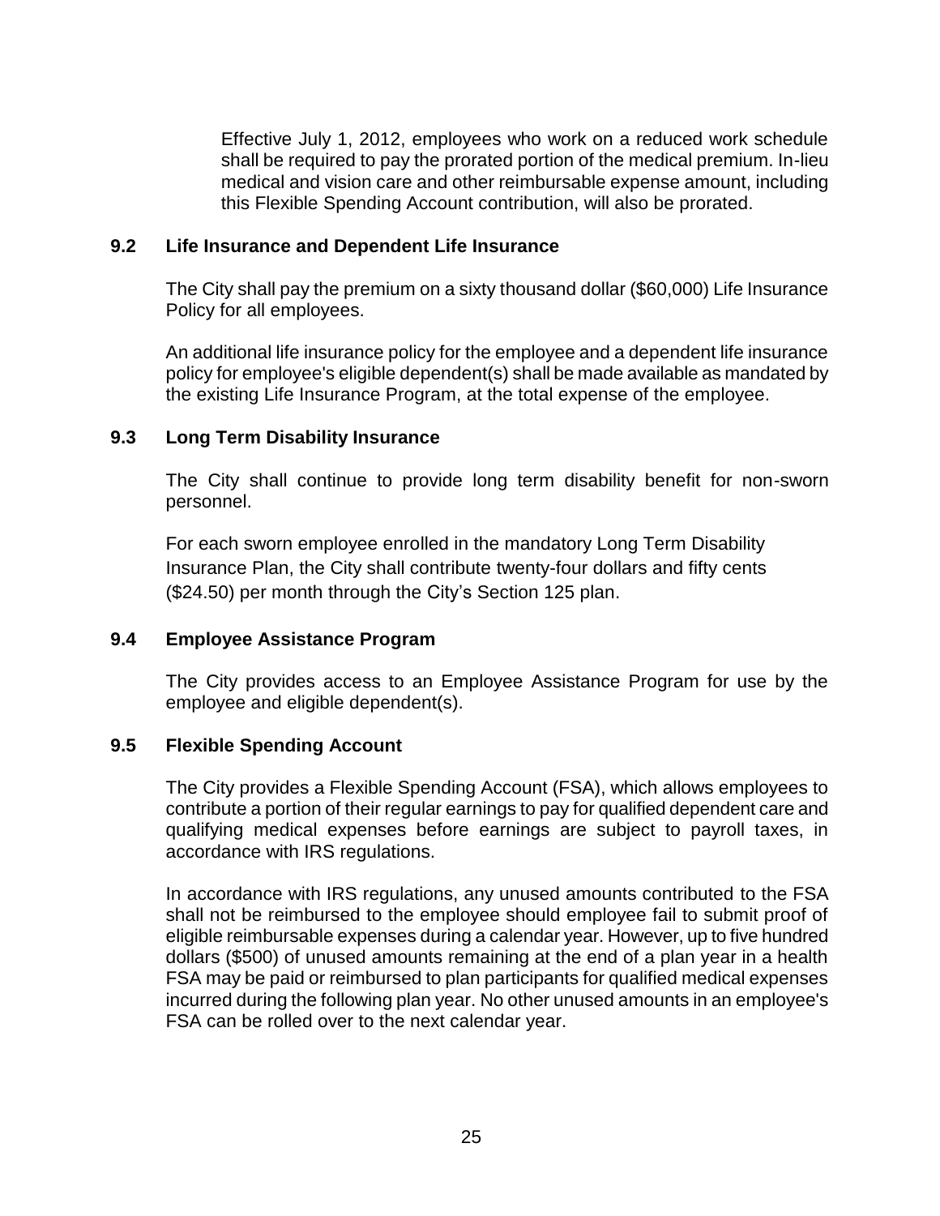Effective July 1, 2012, employees who work on a reduced work schedule shall be required to pay the prorated portion of the medical premium. In-lieu medical and vision care and other reimbursable expense amount, including this Flexible Spending Account contribution, will also be prorated.

### 9.2 Life Insurance and Dependent Life Insurance

The City shall pay the premium on a sixty thousand dollar ($60,000) Life Insurance Policy for all employees.

An additional life insurance policy for the employee and a dependent life insurance policy for employee's eligible dependent(s) shall be made available as mandated by the existing Life Insurance Program, at the total expense of the employee.

### 9.3 Long Term Disability Insurance

The City shall continue to provide long term disability benefit for non-sworn personnel.

For each sworn employee enrolled in the mandatory Long Term Disability Insurance Plan, the City shall contribute twenty-four dollars and fifty cents ($24.50) per month through the City's Section 125 plan.

### 9.4 Employee Assistance Program

The City provides access to an Employee Assistance Program for use by the employee and eligible dependent(s).

### 9.5 Flexible Spending Account

The City provides a Flexible Spending Account (FSA), which allows employees to contribute a portion of their regular earnings to pay for qualified dependent care and qualifying medical expenses before earnings are subject to payroll taxes, in accordance with IRS regulations.

In accordance with IRS regulations, any unused amounts contributed to the FSA shall not be reimbursed to the employee should employee fail to submit proof of eligible reimbursable expenses during a calendar year. However, up to five hundred dollars ($500) of unused amounts remaining at the end of a plan year in a health FSA may be paid or reimbursed to plan participants for qualified medical expenses incurred during the following plan year. No other unused amounts in an employee's FSA can be rolled over to the next calendar year.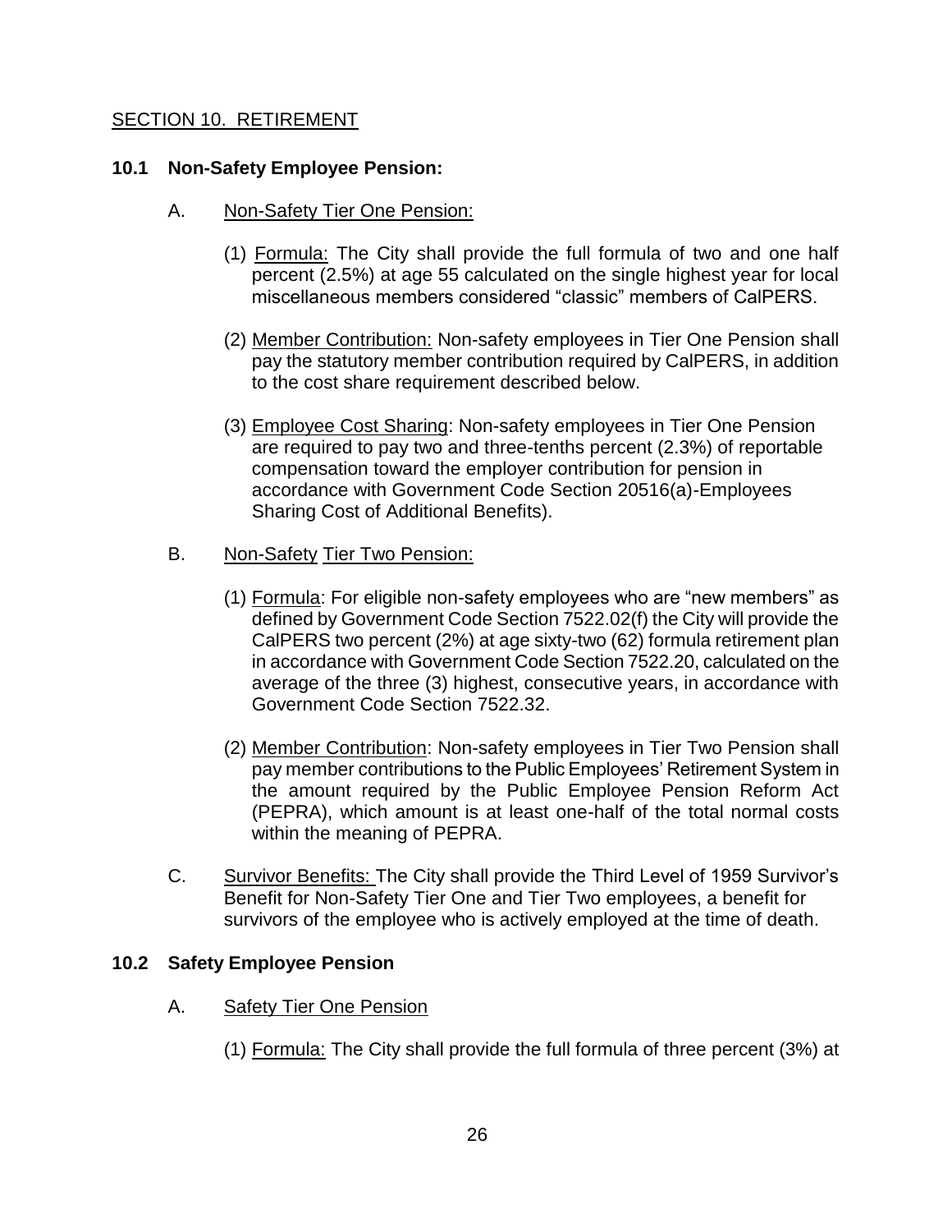## SECTION 10. RETIREMENT

### 10.1 Non-Safety Employee Pension:

A. Non-Safety Tier One Pension:

(1) Formula: The City shall provide the full formula of two and one half percent (2.5%) at age 55 calculated on the single highest year for local miscellaneous members considered "classic" members of CalPERS.

(2) Member Contribution: Non-safety employees in Tier One Pension shall pay the statutory member contribution required by CalPERS, in addition to the cost share requirement described below.

(3) Employee Cost Sharing: Non-safety employees in Tier One Pension are required to pay two and three-tenths percent (2.3%) of reportable compensation toward the employer contribution for pension in accordance with Government Code Section 20516(a)-Employees Sharing Cost of Additional Benefits).

B. Non-Safety Tier Two Pension:

(1) Formula: For eligible non-safety employees who are "new members" as defined by Government Code Section 7522.02(f) the City will provide the CalPERS two percent (2%) at age sixty-two (62) formula retirement plan in accordance with Government Code Section 7522.20, calculated on the average of the three (3) highest, consecutive years, in accordance with Government Code Section 7522.32.

(2) Member Contribution: Non-safety employees in Tier Two Pension shall pay member contributions to the Public Employees' Retirement System in the amount required by the Public Employee Pension Reform Act (PEPRA), which amount is at least one-half of the total normal costs within the meaning of PEPRA.

C. Survivor Benefits: The City shall provide the Third Level of 1959 Survivor's Benefit for Non-Safety Tier One and Tier Two employees, a benefit for survivors of the employee who is actively employed at the time of death.

### 10.2 Safety Employee Pension

A. Safety Tier One Pension

(1) Formula: The City shall provide the full formula of three percent (3%) at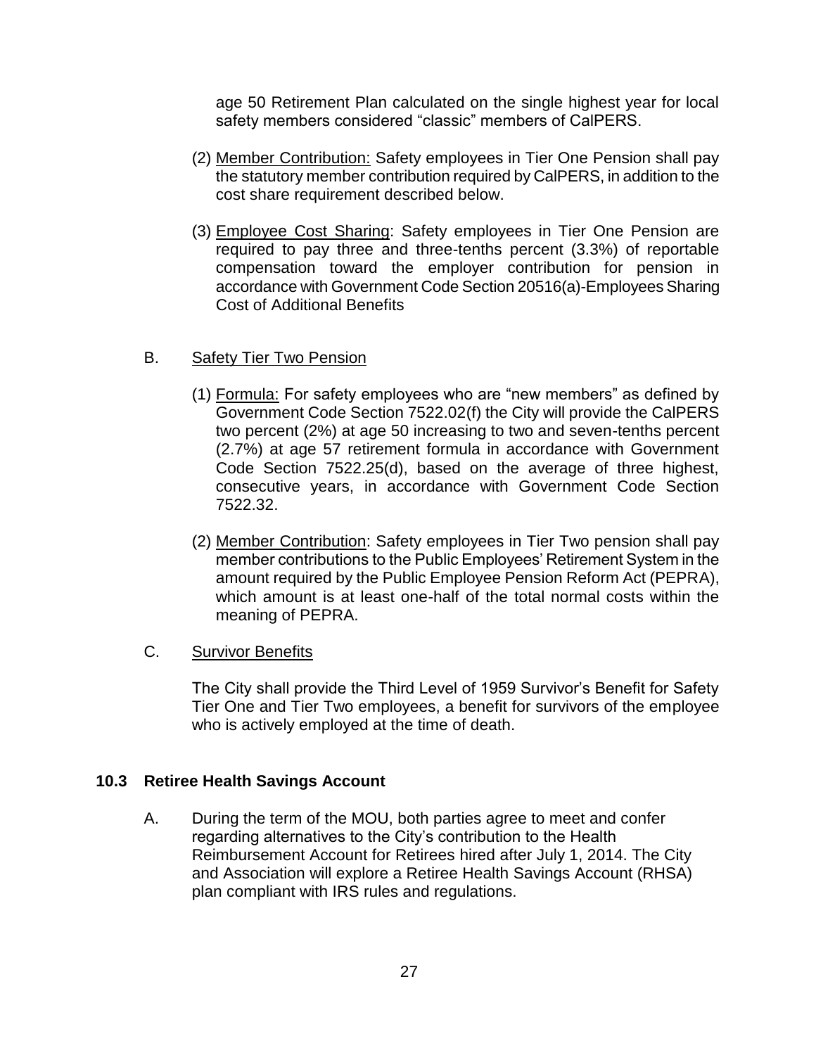age 50 Retirement Plan calculated on the single highest year for local safety members considered “classic” members of CalPERS.

(2) Member Contribution: Safety employees in Tier One Pension shall pay the statutory member contribution required by CalPERS, in addition to the cost share requirement described below.

(3) Employee Cost Sharing: Safety employees in Tier One Pension are required to pay three and three-tenths percent (3.3%) of reportable compensation toward the employer contribution for pension in accordance with Government Code Section 20516(a)-Employees Sharing Cost of Additional Benefits

B. Safety Tier Two Pension

(1) Formula: For safety employees who are “new members” as defined by Government Code Section 7522.02(f) the City will provide the CalPERS two percent (2%) at age 50 increasing to two and seven-tenths percent (2.7%) at age 57 retirement formula in accordance with Government Code Section 7522.25(d), based on the average of three highest, consecutive years, in accordance with Government Code Section 7522.32.

(2) Member Contribution: Safety employees in Tier Two pension shall pay member contributions to the Public Employees’ Retirement System in the amount required by the Public Employee Pension Reform Act (PEPRA), which amount is at least one-half of the total normal costs within the meaning of PEPRA.

C. Survivor Benefits

The City shall provide the Third Level of 1959 Survivor’s Benefit for Safety Tier One and Tier Two employees, a benefit for survivors of the employee who is actively employed at the time of death.

## 10.3 Retiree Health Savings Account

A. During the term of the MOU, both parties agree to meet and confer regarding alternatives to the City’s contribution to the Health Reimbursement Account for Retirees hired after July 1, 2014. The City and Association will explore a Retiree Health Savings Account (RHSA) plan compliant with IRS rules and regulations.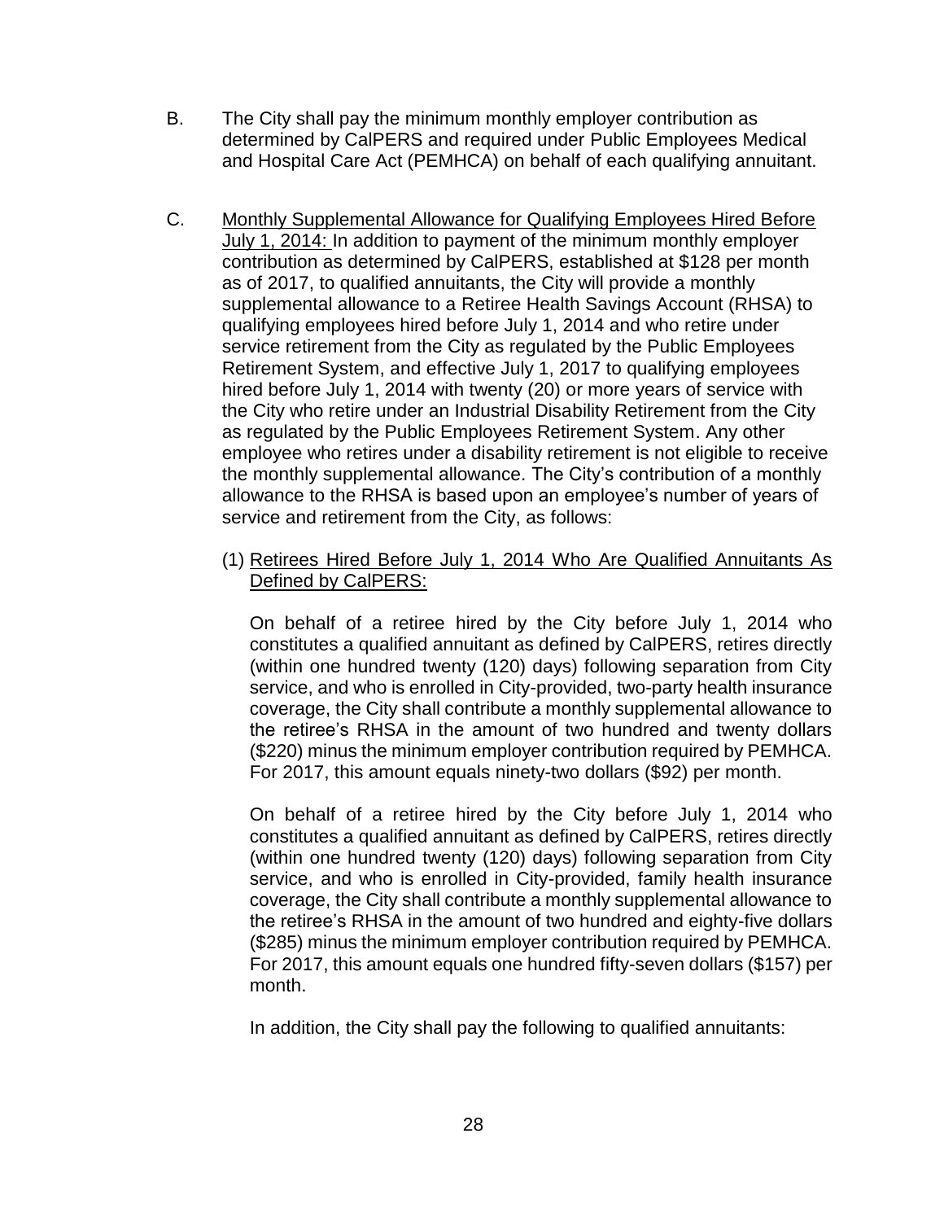B. The City shall pay the minimum monthly employer contribution as determined by CalPERS and required under Public Employees Medical and Hospital Care Act (PEMHCA) on behalf of each qualifying annuitant.

C. Monthly Supplemental Allowance for Qualifying Employees Hired Before July 1, 2014: In addition to payment of the minimum monthly employer contribution as determined by CalPERS, established at $128 per month as of 2017, to qualified annuitants, the City will provide a monthly supplemental allowance to a Retiree Health Savings Account (RHSA) to qualifying employees hired before July 1, 2014 and who retire under service retirement from the City as regulated by the Public Employees Retirement System, and effective July 1, 2017 to qualifying employees hired before July 1, 2014 with twenty (20) or more years of service with the City who retire under an Industrial Disability Retirement from the City as regulated by the Public Employees Retirement System. Any other employee who retires under a disability retirement is not eligible to receive the monthly supplemental allowance. The City's contribution of a monthly allowance to the RHSA is based upon an employee's number of years of service and retirement from the City, as follows:

(1) Retirees Hired Before July 1, 2014 Who Are Qualified Annuitants As Defined by CalPERS:

On behalf of a retiree hired by the City before July 1, 2014 who constitutes a qualified annuitant as defined by CalPERS, retires directly (within one hundred twenty (120) days) following separation from City service, and who is enrolled in City-provided, two-party health insurance coverage, the City shall contribute a monthly supplemental allowance to the retiree's RHSA in the amount of two hundred and twenty dollars ($220) minus the minimum employer contribution required by PEMHCA. For 2017, this amount equals ninety-two dollars ($92) per month.

On behalf of a retiree hired by the City before July 1, 2014 who constitutes a qualified annuitant as defined by CalPERS, retires directly (within one hundred twenty (120) days) following separation from City service, and who is enrolled in City-provided, family health insurance coverage, the City shall contribute a monthly supplemental allowance to the retiree's RHSA in the amount of two hundred and eighty-five dollars ($285) minus the minimum employer contribution required by PEMHCA. For 2017, this amount equals one hundred fifty-seven dollars ($157) per month.

In addition, the City shall pay the following to qualified annuitants: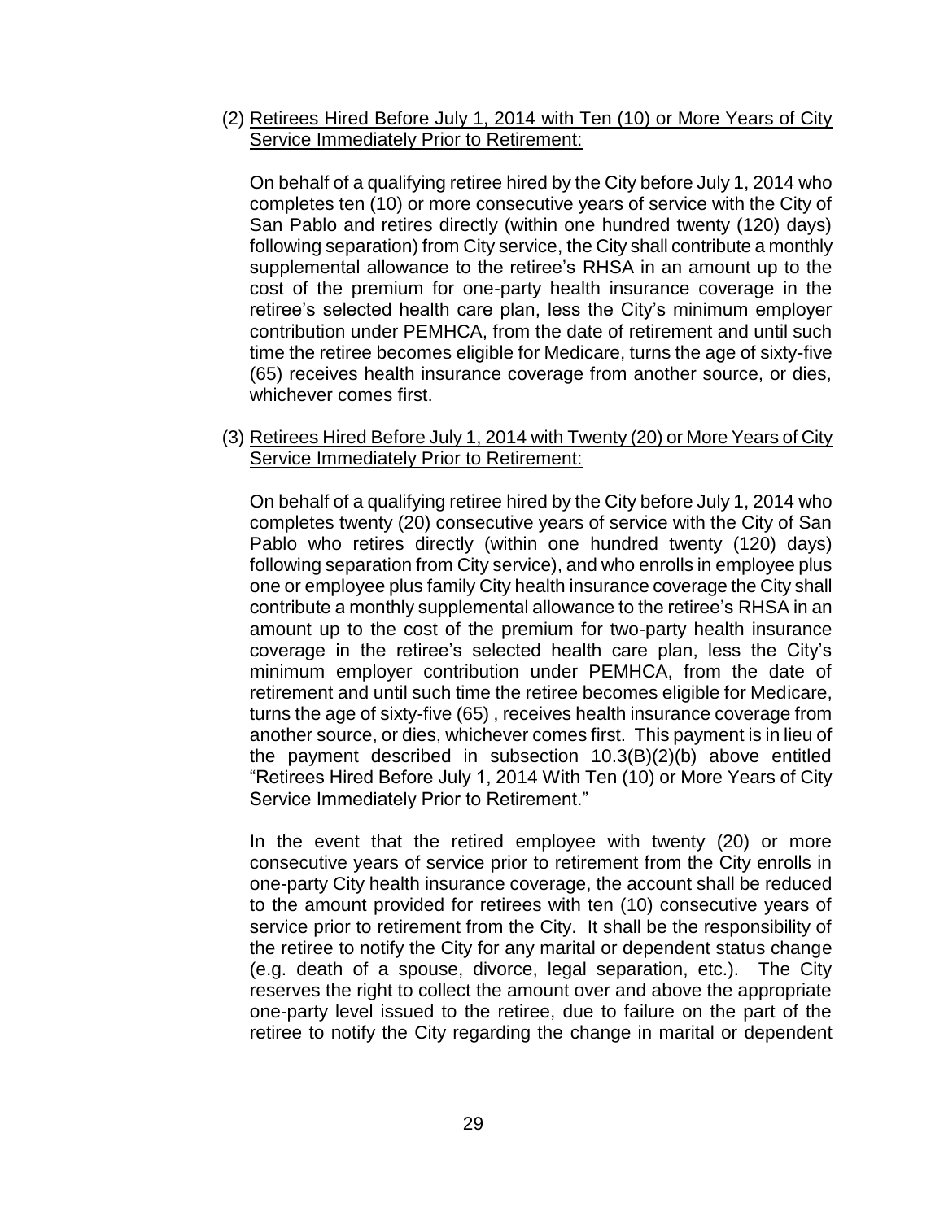(2) Retirees Hired Before July 1, 2014 with Ten (10) or More Years of City Service Immediately Prior to Retirement:

On behalf of a qualifying retiree hired by the City before July 1, 2014 who completes ten (10) or more consecutive years of service with the City of San Pablo and retires directly (within one hundred twenty (120) days) following separation) from City service, the City shall contribute a monthly supplemental allowance to the retiree's RHSA in an amount up to the cost of the premium for one-party health insurance coverage in the retiree's selected health care plan, less the City's minimum employer contribution under PEMHCA, from the date of retirement and until such time the retiree becomes eligible for Medicare, turns the age of sixty-five (65) receives health insurance coverage from another source, or dies, whichever comes first.

(3) Retirees Hired Before July 1, 2014 with Twenty (20) or More Years of City Service Immediately Prior to Retirement:

On behalf of a qualifying retiree hired by the City before July 1, 2014 who completes twenty (20) consecutive years of service with the City of San Pablo who retires directly (within one hundred twenty (120) days) following separation from City service), and who enrolls in employee plus one or employee plus family City health insurance coverage the City shall contribute a monthly supplemental allowance to the retiree's RHSA in an amount up to the cost of the premium for two-party health insurance coverage in the retiree's selected health care plan, less the City's minimum employer contribution under PEMHCA, from the date of retirement and until such time the retiree becomes eligible for Medicare, turns the age of sixty-five (65) , receives health insurance coverage from another source, or dies, whichever comes first. This payment is in lieu of the payment described in subsection 10.3(B)(2)(b) above entitled "Retirees Hired Before July 1, 2014 With Ten (10) or More Years of City Service Immediately Prior to Retirement."

In the event that the retired employee with twenty (20) or more consecutive years of service prior to retirement from the City enrolls in one-party City health insurance coverage, the account shall be reduced to the amount provided for retirees with ten (10) consecutive years of service prior to retirement from the City. It shall be the responsibility of the retiree to notify the City for any marital or dependent status change (e.g. death of a spouse, divorce, legal separation, etc.). The City reserves the right to collect the amount over and above the appropriate one-party level issued to the retiree, due to failure on the part of the retiree to notify the City regarding the change in marital or dependent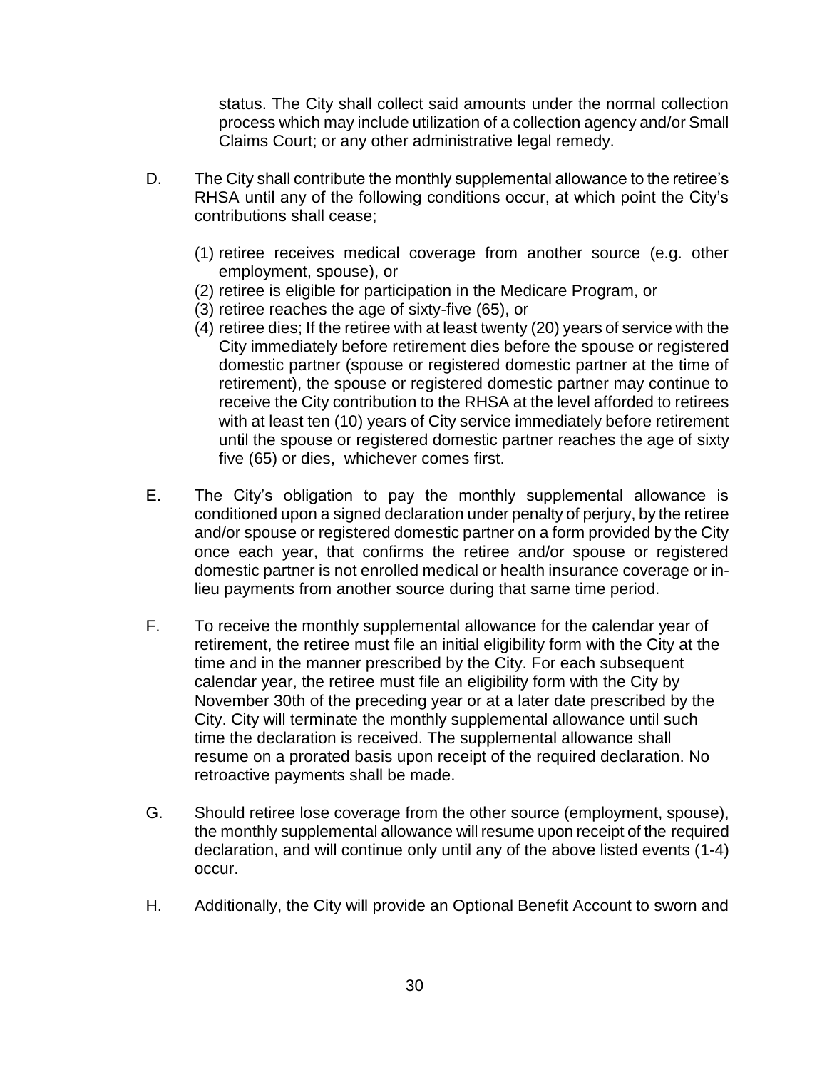status. The City shall collect said amounts under the normal collection process which may include utilization of a collection agency and/or Small Claims Court; or any other administrative legal remedy.

D. The City shall contribute the monthly supplemental allowance to the retiree's RHSA until any of the following conditions occur, at which point the City's contributions shall cease;

   (1) retiree receives medical coverage from another source (e.g. other employment, spouse), or
   (2) retiree is eligible for participation in the Medicare Program, or
   (3) retiree reaches the age of sixty-five (65), or
   (4) retiree dies; If the retiree with at least twenty (20) years of service with the City immediately before retirement dies before the spouse or registered domestic partner (spouse or registered domestic partner at the time of retirement), the spouse or registered domestic partner may continue to receive the City contribution to the RHSA at the level afforded to retirees with at least ten (10) years of City service immediately before retirement until the spouse or registered domestic partner reaches the age of sixty five (65) or dies, whichever comes first.

E. The City's obligation to pay the monthly supplemental allowance is conditioned upon a signed declaration under penalty of perjury, by the retiree and/or spouse or registered domestic partner on a form provided by the City once each year, that confirms the retiree and/or spouse or registered domestic partner is not enrolled medical or health insurance coverage or in-lieu payments from another source during that same time period.

F. To receive the monthly supplemental allowance for the calendar year of retirement, the retiree must file an initial eligibility form with the City at the time and in the manner prescribed by the City. For each subsequent calendar year, the retiree must file an eligibility form with the City by November 30th of the preceding year or at a later date prescribed by the City. City will terminate the monthly supplemental allowance until such time the declaration is received. The supplemental allowance shall resume on a prorated basis upon receipt of the required declaration. No retroactive payments shall be made.

G. Should retiree lose coverage from the other source (employment, spouse), the monthly supplemental allowance will resume upon receipt of the required declaration, and will continue only until any of the above listed events (1-4) occur.

H. Additionally, the City will provide an Optional Benefit Account to sworn and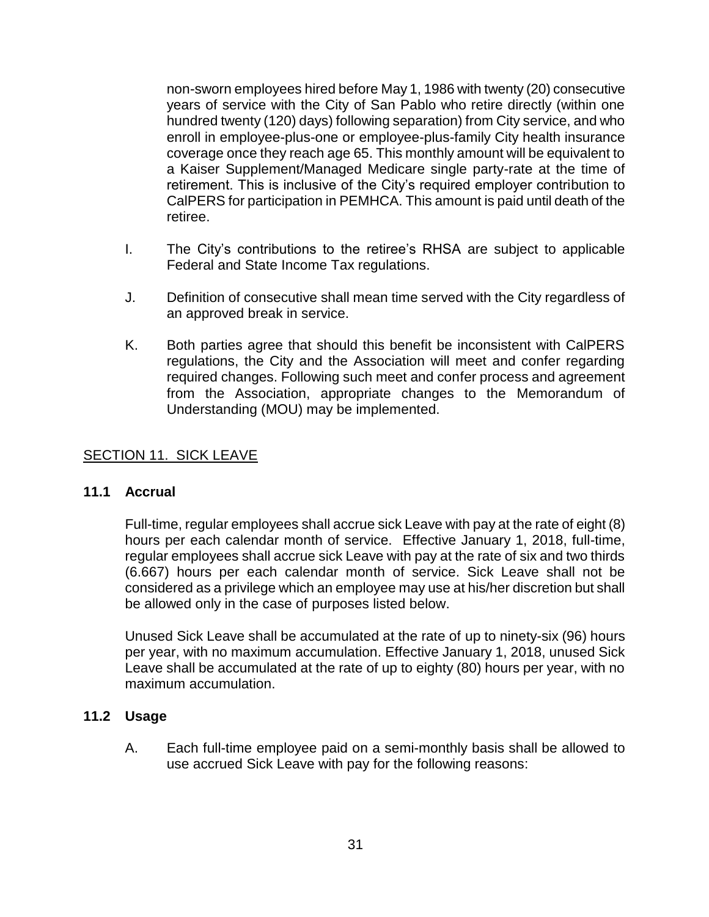non-sworn employees hired before May 1, 1986 with twenty (20) consecutive years of service with the City of San Pablo who retire directly (within one hundred twenty (120) days) following separation) from City service, and who enroll in employee-plus-one or employee-plus-family City health insurance coverage once they reach age 65. This monthly amount will be equivalent to a Kaiser Supplement/Managed Medicare single party-rate at the time of retirement. This is inclusive of the City's required employer contribution to CalPERS for participation in PEMHCA. This amount is paid until death of the retiree.

I. The City's contributions to the retiree's RHSA are subject to applicable Federal and State Income Tax regulations.

J. Definition of consecutive shall mean time served with the City regardless of an approved break in service.

K. Both parties agree that should this benefit be inconsistent with CalPERS regulations, the City and the Association will meet and confer regarding required changes. Following such meet and confer process and agreement from the Association, appropriate changes to the Memorandum of Understanding (MOU) may be implemented.

## SECTION 11. SICK LEAVE

### 11.1 Accrual

Full-time, regular employees shall accrue sick Leave with pay at the rate of eight (8) hours per each calendar month of service. Effective January 1, 2018, full-time, regular employees shall accrue sick Leave with pay at the rate of six and two thirds (6.667) hours per each calendar month of service. Sick Leave shall not be considered as a privilege which an employee may use at his/her discretion but shall be allowed only in the case of purposes listed below.

Unused Sick Leave shall be accumulated at the rate of up to ninety-six (96) hours per year, with no maximum accumulation. Effective January 1, 2018, unused Sick Leave shall be accumulated at the rate of up to eighty (80) hours per year, with no maximum accumulation.

### 11.2 Usage

A. Each full-time employee paid on a semi-monthly basis shall be allowed to use accrued Sick Leave with pay for the following reasons: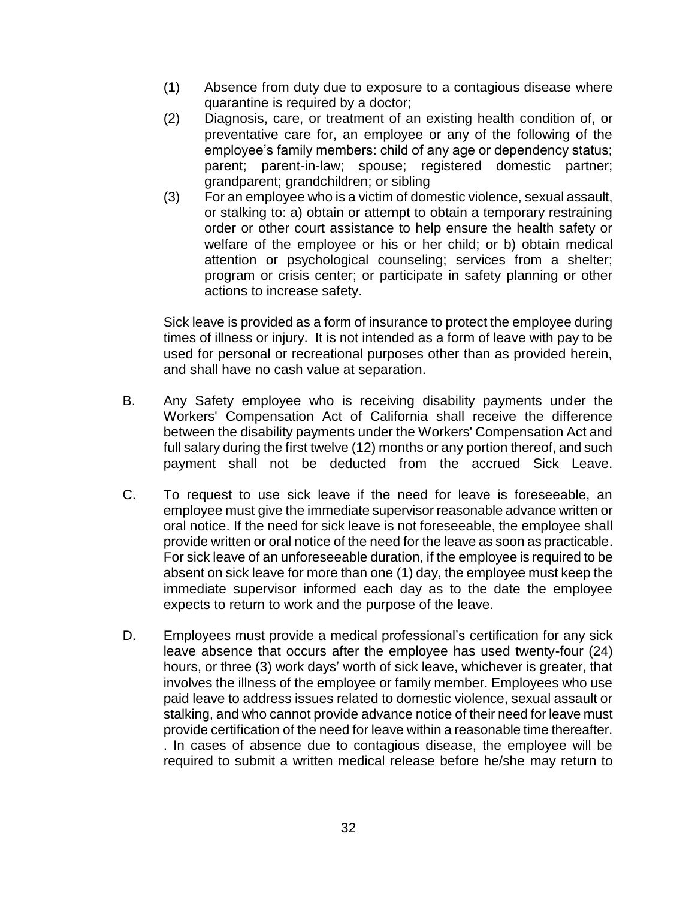(1) Absence from duty due to exposure to a contagious disease where quarantine is required by a doctor;

(2) Diagnosis, care, or treatment of an existing health condition of, or preventative care for, an employee or any of the following of the employee's family members: child of any age or dependency status; parent; parent-in-law; spouse; registered domestic partner; grandparent; grandchildren; or sibling

(3) For an employee who is a victim of domestic violence, sexual assault, or stalking to: a) obtain or attempt to obtain a temporary restraining order or other court assistance to help ensure the health safety or welfare of the employee or his or her child; or b) obtain medical attention or psychological counseling; services from a shelter; program or crisis center; or participate in safety planning or other actions to increase safety.

Sick leave is provided as a form of insurance to protect the employee during times of illness or injury. It is not intended as a form of leave with pay to be used for personal or recreational purposes other than as provided herein, and shall have no cash value at separation.

B. Any Safety employee who is receiving disability payments under the Workers' Compensation Act of California shall receive the difference between the disability payments under the Workers' Compensation Act and full salary during the first twelve (12) months or any portion thereof, and such payment shall not be deducted from the accrued Sick Leave.

C. To request to use sick leave if the need for leave is foreseeable, an employee must give the immediate supervisor reasonable advance written or oral notice. If the need for sick leave is not foreseeable, the employee shall provide written or oral notice of the need for the leave as soon as practicable. For sick leave of an unforeseeable duration, if the employee is required to be absent on sick leave for more than one (1) day, the employee must keep the immediate supervisor informed each day as to the date the employee expects to return to work and the purpose of the leave.

D. Employees must provide a medical professional's certification for any sick leave absence that occurs after the employee has used twenty-four (24) hours, or three (3) work days' worth of sick leave, whichever is greater, that involves the illness of the employee or family member. Employees who use paid leave to address issues related to domestic violence, sexual assault or stalking, and who cannot provide advance notice of their need for leave must provide certification of the need for leave within a reasonable time thereafter. . In cases of absence due to contagious disease, the employee will be required to submit a written medical release before he/she may return to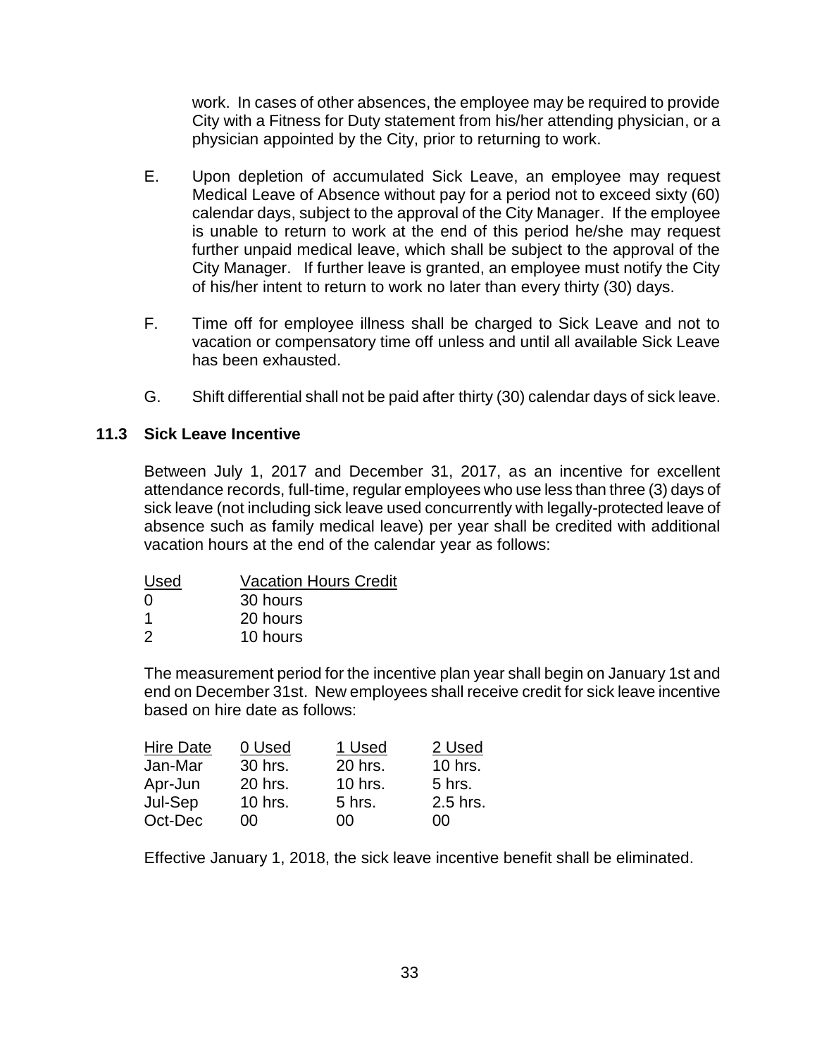work. In cases of other absences, the employee may be required to provide City with a Fitness for Duty statement from his/her attending physician, or a physician appointed by the City, prior to returning to work.

E. Upon depletion of accumulated Sick Leave, an employee may request Medical Leave of Absence without pay for a period not to exceed sixty (60) calendar days, subject to the approval of the City Manager. If the employee is unable to return to work at the end of this period he/she may request further unpaid medical leave, which shall be subject to the approval of the City Manager. If further leave is granted, an employee must notify the City of his/her intent to return to work no later than every thirty (30) days.

F. Time off for employee illness shall be charged to Sick Leave and not to vacation or compensatory time off unless and until all available Sick Leave has been exhausted.

G. Shift differential shall not be paid after thirty (30) calendar days of sick leave.

### 11.3 Sick Leave Incentive

Between July 1, 2017 and December 31, 2017, as an incentive for excellent attendance records, full-time, regular employees who use less than three (3) days of sick leave (not including sick leave used concurrently with legally-protected leave of absence such as family medical leave) per year shall be credited with additional vacation hours at the end of the calendar year as follows:

| Used | Vacation Hours Credit |
|---|---|
| 0 | 30 hours |
| 1 | 20 hours |
| 2 | 10 hours |

The measurement period for the incentive plan year shall begin on January 1st and end on December 31st. New employees shall receive credit for sick leave incentive based on hire date as follows:

| Hire Date | 0 Used | 1 Used | 2 Used |
|---|---|---|---|
| Jan-Mar | 30 hrs. | 20 hrs. | 10 hrs. |
| Apr-Jun | 20 hrs. | 10 hrs. | 5 hrs. |
| Jul-Sep | 10 hrs. | 5 hrs. | 2.5 hrs. |
| Oct-Dec | 00 | 00 | 00 |

Effective January 1, 2018, the sick leave incentive benefit shall be eliminated.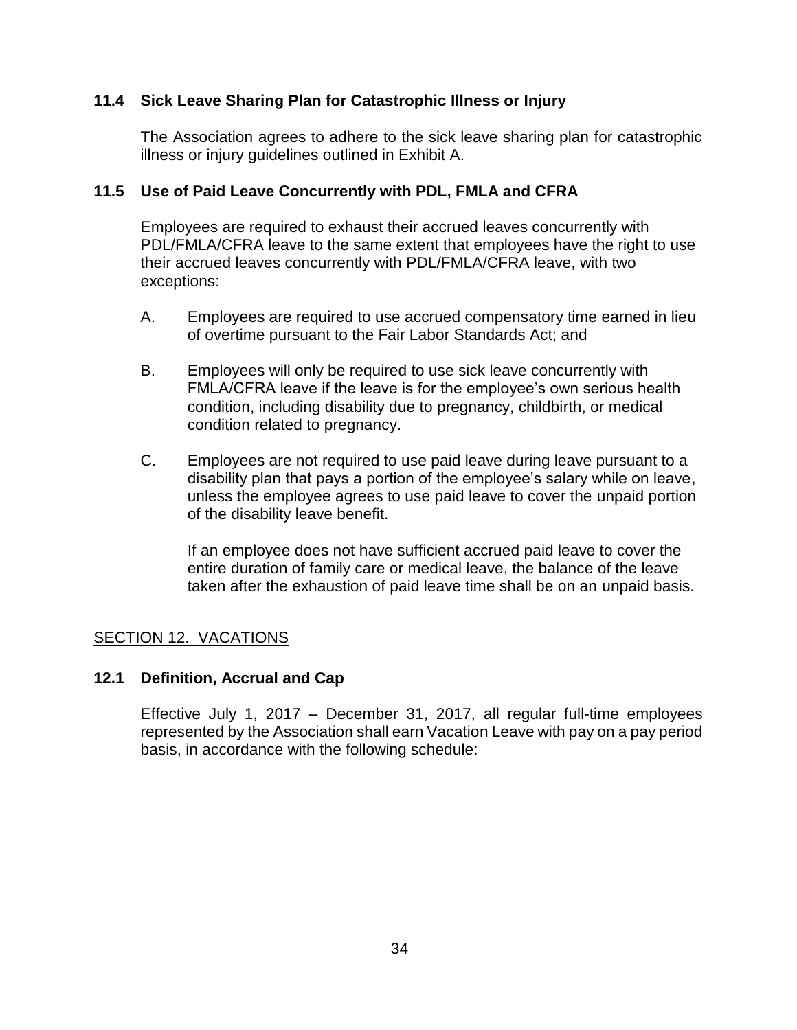### 11.4 Sick Leave Sharing Plan for Catastrophic Illness or Injury

The Association agrees to adhere to the sick leave sharing plan for catastrophic illness or injury guidelines outlined in Exhibit A.

### 11.5 Use of Paid Leave Concurrently with PDL, FMLA and CFRA

Employees are required to exhaust their accrued leaves concurrently with PDL/FMLA/CFRA leave to the same extent that employees have the right to use their accrued leaves concurrently with PDL/FMLA/CFRA leave, with two exceptions:

A. Employees are required to use accrued compensatory time earned in lieu of overtime pursuant to the Fair Labor Standards Act; and

B. Employees will only be required to use sick leave concurrently with FMLA/CFRA leave if the leave is for the employee's own serious health condition, including disability due to pregnancy, childbirth, or medical condition related to pregnancy.

C. Employees are not required to use paid leave during leave pursuant to a disability plan that pays a portion of the employee's salary while on leave, unless the employee agrees to use paid leave to cover the unpaid portion of the disability leave benefit.

   If an employee does not have sufficient accrued paid leave to cover the entire duration of family care or medical leave, the balance of the leave taken after the exhaustion of paid leave time shall be on an unpaid basis.

## SECTION 12. VACATIONS

### 12.1 Definition, Accrual and Cap

Effective July 1, 2017 – December 31, 2017, all regular full-time employees represented by the Association shall earn Vacation Leave with pay on a pay period basis, in accordance with the following schedule: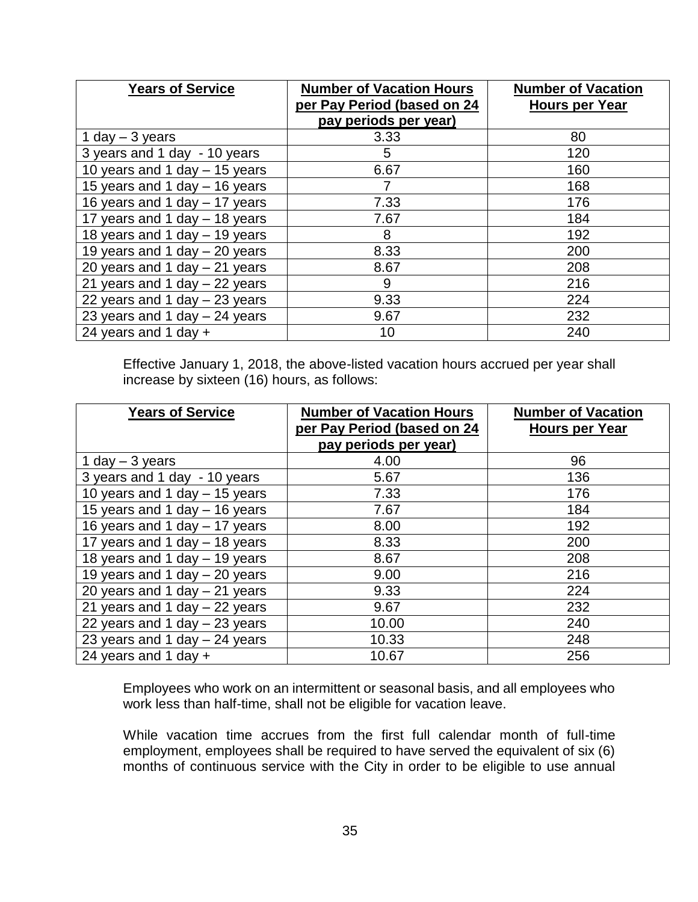| Years of Service | Number of Vacation Hours per Pay Period (based on 24 pay periods per year) | Number of Vacation Hours per Year |
|---|---|---|
| 1 day – 3 years | 3.33 | 80 |
| 3 years and 1 day - 10 years | 5 | 120 |
| 10 years and 1 day – 15 years | 6.67 | 160 |
| 15 years and 1 day – 16 years | 7 | 168 |
| 16 years and 1 day – 17 years | 7.33 | 176 |
| 17 years and 1 day – 18 years | 7.67 | 184 |
| 18 years and 1 day – 19 years | 8 | 192 |
| 19 years and 1 day – 20 years | 8.33 | 200 |
| 20 years and 1 day – 21 years | 8.67 | 208 |
| 21 years and 1 day – 22 years | 9 | 216 |
| 22 years and 1 day – 23 years | 9.33 | 224 |
| 23 years and 1 day – 24 years | 9.67 | 232 |
| 24 years and 1 day + | 10 | 240 |

Effective January 1, 2018, the above-listed vacation hours accrued per year shall increase by sixteen (16) hours, as follows:

| Years of Service | Number of Vacation Hours per Pay Period (based on 24 pay periods per year) | Number of Vacation Hours per Year |
|---|---|---|
| 1 day – 3 years | 4.00 | 96 |
| 3 years and 1 day - 10 years | 5.67 | 136 |
| 10 years and 1 day – 15 years | 7.33 | 176 |
| 15 years and 1 day – 16 years | 7.67 | 184 |
| 16 years and 1 day – 17 years | 8.00 | 192 |
| 17 years and 1 day – 18 years | 8.33 | 200 |
| 18 years and 1 day – 19 years | 8.67 | 208 |
| 19 years and 1 day – 20 years | 9.00 | 216 |
| 20 years and 1 day – 21 years | 9.33 | 224 |
| 21 years and 1 day – 22 years | 9.67 | 232 |
| 22 years and 1 day – 23 years | 10.00 | 240 |
| 23 years and 1 day – 24 years | 10.33 | 248 |
| 24 years and 1 day + | 10.67 | 256 |

Employees who work on an intermittent or seasonal basis, and all employees who work less than half-time, shall not be eligible for vacation leave.

While vacation time accrues from the first full calendar month of full-time employment, employees shall be required to have served the equivalent of six (6) months of continuous service with the City in order to be eligible to use annual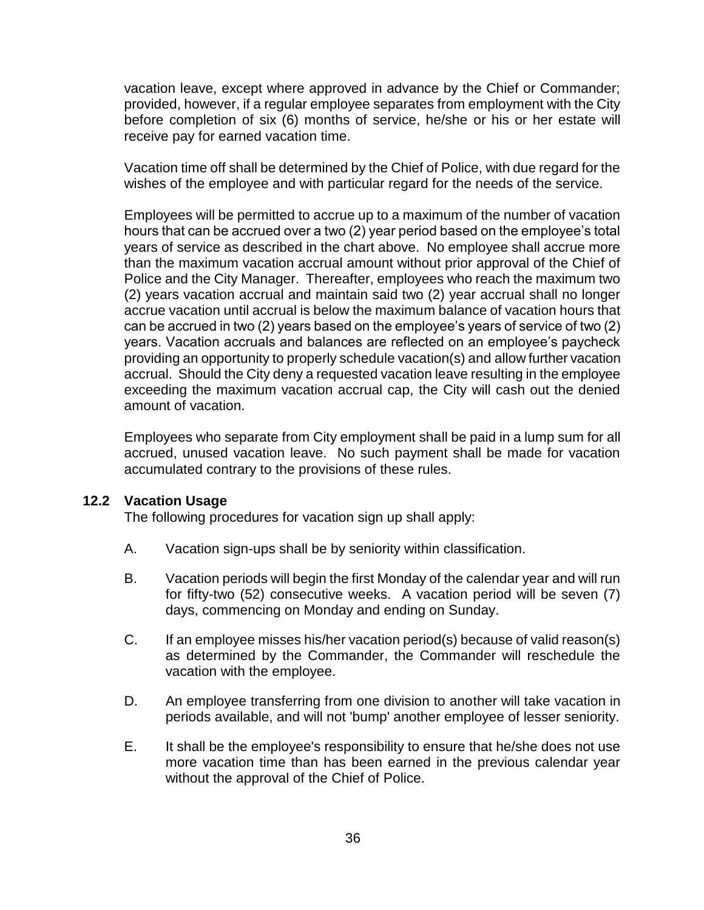vacation leave, except where approved in advance by the Chief or Commander; provided, however, if a regular employee separates from employment with the City before completion of six (6) months of service, he/she or his or her estate will receive pay for earned vacation time.

Vacation time off shall be determined by the Chief of Police, with due regard for the wishes of the employee and with particular regard for the needs of the service.

Employees will be permitted to accrue up to a maximum of the number of vacation hours that can be accrued over a two (2) year period based on the employee's total years of service as described in the chart above. No employee shall accrue more than the maximum vacation accrual amount without prior approval of the Chief of Police and the City Manager. Thereafter, employees who reach the maximum two (2) years vacation accrual and maintain said two (2) year accrual shall no longer accrue vacation until accrual is below the maximum balance of vacation hours that can be accrued in two (2) years based on the employee's years of service of two (2) years. Vacation accruals and balances are reflected on an employee's paycheck providing an opportunity to properly schedule vacation(s) and allow further vacation accrual. Should the City deny a requested vacation leave resulting in the employee exceeding the maximum vacation accrual cap, the City will cash out the denied amount of vacation.

Employees who separate from City employment shall be paid in a lump sum for all accrued, unused vacation leave. No such payment shall be made for vacation accumulated contrary to the provisions of these rules.

### 12.2 Vacation Usage

The following procedures for vacation sign up shall apply:

A. Vacation sign-ups shall be by seniority within classification.

B. Vacation periods will begin the first Monday of the calendar year and will run for fifty-two (52) consecutive weeks. A vacation period will be seven (7) days, commencing on Monday and ending on Sunday.

C. If an employee misses his/her vacation period(s) because of valid reason(s) as determined by the Commander, the Commander will reschedule the vacation with the employee.

D. An employee transferring from one division to another will take vacation in periods available, and will not 'bump' another employee of lesser seniority.

E. It shall be the employee's responsibility to ensure that he/she does not use more vacation time than has been earned in the previous calendar year without the approval of the Chief of Police.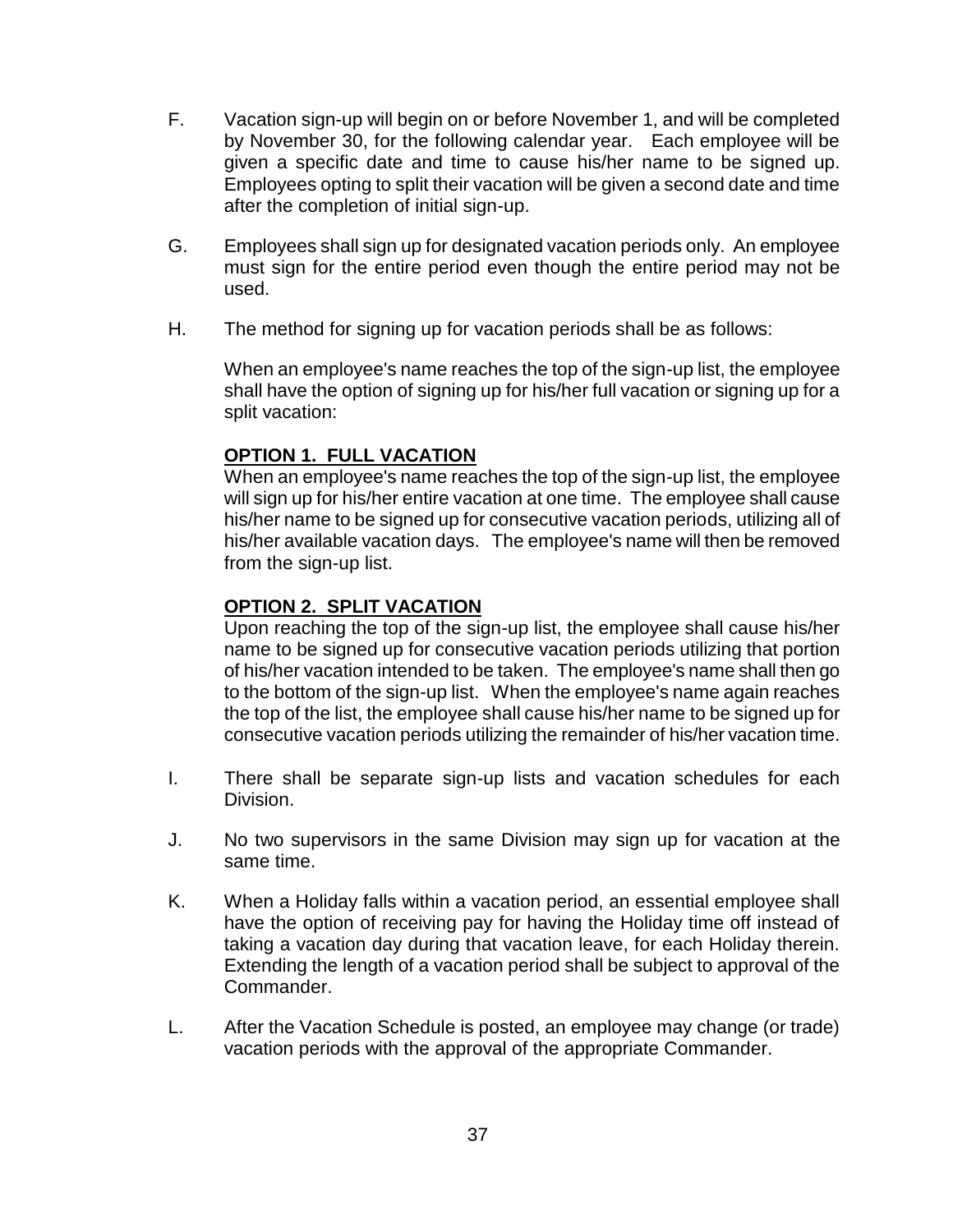F. Vacation sign-up will begin on or before November 1, and will be completed by November 30, for the following calendar year. Each employee will be given a specific date and time to cause his/her name to be signed up. Employees opting to split their vacation will be given a second date and time after the completion of initial sign-up.

G. Employees shall sign up for designated vacation periods only. An employee must sign for the entire period even though the entire period may not be used.

H. The method for signing up for vacation periods shall be as follows:

When an employee's name reaches the top of the sign-up list, the employee shall have the option of signing up for his/her full vacation or signing up for a split vacation:

**OPTION 1. FULL VACATION**

When an employee's name reaches the top of the sign-up list, the employee will sign up for his/her entire vacation at one time. The employee shall cause his/her name to be signed up for consecutive vacation periods, utilizing all of his/her available vacation days. The employee's name will then be removed from the sign-up list.

**OPTION 2. SPLIT VACATION**

Upon reaching the top of the sign-up list, the employee shall cause his/her name to be signed up for consecutive vacation periods utilizing that portion of his/her vacation intended to be taken. The employee's name shall then go to the bottom of the sign-up list. When the employee's name again reaches the top of the list, the employee shall cause his/her name to be signed up for consecutive vacation periods utilizing the remainder of his/her vacation time.

I. There shall be separate sign-up lists and vacation schedules for each Division.

J. No two supervisors in the same Division may sign up for vacation at the same time.

K. When a Holiday falls within a vacation period, an essential employee shall have the option of receiving pay for having the Holiday time off instead of taking a vacation day during that vacation leave, for each Holiday therein. Extending the length of a vacation period shall be subject to approval of the Commander.

L. After the Vacation Schedule is posted, an employee may change (or trade) vacation periods with the approval of the appropriate Commander.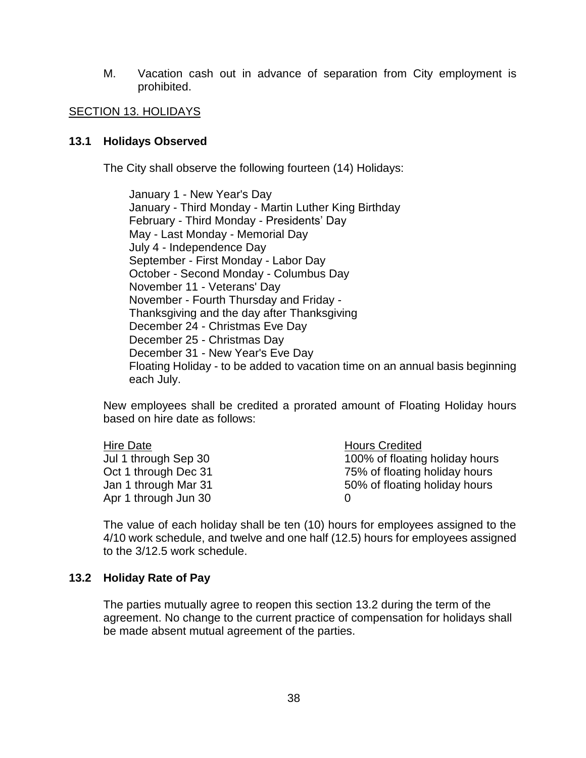M. Vacation cash out in advance of separation from City employment is prohibited.

## SECTION 13. HOLIDAYS

### 13.1 Holidays Observed

The City shall observe the following fourteen (14) Holidays:

January 1 - New Year's Day
January - Third Monday - Martin Luther King Birthday
February - Third Monday - Presidents' Day
May - Last Monday - Memorial Day
July 4 - Independence Day
September - First Monday - Labor Day
October - Second Monday - Columbus Day
November 11 - Veterans' Day
November - Fourth Thursday and Friday -
Thanksgiving and the day after Thanksgiving
December 24 - Christmas Eve Day
December 25 - Christmas Day
December 31 - New Year's Eve Day
Floating Holiday - to be added to vacation time on an annual basis beginning each July.

New employees shall be credited a prorated amount of Floating Holiday hours based on hire date as follows:

| Hire Date | Hours Credited |
|---|---|
| Jul 1 through Sep 30 | 100% of floating holiday hours |
| Oct 1 through Dec 31 | 75% of floating holiday hours |
| Jan 1 through Mar 31 | 50% of floating holiday hours |
| Apr 1 through Jun 30 | 0 |

The value of each holiday shall be ten (10) hours for employees assigned to the 4/10 work schedule, and twelve and one half (12.5) hours for employees assigned to the 3/12.5 work schedule.

### 13.2 Holiday Rate of Pay

The parties mutually agree to reopen this section 13.2 during the term of the agreement. No change to the current practice of compensation for holidays shall be made absent mutual agreement of the parties.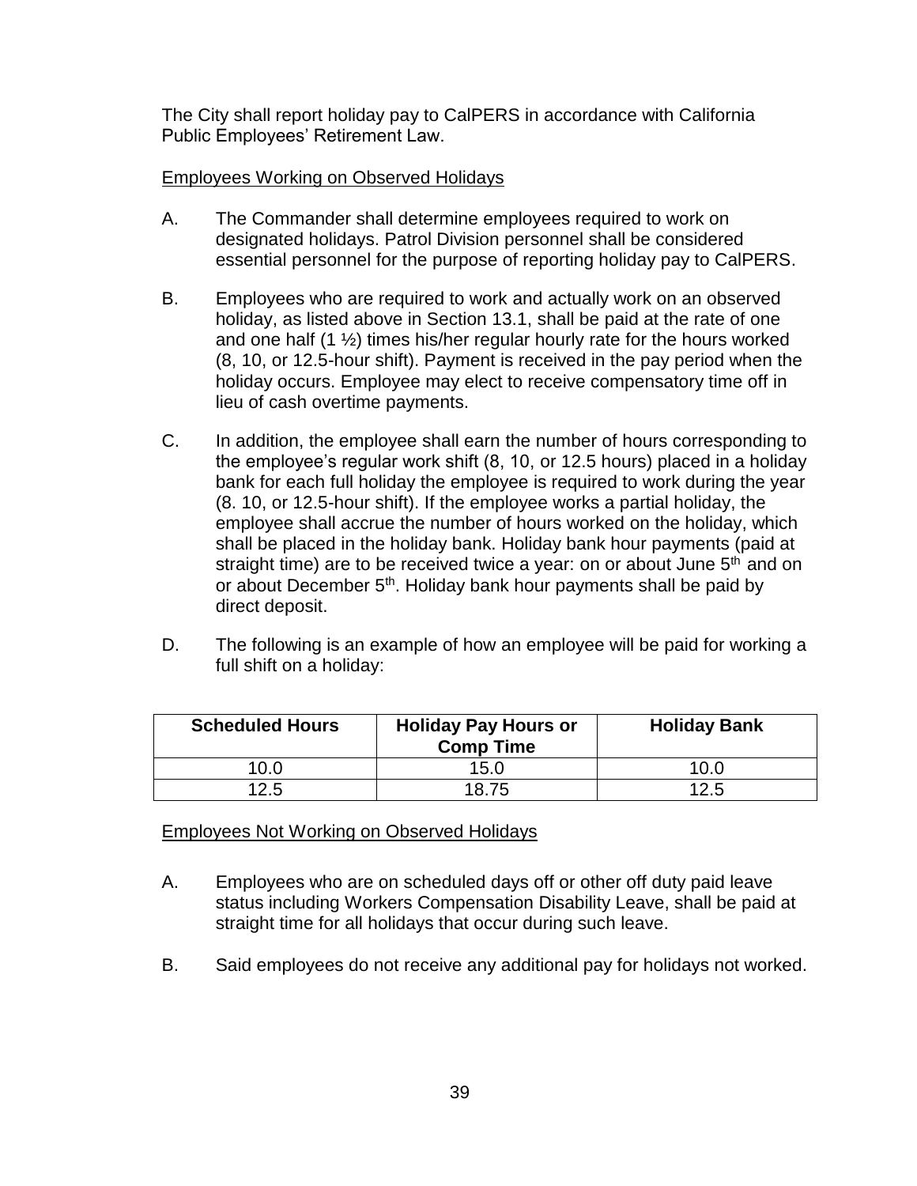The City shall report holiday pay to CalPERS in accordance with California Public Employees' Retirement Law.

Employees Working on Observed Holidays

A. The Commander shall determine employees required to work on designated holidays. Patrol Division personnel shall be considered essential personnel for the purpose of reporting holiday pay to CalPERS.

B. Employees who are required to work and actually work on an observed holiday, as listed above in Section 13.1, shall be paid at the rate of one and one half (1 ½) times his/her regular hourly rate for the hours worked (8, 10, or 12.5-hour shift). Payment is received in the pay period when the holiday occurs. Employee may elect to receive compensatory time off in lieu of cash overtime payments.

C. In addition, the employee shall earn the number of hours corresponding to the employee's regular work shift (8, 10, or 12.5 hours) placed in a holiday bank for each full holiday the employee is required to work during the year (8. 10, or 12.5-hour shift). If the employee works a partial holiday, the employee shall accrue the number of hours worked on the holiday, which shall be placed in the holiday bank. Holiday bank hour payments (paid at straight time) are to be received twice a year: on or about June 5th and on or about December 5th. Holiday bank hour payments shall be paid by direct deposit.

D. The following is an example of how an employee will be paid for working a full shift on a holiday:

| Scheduled Hours | Holiday Pay Hours or Comp Time | Holiday Bank |
|---|---|---|
| 10.0 | 15.0 | 10.0 |
| 12.5 | 18.75 | 12.5 |

Employees Not Working on Observed Holidays

A. Employees who are on scheduled days off or other off duty paid leave status including Workers Compensation Disability Leave, shall be paid at straight time for all holidays that occur during such leave.

B. Said employees do not receive any additional pay for holidays not worked.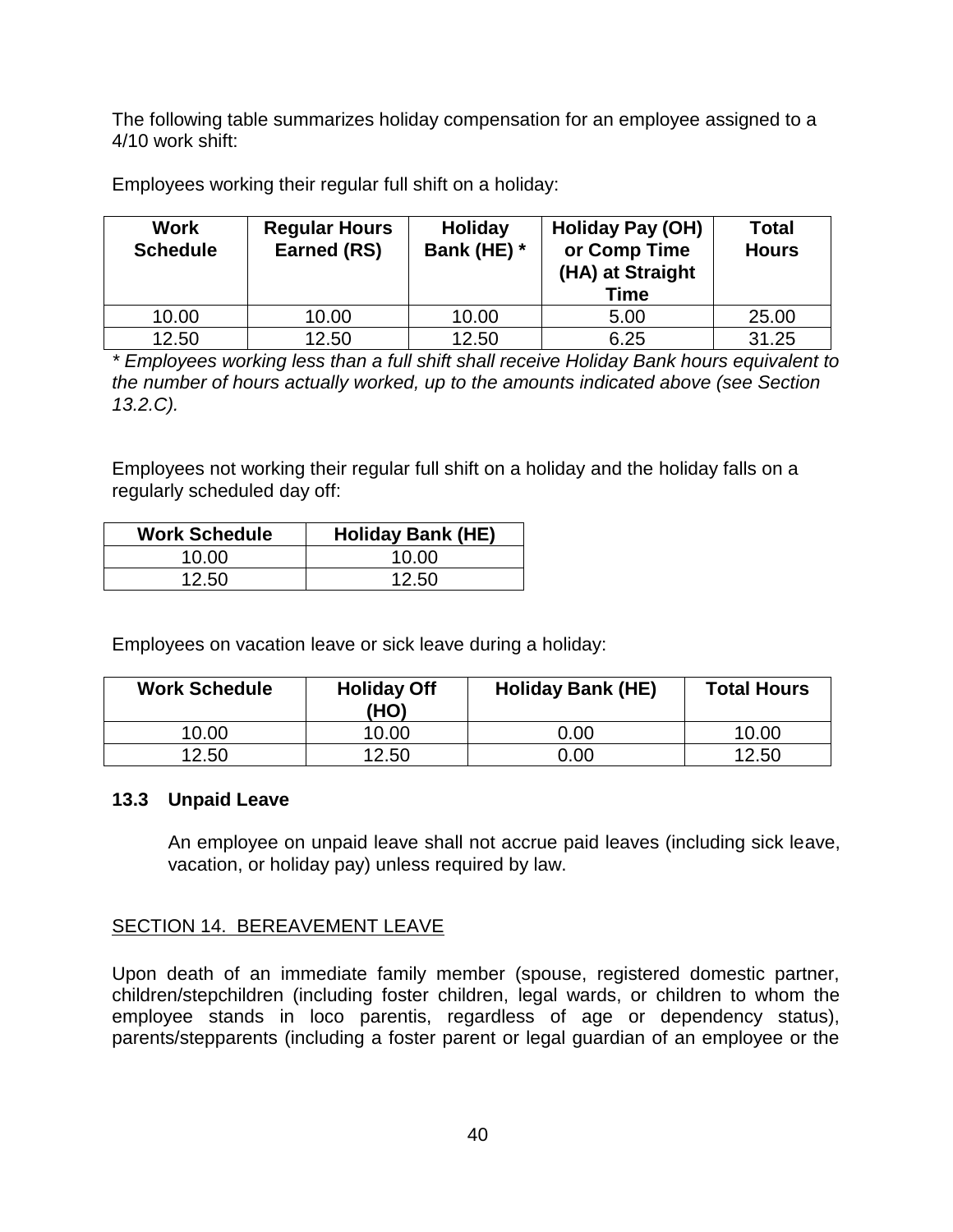The following table summarizes holiday compensation for an employee assigned to a 4/10 work shift:

Employees working their regular full shift on a holiday:

| Work Schedule | Regular Hours Earned (RS) | Holiday Bank (HE) * | Holiday Pay (OH) or Comp Time (HA) at Straight Time | Total Hours |
|---|---|---|---|---|
| 10.00 | 10.00 | 10.00 | 5.00 | 25.00 |
| 12.50 | 12.50 | 12.50 | 6.25 | 31.25 |

*\* Employees working less than a full shift shall receive Holiday Bank hours equivalent to the number of hours actually worked, up to the amounts indicated above (see Section 13.2.C).*

Employees not working their regular full shift on a holiday and the holiday falls on a regularly scheduled day off:

| Work Schedule | Holiday Bank (HE) |
|---|---|
| 10.00 | 10.00 |
| 12.50 | 12.50 |

Employees on vacation leave or sick leave during a holiday:

| Work Schedule | Holiday Off (HO) | Holiday Bank (HE) | Total Hours |
|---|---|---|---|
| 10.00 | 10.00 | 0.00 | 10.00 |
| 12.50 | 12.50 | 0.00 | 12.50 |

### 13.3 Unpaid Leave

An employee on unpaid leave shall not accrue paid leaves (including sick leave, vacation, or holiday pay) unless required by law.

## SECTION 14. BEREAVEMENT LEAVE

Upon death of an immediate family member (spouse, registered domestic partner, children/stepchildren (including foster children, legal wards, or children to whom the employee stands in loco parentis, regardless of age or dependency status), parents/stepparents (including a foster parent or legal guardian of an employee or the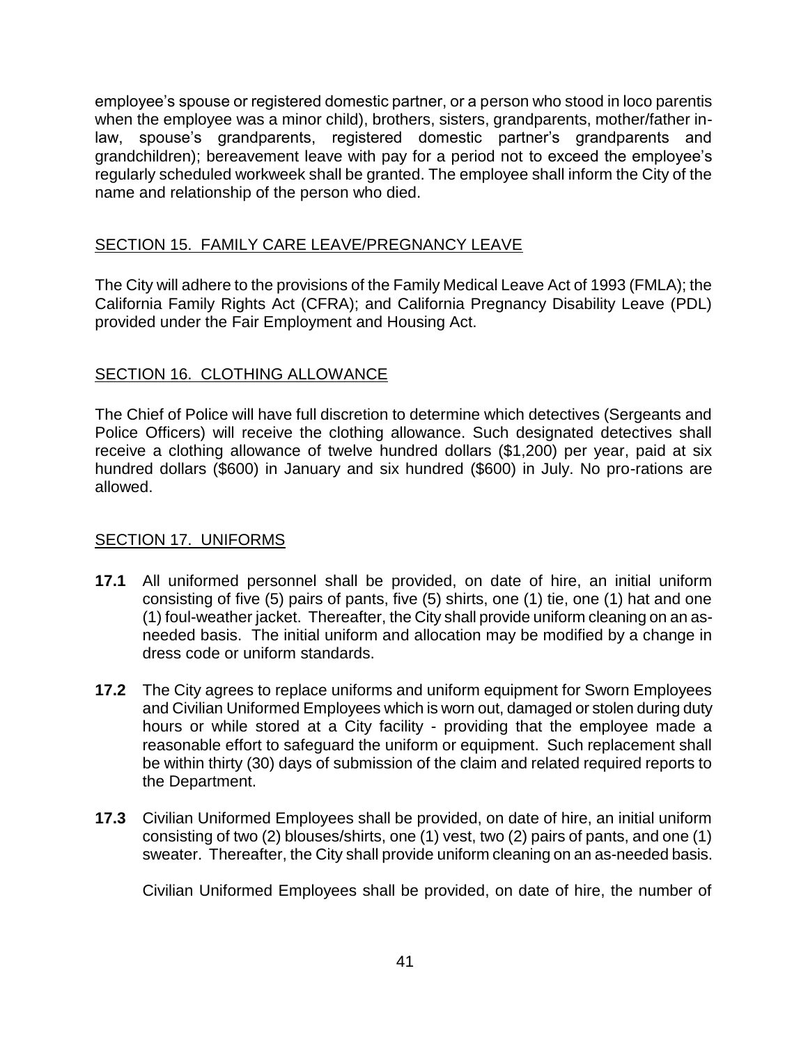employee's spouse or registered domestic partner, or a person who stood in loco parentis when the employee was a minor child), brothers, sisters, grandparents, mother/father in-law, spouse's grandparents, registered domestic partner's grandparents and grandchildren); bereavement leave with pay for a period not to exceed the employee's regularly scheduled workweek shall be granted. The employee shall inform the City of the name and relationship of the person who died.

## SECTION 15. FAMILY CARE LEAVE/PREGNANCY LEAVE

The City will adhere to the provisions of the Family Medical Leave Act of 1993 (FMLA); the California Family Rights Act (CFRA); and California Pregnancy Disability Leave (PDL) provided under the Fair Employment and Housing Act.

## SECTION 16. CLOTHING ALLOWANCE

The Chief of Police will have full discretion to determine which detectives (Sergeants and Police Officers) will receive the clothing allowance. Such designated detectives shall receive a clothing allowance of twelve hundred dollars ($1,200) per year, paid at six hundred dollars ($600) in January and six hundred ($600) in July. No pro-rations are allowed.

## SECTION 17. UNIFORMS

**17.1** All uniformed personnel shall be provided, on date of hire, an initial uniform consisting of five (5) pairs of pants, five (5) shirts, one (1) tie, one (1) hat and one (1) foul-weather jacket. Thereafter, the City shall provide uniform cleaning on an as-needed basis. The initial uniform and allocation may be modified by a change in dress code or uniform standards.

**17.2** The City agrees to replace uniforms and uniform equipment for Sworn Employees and Civilian Uniformed Employees which is worn out, damaged or stolen during duty hours or while stored at a City facility - providing that the employee made a reasonable effort to safeguard the uniform or equipment. Such replacement shall be within thirty (30) days of submission of the claim and related required reports to the Department.

**17.3** Civilian Uniformed Employees shall be provided, on date of hire, an initial uniform consisting of two (2) blouses/shirts, one (1) vest, two (2) pairs of pants, and one (1) sweater. Thereafter, the City shall provide uniform cleaning on an as-needed basis.

Civilian Uniformed Employees shall be provided, on date of hire, the number of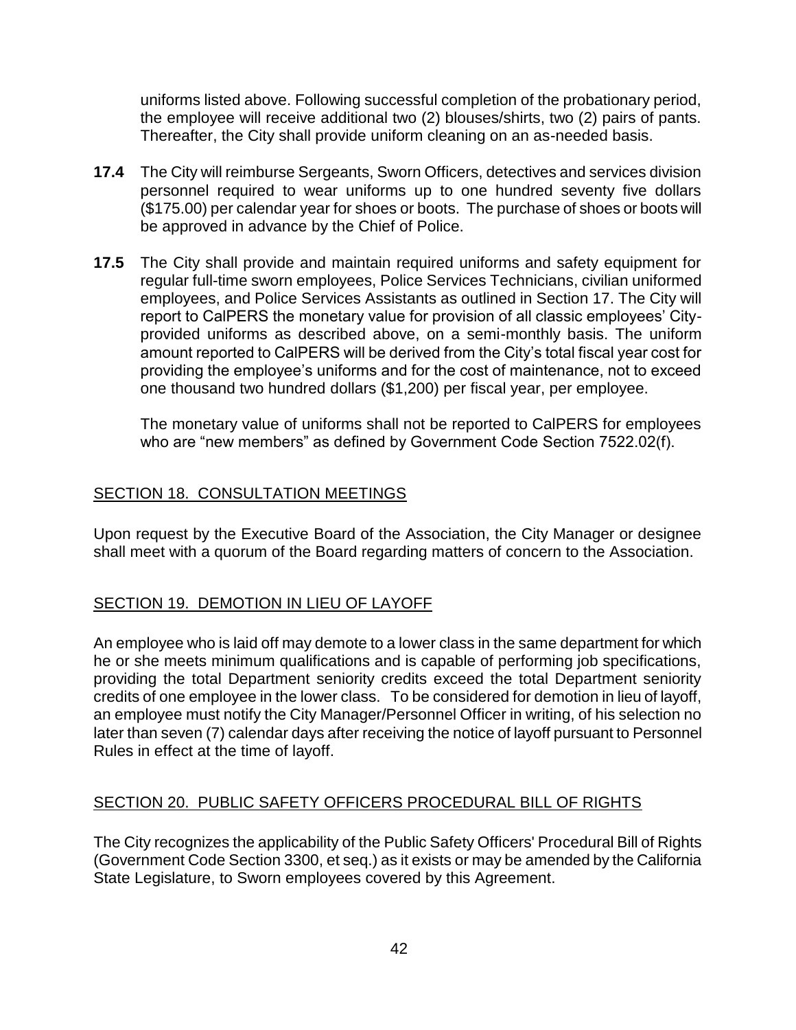uniforms listed above. Following successful completion of the probationary period, the employee will receive additional two (2) blouses/shirts, two (2) pairs of pants. Thereafter, the City shall provide uniform cleaning on an as-needed basis.

**17.4** The City will reimburse Sergeants, Sworn Officers, detectives and services division personnel required to wear uniforms up to one hundred seventy five dollars ($175.00) per calendar year for shoes or boots. The purchase of shoes or boots will be approved in advance by the Chief of Police.

**17.5** The City shall provide and maintain required uniforms and safety equipment for regular full-time sworn employees, Police Services Technicians, civilian uniformed employees, and Police Services Assistants as outlined in Section 17. The City will report to CalPERS the monetary value for provision of all classic employees' City-provided uniforms as described above, on a semi-monthly basis. The uniform amount reported to CalPERS will be derived from the City's total fiscal year cost for providing the employee's uniforms and for the cost of maintenance, not to exceed one thousand two hundred dollars ($1,200) per fiscal year, per employee.

The monetary value of uniforms shall not be reported to CalPERS for employees who are "new members" as defined by Government Code Section 7522.02(f).

## SECTION 18. CONSULTATION MEETINGS

Upon request by the Executive Board of the Association, the City Manager or designee shall meet with a quorum of the Board regarding matters of concern to the Association.

## SECTION 19. DEMOTION IN LIEU OF LAYOFF

An employee who is laid off may demote to a lower class in the same department for which he or she meets minimum qualifications and is capable of performing job specifications, providing the total Department seniority credits exceed the total Department seniority credits of one employee in the lower class. To be considered for demotion in lieu of layoff, an employee must notify the City Manager/Personnel Officer in writing, of his selection no later than seven (7) calendar days after receiving the notice of layoff pursuant to Personnel Rules in effect at the time of layoff.

## SECTION 20. PUBLIC SAFETY OFFICERS PROCEDURAL BILL OF RIGHTS

The City recognizes the applicability of the Public Safety Officers' Procedural Bill of Rights (Government Code Section 3300, et seq.) as it exists or may be amended by the California State Legislature, to Sworn employees covered by this Agreement.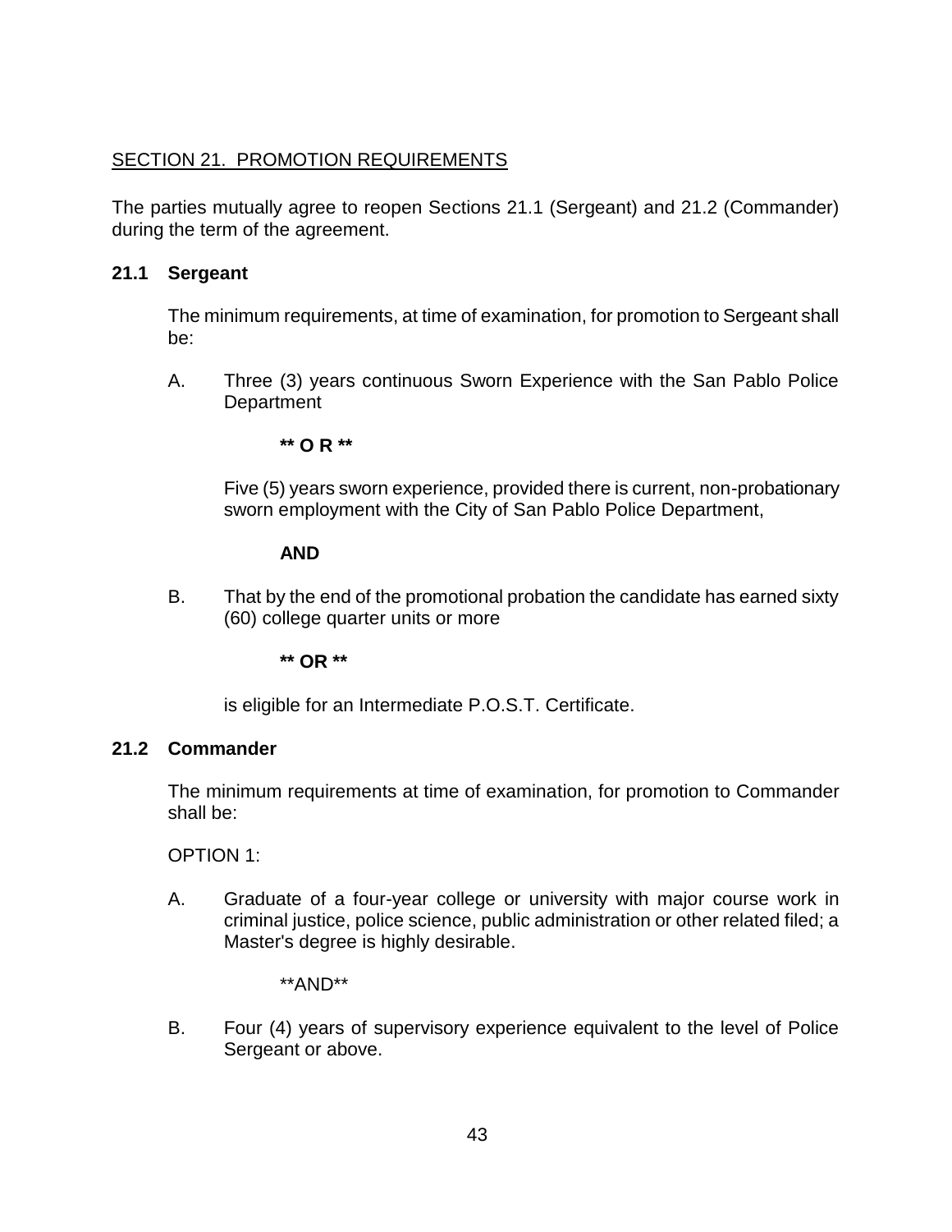## SECTION 21. PROMOTION REQUIREMENTS

The parties mutually agree to reopen Sections 21.1 (Sergeant) and 21.2 (Commander) during the term of the agreement.

### 21.1 Sergeant

The minimum requirements, at time of examination, for promotion to Sergeant shall be:

A. Three (3) years continuous Sworn Experience with the San Pablo Police Department

**** O R ****

Five (5) years sworn experience, provided there is current, non-probationary sworn employment with the City of San Pablo Police Department,

**AND**

B. That by the end of the promotional probation the candidate has earned sixty (60) college quarter units or more

**** OR ****

is eligible for an Intermediate P.O.S.T. Certificate.

### 21.2 Commander

The minimum requirements at time of examination, for promotion to Commander shall be:

OPTION 1:

A. Graduate of a four-year college or university with major course work in criminal justice, police science, public administration or other related filed; a Master's degree is highly desirable.

**AND**

B. Four (4) years of supervisory experience equivalent to the level of Police Sergeant or above.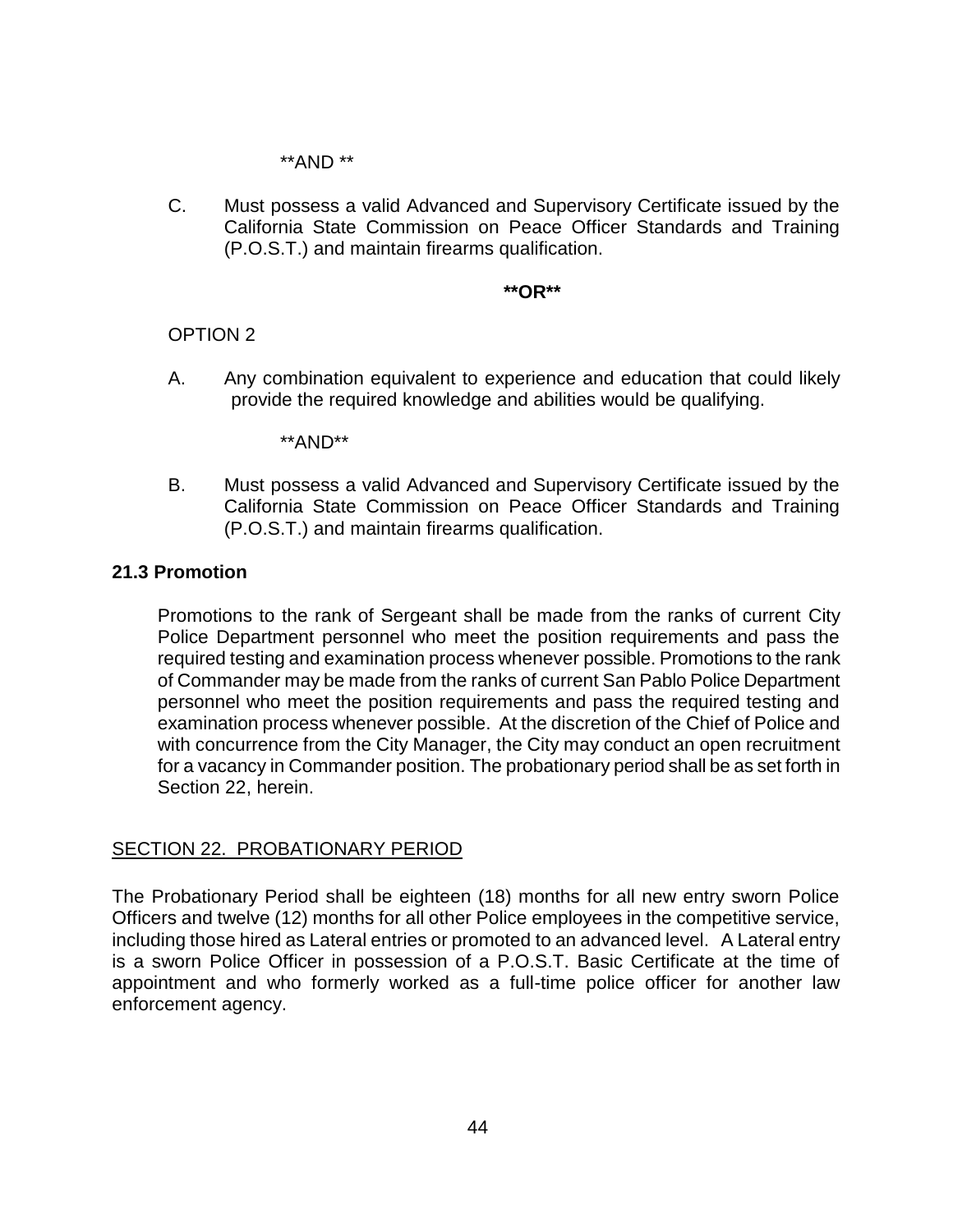**AND **

C. Must possess a valid Advanced and Supervisory Certificate issued by the California State Commission on Peace Officer Standards and Training (P.O.S.T.) and maintain firearms qualification.

**\*\*OR\*\***

OPTION 2

A. Any combination equivalent to experience and education that could likely provide the required knowledge and abilities would be qualifying.

**AND**

B. Must possess a valid Advanced and Supervisory Certificate issued by the California State Commission on Peace Officer Standards and Training (P.O.S.T.) and maintain firearms qualification.

### 21.3 Promotion

Promotions to the rank of Sergeant shall be made from the ranks of current City Police Department personnel who meet the position requirements and pass the required testing and examination process whenever possible. Promotions to the rank of Commander may be made from the ranks of current San Pablo Police Department personnel who meet the position requirements and pass the required testing and examination process whenever possible. At the discretion of the Chief of Police and with concurrence from the City Manager, the City may conduct an open recruitment for a vacancy in Commander position. The probationary period shall be as set forth in Section 22, herein.

## SECTION 22. PROBATIONARY PERIOD

The Probationary Period shall be eighteen (18) months for all new entry sworn Police Officers and twelve (12) months for all other Police employees in the competitive service, including those hired as Lateral entries or promoted to an advanced level. A Lateral entry is a sworn Police Officer in possession of a P.O.S.T. Basic Certificate at the time of appointment and who formerly worked as a full-time police officer for another law enforcement agency.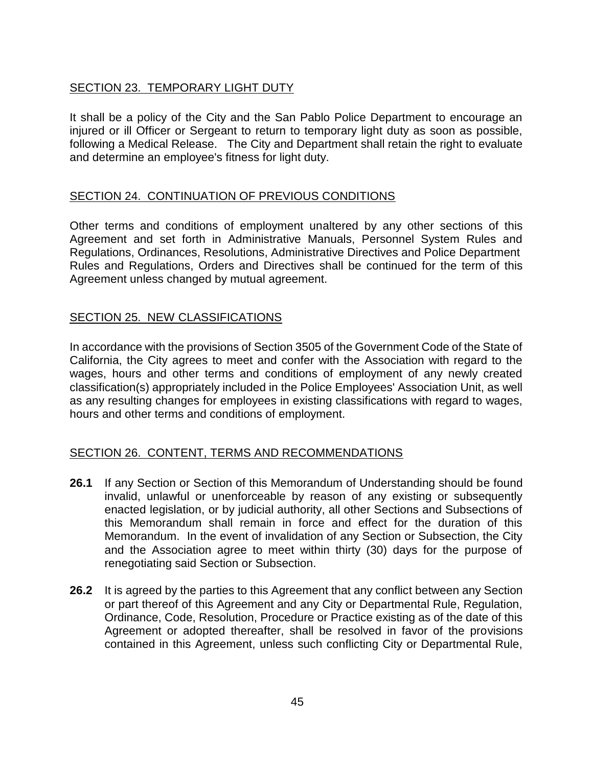## SECTION 23. TEMPORARY LIGHT DUTY

It shall be a policy of the City and the San Pablo Police Department to encourage an injured or ill Officer or Sergeant to return to temporary light duty as soon as possible, following a Medical Release. The City and Department shall retain the right to evaluate and determine an employee's fitness for light duty.

## SECTION 24. CONTINUATION OF PREVIOUS CONDITIONS

Other terms and conditions of employment unaltered by any other sections of this Agreement and set forth in Administrative Manuals, Personnel System Rules and Regulations, Ordinances, Resolutions, Administrative Directives and Police Department Rules and Regulations, Orders and Directives shall be continued for the term of this Agreement unless changed by mutual agreement.

## SECTION 25. NEW CLASSIFICATIONS

In accordance with the provisions of Section 3505 of the Government Code of the State of California, the City agrees to meet and confer with the Association with regard to the wages, hours and other terms and conditions of employment of any newly created classification(s) appropriately included in the Police Employees' Association Unit, as well as any resulting changes for employees in existing classifications with regard to wages, hours and other terms and conditions of employment.

## SECTION 26. CONTENT, TERMS AND RECOMMENDATIONS

**26.1** If any Section or Section of this Memorandum of Understanding should be found invalid, unlawful or unenforceable by reason of any existing or subsequently enacted legislation, or by judicial authority, all other Sections and Subsections of this Memorandum shall remain in force and effect for the duration of this Memorandum. In the event of invalidation of any Section or Subsection, the City and the Association agree to meet within thirty (30) days for the purpose of renegotiating said Section or Subsection.

**26.2** It is agreed by the parties to this Agreement that any conflict between any Section or part thereof of this Agreement and any City or Departmental Rule, Regulation, Ordinance, Code, Resolution, Procedure or Practice existing as of the date of this Agreement or adopted thereafter, shall be resolved in favor of the provisions contained in this Agreement, unless such conflicting City or Departmental Rule,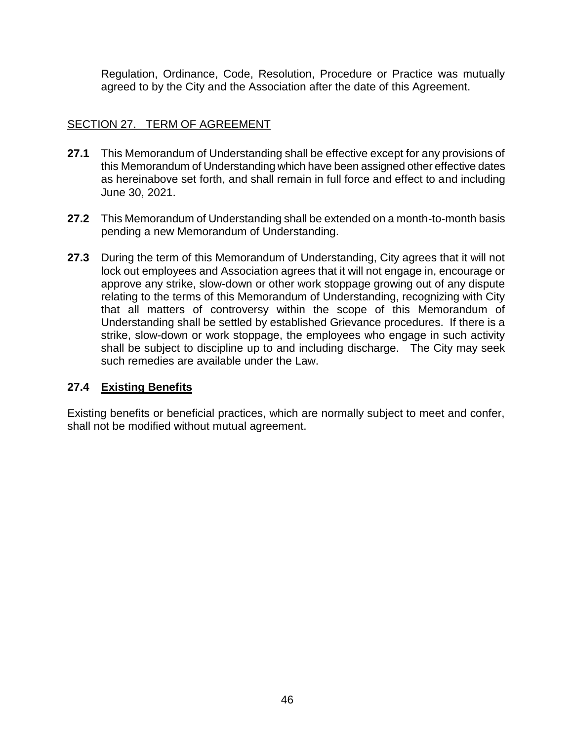Regulation, Ordinance, Code, Resolution, Procedure or Practice was mutually agreed to by the City and the Association after the date of this Agreement.

## SECTION 27. TERM OF AGREEMENT

**27.1** This Memorandum of Understanding shall be effective except for any provisions of this Memorandum of Understanding which have been assigned other effective dates as hereinabove set forth, and shall remain in full force and effect to and including June 30, 2021.

**27.2** This Memorandum of Understanding shall be extended on a month-to-month basis pending a new Memorandum of Understanding.

**27.3** During the term of this Memorandum of Understanding, City agrees that it will not lock out employees and Association agrees that it will not engage in, encourage or approve any strike, slow-down or other work stoppage growing out of any dispute relating to the terms of this Memorandum of Understanding, recognizing with City that all matters of controversy within the scope of this Memorandum of Understanding shall be settled by established Grievance procedures. If there is a strike, slow-down or work stoppage, the employees who engage in such activity shall be subject to discipline up to and including discharge. The City may seek such remedies are available under the Law.

### 27.4 Existing Benefits

Existing benefits or beneficial practices, which are normally subject to meet and confer, shall not be modified without mutual agreement.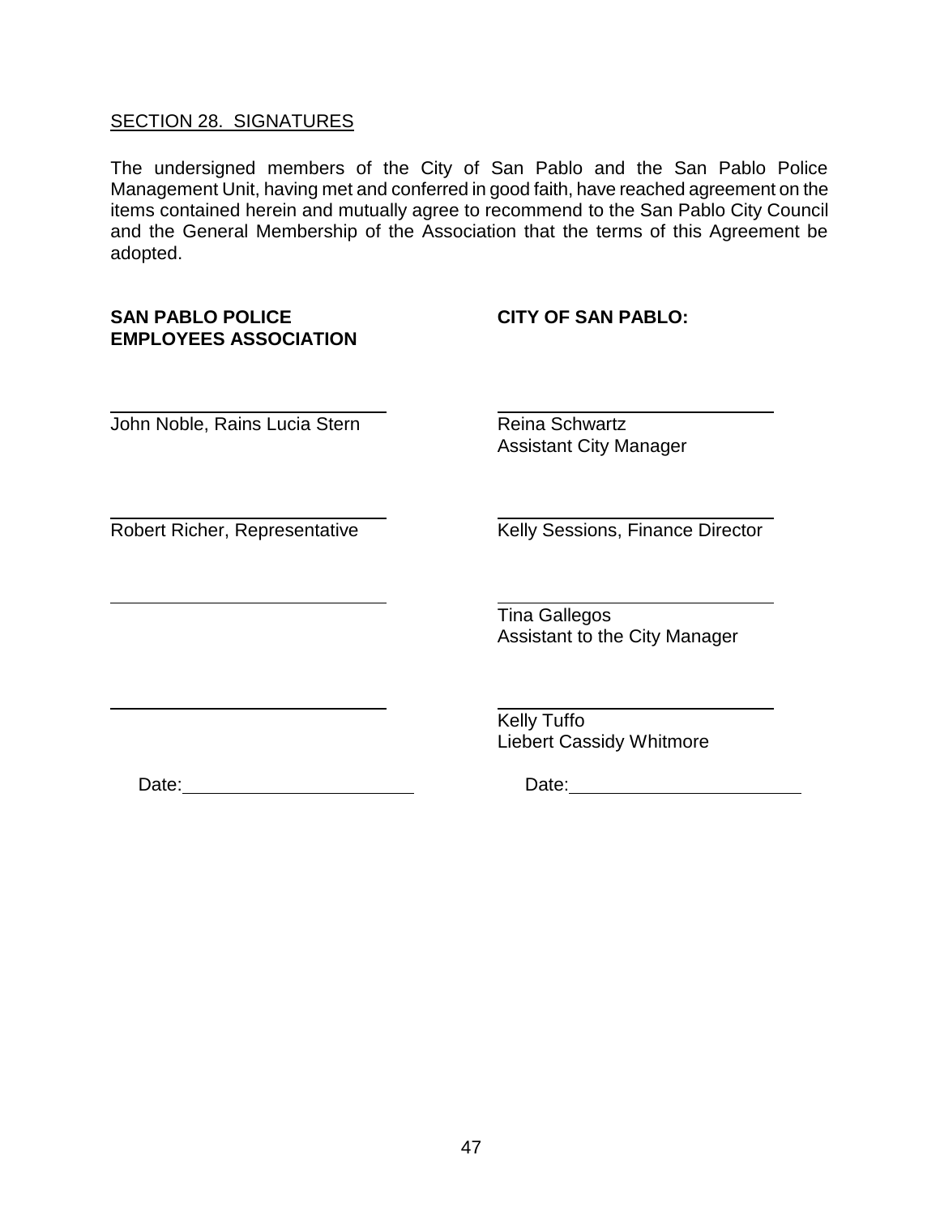SECTION 28. SIGNATURES

The undersigned members of the City of San Pablo and the San Pablo Police Management Unit, having met and conferred in good faith, have reached agreement on the items contained herein and mutually agree to recommend to the San Pablo City Council and the General Membership of the Association that the terms of this Agreement be adopted.

| **SAN PABLO POLICE EMPLOYEES ASSOCIATION** | **CITY OF SAN PABLO:** |
|---|---|
| \_\_\_\_\_\_\_\_\_\_\_\_\_\_\_\_\_\_\_\_\_\_\_\_\_\_\_\_<br>John Noble, Rains Lucia Stern | \_\_\_\_\_\_\_\_\_\_\_\_\_\_\_\_\_\_\_\_\_\_\_\_\_\_\_\_<br>Reina Schwartz<br>Assistant City Manager |
| \_\_\_\_\_\_\_\_\_\_\_\_\_\_\_\_\_\_\_\_\_\_\_\_\_\_\_\_<br>Robert Richer, Representative | \_\_\_\_\_\_\_\_\_\_\_\_\_\_\_\_\_\_\_\_\_\_\_\_\_\_\_\_<br>Kelly Sessions, Finance Director |
| \_\_\_\_\_\_\_\_\_\_\_\_\_\_\_\_\_\_\_\_\_\_\_\_\_\_\_\_ | \_\_\_\_\_\_\_\_\_\_\_\_\_\_\_\_\_\_\_\_\_\_\_\_\_\_\_\_<br>Tina Gallegos<br>Assistant to the City Manager |
| \_\_\_\_\_\_\_\_\_\_\_\_\_\_\_\_\_\_\_\_\_\_\_\_\_\_\_\_ | \_\_\_\_\_\_\_\_\_\_\_\_\_\_\_\_\_\_\_\_\_\_\_\_\_\_\_\_<br>Kelly Tuffo<br>Liebert Cassidy Whitmore |
| Date: \_\_\_\_\_\_\_\_\_\_\_\_\_\_\_\_\_\_\_\_\_\_ | Date: \_\_\_\_\_\_\_\_\_\_\_\_\_\_\_\_\_\_\_\_\_\_ |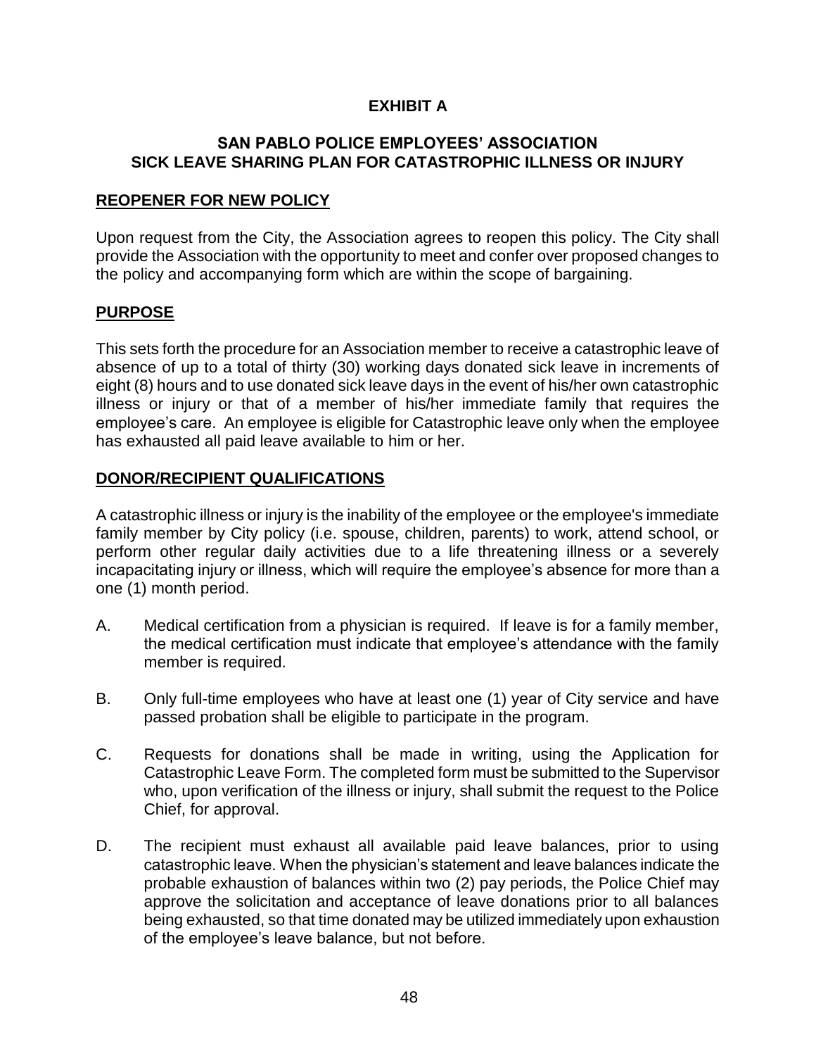# EXHIBIT A

## SAN PABLO POLICE EMPLOYEES' ASSOCIATION SICK LEAVE SHARING PLAN FOR CATASTROPHIC ILLNESS OR INJURY

### REOPENER FOR NEW POLICY

Upon request from the City, the Association agrees to reopen this policy. The City shall provide the Association with the opportunity to meet and confer over proposed changes to the policy and accompanying form which are within the scope of bargaining.

### PURPOSE

This sets forth the procedure for an Association member to receive a catastrophic leave of absence of up to a total of thirty (30) working days donated sick leave in increments of eight (8) hours and to use donated sick leave days in the event of his/her own catastrophic illness or injury or that of a member of his/her immediate family that requires the employee's care. An employee is eligible for Catastrophic leave only when the employee has exhausted all paid leave available to him or her.

### DONOR/RECIPIENT QUALIFICATIONS

A catastrophic illness or injury is the inability of the employee or the employee's immediate family member by City policy (i.e. spouse, children, parents) to work, attend school, or perform other regular daily activities due to a life threatening illness or a severely incapacitating injury or illness, which will require the employee's absence for more than a one (1) month period.

A. Medical certification from a physician is required. If leave is for a family member, the medical certification must indicate that employee's attendance with the family member is required.

B. Only full-time employees who have at least one (1) year of City service and have passed probation shall be eligible to participate in the program.

C. Requests for donations shall be made in writing, using the Application for Catastrophic Leave Form. The completed form must be submitted to the Supervisor who, upon verification of the illness or injury, shall submit the request to the Police Chief, for approval.

D. The recipient must exhaust all available paid leave balances, prior to using catastrophic leave. When the physician's statement and leave balances indicate the probable exhaustion of balances within two (2) pay periods, the Police Chief may approve the solicitation and acceptance of leave donations prior to all balances being exhausted, so that time donated may be utilized immediately upon exhaustion of the employee's leave balance, but not before.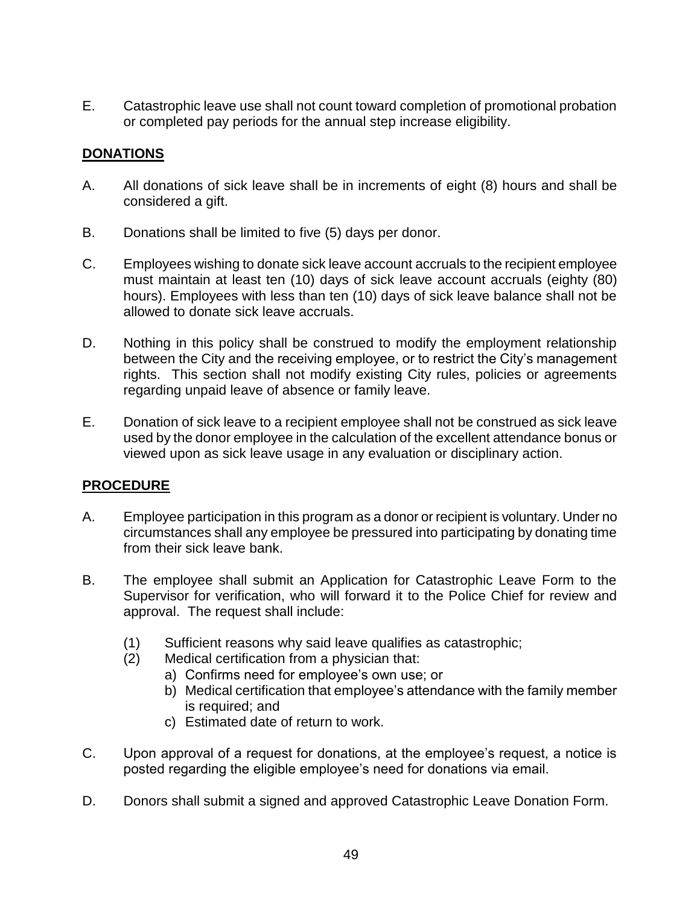E. Catastrophic leave use shall not count toward completion of promotional probation or completed pay periods for the annual step increase eligibility.

## DONATIONS

A. All donations of sick leave shall be in increments of eight (8) hours and shall be considered a gift.

B. Donations shall be limited to five (5) days per donor.

C. Employees wishing to donate sick leave account accruals to the recipient employee must maintain at least ten (10) days of sick leave account accruals (eighty (80) hours). Employees with less than ten (10) days of sick leave balance shall not be allowed to donate sick leave accruals.

D. Nothing in this policy shall be construed to modify the employment relationship between the City and the receiving employee, or to restrict the City's management rights. This section shall not modify existing City rules, policies or agreements regarding unpaid leave of absence or family leave.

E. Donation of sick leave to a recipient employee shall not be construed as sick leave used by the donor employee in the calculation of the excellent attendance bonus or viewed upon as sick leave usage in any evaluation or disciplinary action.

## PROCEDURE

A. Employee participation in this program as a donor or recipient is voluntary. Under no circumstances shall any employee be pressured into participating by donating time from their sick leave bank.

B. The employee shall submit an Application for Catastrophic Leave Form to the Supervisor for verification, who will forward it to the Police Chief for review and approval. The request shall include:

   (1) Sufficient reasons why said leave qualifies as catastrophic;
   (2) Medical certification from a physician that:
      a) Confirms need for employee's own use; or
      b) Medical certification that employee's attendance with the family member is required; and
      c) Estimated date of return to work.

C. Upon approval of a request for donations, at the employee's request, a notice is posted regarding the eligible employee's need for donations via email.

D. Donors shall submit a signed and approved Catastrophic Leave Donation Form.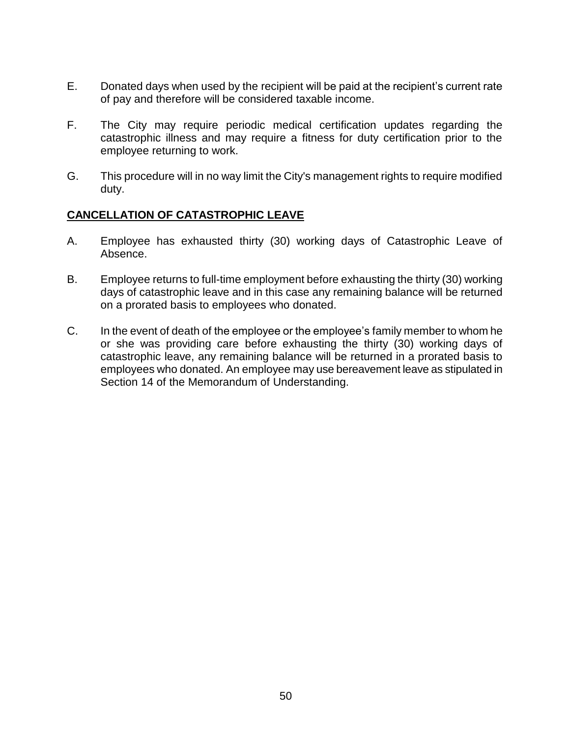E. Donated days when used by the recipient will be paid at the recipient's current rate of pay and therefore will be considered taxable income.

F. The City may require periodic medical certification updates regarding the catastrophic illness and may require a fitness for duty certification prior to the employee returning to work.

G. This procedure will in no way limit the City's management rights to require modified duty.

**CANCELLATION OF CATASTROPHIC LEAVE**

A. Employee has exhausted thirty (30) working days of Catastrophic Leave of Absence.

B. Employee returns to full-time employment before exhausting the thirty (30) working days of catastrophic leave and in this case any remaining balance will be returned on a prorated basis to employees who donated.

C. In the event of death of the employee or the employee's family member to whom he or she was providing care before exhausting the thirty (30) working days of catastrophic leave, any remaining balance will be returned in a prorated basis to employees who donated. An employee may use bereavement leave as stipulated in Section 14 of the Memorandum of Understanding.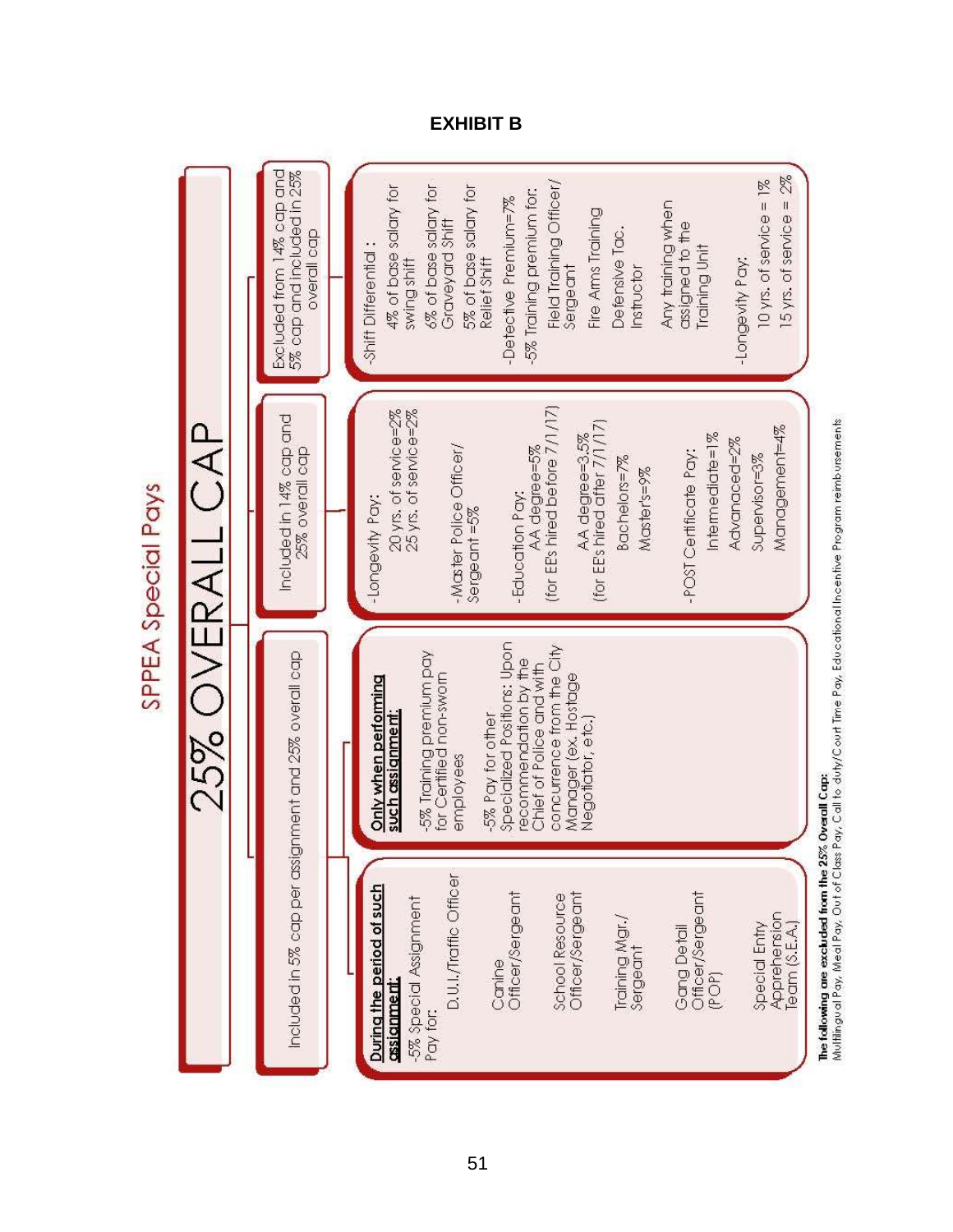# EXHIBIT B

## SPPEA Special Pays

# 25% OVERALL CAP

### Included in 5% cap per assignment and 25% overall cap

**During the period of such assignment:**

- -5% Special Assignment Pay for:
  - D.U.I./Traffic Officer
  - Canine Officer/Sergeant
  - School Resource Officer/Sergeant
  - Training Mgr./Sergeant
  - Gang Detail Officer/Sergeant (POP)
  - Special Entry Apprehension Team (S.E.A.)

**Only when performing such assignment:**

- -5% Training premium pay for Certified non-sworn employees
- -5% Pay for other Specialized Positions: Upon recommendation by the Chief of Police and with concurrence from the City Manager (ex. Hostage Negotiator, etc.)

### Included in 14% cap and 25% overall cap

- -Longevity Pay:
  - 20 yrs. of service=2%
  - 25 yrs. of service=2%
- -Master Police Officer/Sergeant =5%
- -Education Pay:
  - AA degree=5% (for EE's hired before 7/1/17)
  - AA degree=3.5% (for EE's hired after 7/1/17)
  - Bachelors=7%
  - Masters=9%
- -POST Certificate Pay:
  - Intermediate=1%
  - Advanced=2%
  - Supervisor=3%
  - Management=4%

### Excluded from 14% cap and 5% cap and included in 25% overall cap

- -Shift Differential :
  - 4% of base salary for swing shift
  - 6% of base salary for Graveyard Shift
  - 5% of base salary for Relief Shift
- -Detective Premium=7%
- -5% Training premium for:
  - Field Training Officer/Sergeant
  - Fire Arms Training
  - Defensive Tac. Instructor
  - Any training when assigned to the Training Unit
- -Longevity Pay:
  - 10 yrs. of service = 1%
  - 15 yrs. of service = 2%

**The following are excluded from the 25% Overall Cap:**
Multilingual Pay, Meal Pay, Out of Class Pay, Call to duty/Court Time Pay, Educational Incentive Program reimbursements